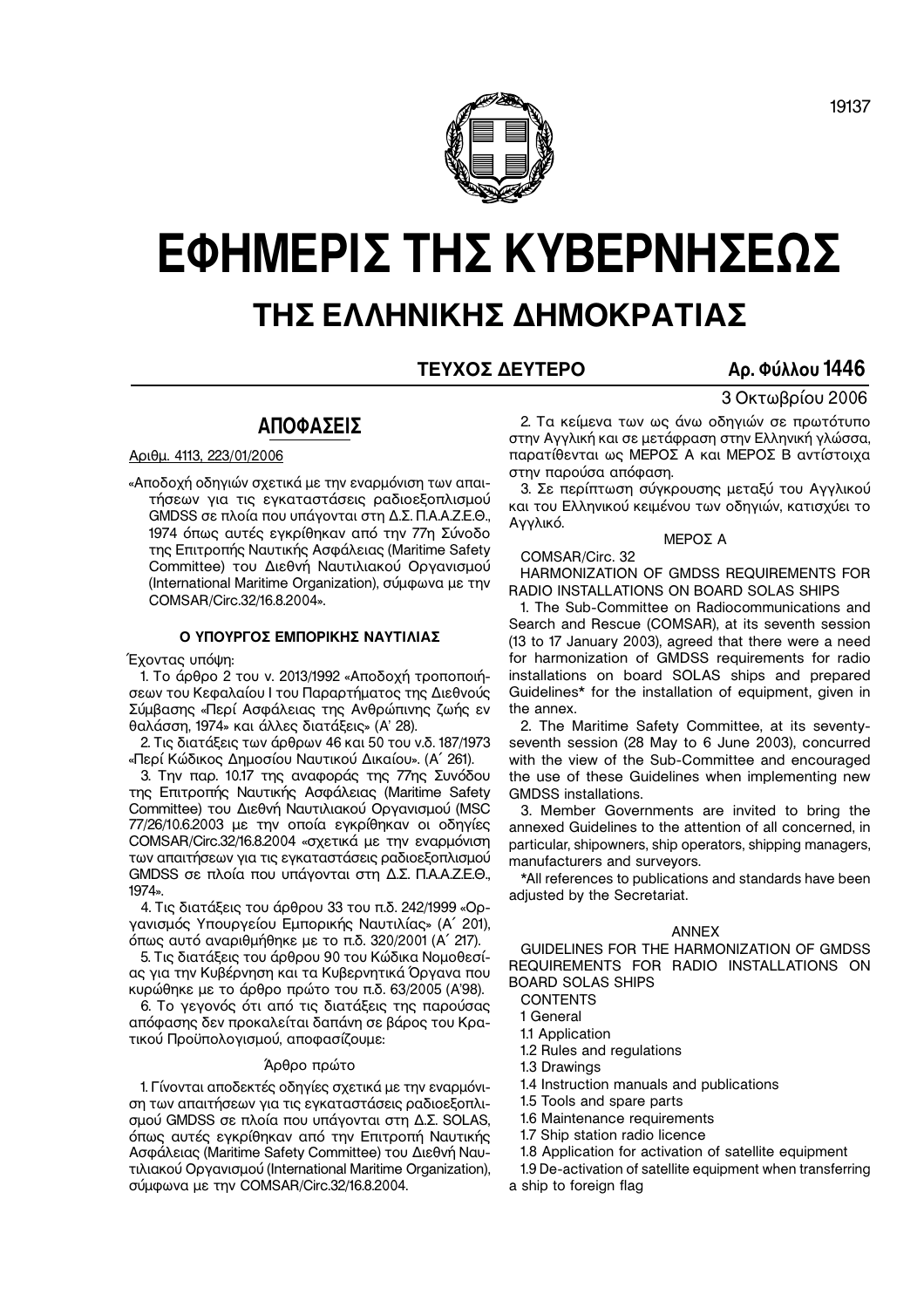# ΕΦΗΜΕΡΙΣ ΤΗΣ ΚΥΒΕΡΝΗΣΕΩΣ

## ΤΗΣ ΕΛΛΗΝΙΚΗΣ ΔΗΜΟΚΡΑΤΙΑΣ

**ΤΕΥΧΟΣ ΔΕΥΤΕΡΟ** **Αρ. Φύλλου 1446**

3 Οκτωβρίου 2006

## ΑΠΟΦΑΣΕΙΣ

Αριθμ. 4113, 223/01/2006

«Αποδοχή οδηγιών σχετικά με την εναρμόνιση των απαιτήσεων για τις εγκαταστάσεις ραδιοεξοπλισμού GMDSS σε πλοία που υπάγονται στη Δ.Σ. Π.Α.Α.Ζ.Ε.Θ., 1974 όπως αυτές εγκρίθηκαν από την 77η Σύνοδο της Επιτροπής Ναυτικής Ασφάλειας (Maritime Safety Committee) του Διεθνή Ναυτιλιακού Οργανισμού (International Maritime Organization), σύμφωνα με την COMSAR/Circ.32/16.8.2004».

**Ο ΥΠΟΥΡΓΟΣ ΕΜΠΟΡΙΚΗΣ ΝΑΥΤΙΛΙΑΣ**

Έχοντας υπόψη:

1. Το άρθρο 2 του ν. 2013/1992 «Αποδοχή τροποποιήσεων του Κεφαλαίου Ι του Παραρτήματος της Διεθνούς Σύμβασης «Περί Ασφάλειας της Ανθρώπινης ζωής εν θαλάσση, 1974» και άλλες διατάξεις» (Α' 28).

2. Τις διατάξεις των άρθρων 46 και 50 του ν.δ. 187/1973 «Περί Κώδικος Δημοσίου Ναυτικού Δικαίου». (Α΄ 261).

3. Την παρ. 10.17 της αναφοράς της 77ης Συνόδου της Επιτροπής Ναυτικής Ασφάλειας (Maritime Safety Committee) του Διεθνή Ναυτιλιακού Οργανισμού (MSC 77/26/10.6.2003 με την οποία εγκρίθηκαν οι οδηγίες COMSAR/Circ.32/16.8.2004 «σχετικά με την εναρμόνιση των απαιτήσεων για τις εγκαταστάσεις ραδιοεξοπλισμού GMDSS σε πλοία που υπάγονται στη Δ.Σ. Π.Α.Α.Ζ.Ε.Θ., 1974».

4. Τις διατάξεις του άρθρου 33 του π.δ. 242/1999 «Οργανισμός Υπουργείου Εμπορικής Ναυτιλίας» (Α΄ 201), όπως αυτό αναριθμήθηκε με το π.δ. 320/2001 (Α΄ 217).

5. Τις διατάξεις του άρθρου 90 του Κώδικα Νομοθεσίας για την Κυβέρνηση και τα Κυβερνητικά Όργανα που κυρώθηκε με το άρθρο πρώτο του π.δ. 63/2005 (Α'98).

6. Το γεγονός ότι από τις διατάξεις της παρούσας απόφασης δεν προκαλείται δαπάνη σε βάρος του Κρατικού Προϋπολογισμού, αποφασίζουμε:

### Άρθρο πρώτο

1. Γίνονται αποδεκτές οδηγίες σχετικά με την εναρμόνιση των απαιτήσεων για τις εγκαταστάσεις ραδιοεξοπλισμού GMDSS σε πλοία που υπάγονται στη Δ.Σ. SOLAS, όπως αυτές εγκρίθηκαν από την Επιτροπή Ναυτικής Ασφάλειας (Maritime Safety Committee) του Διεθνή Ναυτιλιακού Οργανισμού (International Maritime Organization), σύμφωνα με την COMSAR/Circ.32/16.8.2004.

2. Τα κείμενα των ως άνω οδηγιών σε πρωτότυπο στην Αγγλική και σε μετάφραση στην Ελληνική γλώσσα, παρατίθενται ως ΜΕΡΟΣ Α και ΜΕΡΟΣ Β αντίστοιχα στην παρούσα απόφαση.

3. Σε περίπτωση σύγκρουσης μεταξύ του Αγγλικού και του Ελληνικού κειμένου των οδηγιών, κατισχύει το Αγγλικό.

ΜΕΡΟΣ Α

COMSAR/Circ. 32

HARMONIZATION OF GMDSS REQUIREMENTS FOR RADIO INSTALLATIONS ON BOARD SOLAS SHIPS

1. The Sub-Committee on Radiocommunications and Search and Rescue (COMSAR), at its seventh session (13 to 17 January 2003), agreed that there were a need for harmonization of GMDSS requirements for radio installations on board SOLAS ships and prepared Guidelines* for the installation of equipment, given in the annex.

2. The Maritime Safety Committee, at its seventy-seventh session (28 May to 6 June 2003), concurred with the view of the Sub-Committee and encouraged the use of these Guidelines when implementing new GMDSS installations.

3. Member Governments are invited to bring the annexed Guidelines to the attention of all concerned, in particular, shipowners, ship operators, shipping managers, manufacturers and surveyors.

*All references to publications and standards have been adjusted by the Secretariat.

ANNEX

GUIDELINES FOR THE HARMONIZATION OF GMDSS REQUIREMENTS FOR RADIO INSTALLATIONS ON BOARD SOLAS SHIPS

CONTENTS

1 General

1.1 Application

1.2 Rules and regulations

1.3 Drawings

1.4 Instruction manuals and publications

1.5 Tools and spare parts

1.6 Maintenance requirements

1.7 Ship station radio licence

1.8 Application for activation of satellite equipment

1.9 De-activation of satellite equipment when transferring a ship to foreign flag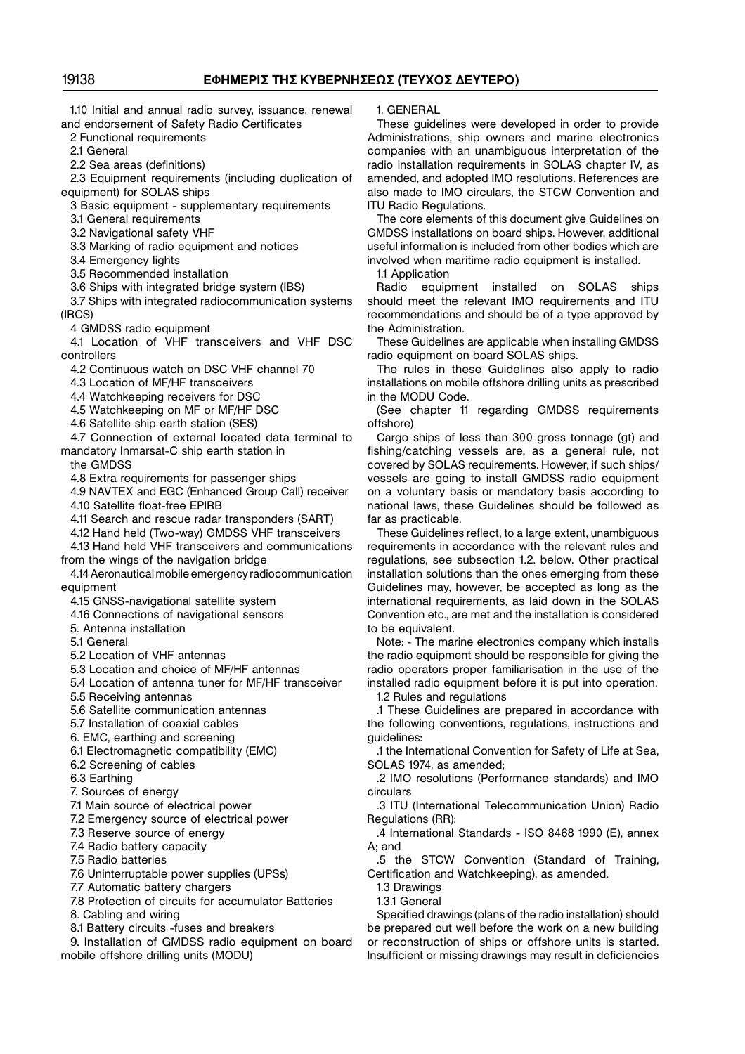1.10 Initial and annual radio survey, issuance, renewal and endorsement of Safety Radio Certificates

2 Functional requirements

2.1 General

2.2 Sea areas (definitions)

2.3 Equipment requirements (including duplication of equipment) for SOLAS ships

3 Basic equipment - supplementary requirements

3.1 General requirements

3.2 Navigational safety VHF

3.3 Marking of radio equipment and notices

3.4 Emergency lights

3.5 Recommended installation

3.6 Ships with integrated bridge system (IBS)

3.7 Ships with integrated radiocommunication systems (IRCS)

4 GMDSS radio equipment

4.1 Location of VHF transceivers and VHF DSC controllers

4.2 Continuous watch on DSC VHF channel 70

4.3 Location of MF/HF transceivers

4.4 Watchkeeping receivers for DSC

4.5 Watchkeeping on MF or MF/HF DSC

4.6 Satellite ship earth station (SES)

4.7 Connection of external located data terminal to mandatory Inmarsat-C ship earth station in the GMDSS

4.8 Extra requirements for passenger ships

4.9 NAVTEX and EGC (Enhanced Group Call) receiver

4.10 Satellite float-free EPIRB

4.11 Search and rescue radar transponders (SART)

4.12 Hand held (Two-way) GMDSS VHF transceivers

4.13 Hand held VHF transceivers and communications from the wings of the navigation bridge

4.14 Aeronautical mobile emergency radiocommunication equipment

4.15 GNSS-navigational satellite system

4.16 Connections of navigational sensors

5. Antenna installation

5.1 General

5.2 Location of VHF antennas

5.3 Location and choice of MF/HF antennas

5.4 Location of antenna tuner for MF/HF transceiver

5.5 Receiving antennas

5.6 Satellite communication antennas

5.7 Installation of coaxial cables

6. EMC, earthing and screening

6.1 Electromagnetic compatibility (EMC)

6.2 Screening of cables

6.3 Earthing

7. Sources of energy

7.1 Main source of electrical power

7.2 Emergency source of electrical power

7.3 Reserve source of energy

7.4 Radio battery capacity

7.5 Radio batteries

7.6 Uninterruptable power supplies (UPSs)

7.7 Automatic battery chargers

7.8 Protection of circuits for accumulator Batteries

8. Cabling and wiring

8.1 Battery circuits -fuses and breakers

9. Installation of GMDSS radio equipment on board mobile offshore drilling units (MODU)

1. GENERAL

These guidelines were developed in order to provide Administrations, ship owners and marine electronics companies with an unambiguous interpretation of the radio installation requirements in SOLAS chapter IV, as amended, and adopted IMO resolutions. References are also made to IMO circulars, the STCW Convention and ITU Radio Regulations.

The core elements of this document give Guidelines on GMDSS installations on board ships. However, additional useful information is included from other bodies which are involved when maritime radio equipment is installed.

1.1 Application

Radio equipment installed on SOLAS ships should meet the relevant IMO requirements and ITU recommendations and should be of a type approved by the Administration.

These Guidelines are applicable when installing GMDSS radio equipment on board SOLAS ships.

The rules in these Guidelines also apply to radio installations on mobile offshore drilling units as prescribed in the MODU Code.

(See chapter 11 regarding GMDSS requirements offshore)

Cargo ships of less than 300 gross tonnage (gt) and fishing/catching vessels are, as a general rule, not covered by SOLAS requirements. However, if such ships/vessels are going to install GMDSS radio equipment on a voluntary basis or mandatory basis according to national laws, these Guidelines should be followed as far as practicable.

These Guidelines reflect, to a large extent, unambiguous requirements in accordance with the relevant rules and regulations, see subsection 1.2. below. Other practical installation solutions than the ones emerging from these Guidelines may, however, be accepted as long as the international requirements, as laid down in the SOLAS Convention etc., are met and the installation is considered to be equivalent.

Note: - The marine electronics company which installs the radio equipment should be responsible for giving the radio operators proper familiarisation in the use of the installed radio equipment before it is put into operation.

1.2 Rules and regulations

.1 These Guidelines are prepared in accordance with the following conventions, regulations, instructions and guidelines:

.1 the International Convention for Safety of Life at Sea, SOLAS 1974, as amended;

.2 IMO resolutions (Performance standards) and IMO circulars

.3 ITU (International Telecommunication Union) Radio Regulations (RR);

.4 International Standards - ISO 8468 1990 (E), annex A; and

.5 the STCW Convention (Standard of Training, Certification and Watchkeeping), as amended.

1.3 Drawings

1.3.1 General

Specified drawings (plans of the radio installation) should be prepared out well before the work on a new building or reconstruction of ships or offshore units is started. Insufficient or missing drawings may result in deficiencies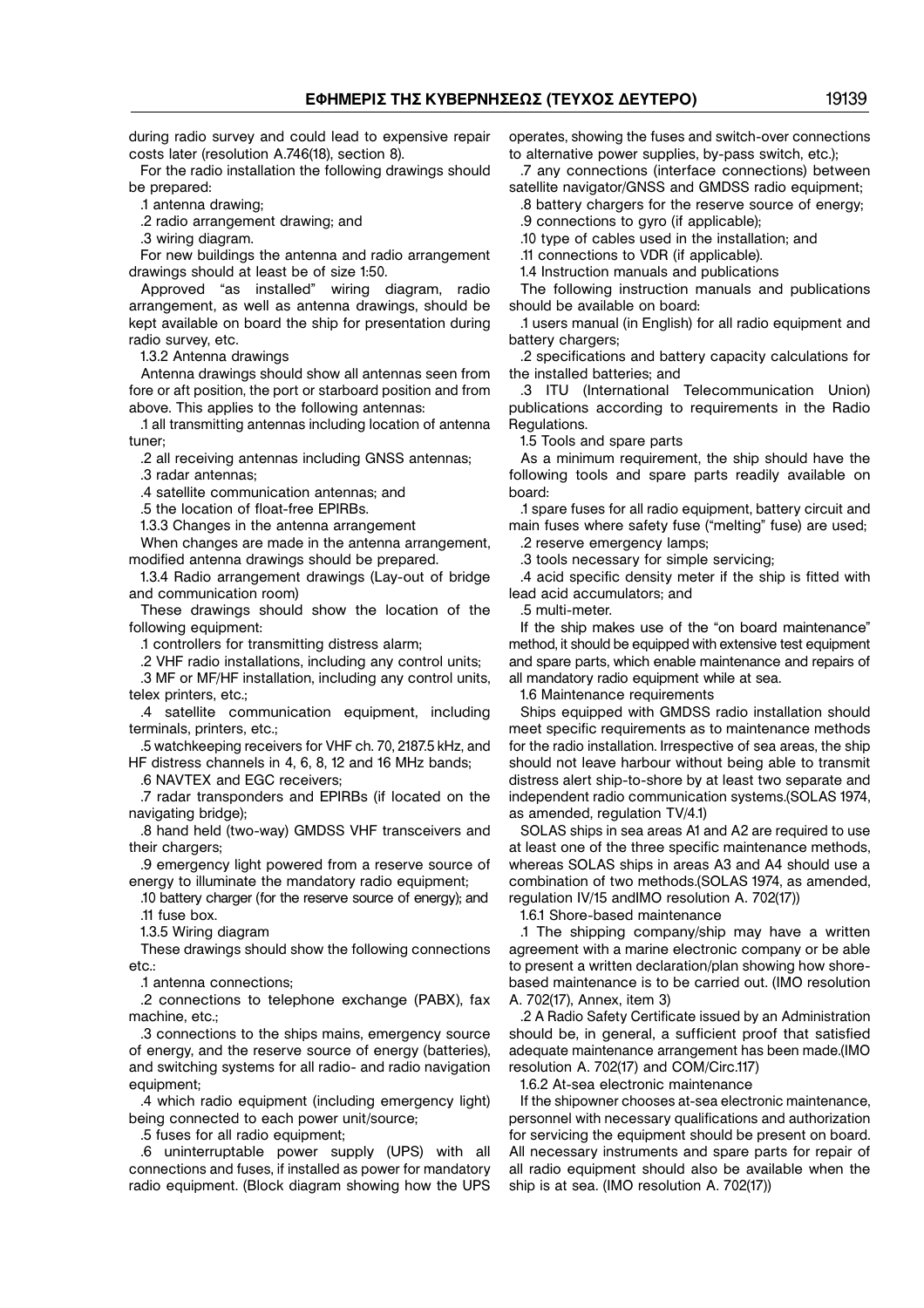during radio survey and could lead to expensive repair costs later (resolution A.746(18), section 8).

For the radio installation the following drawings should be prepared:

.1 antenna drawing;

.2 radio arrangement drawing; and

.3 wiring diagram.

For new buildings the antenna and radio arrangement drawings should at least be of size 1:50.

Approved "as installed" wiring diagram, radio arrangement, as well as antenna drawings, should be kept available on board the ship for presentation during radio survey, etc.

1.3.2 Antenna drawings

Antenna drawings should show all antennas seen from fore or aft position, the port or starboard position and from above. This applies to the following antennas:

.1 all transmitting antennas including location of antenna tuner;

.2 all receiving antennas including GNSS antennas;

.3 radar antennas;

.4 satellite communication antennas; and

.5 the location of float-free EPIRBs.

1.3.3 Changes in the antenna arrangement

When changes are made in the antenna arrangement, modified antenna drawings should be prepared.

1.3.4 Radio arrangement drawings (Lay-out of bridge and communication room)

These drawings should show the location of the following equipment:

.1 controllers for transmitting distress alarm;

.2 VHF radio installations, including any control units;

.3 MF or MF/HF installation, including any control units, telex printers, etc.;

.4 satellite communication equipment, including terminals, printers, etc.;

.5 watchkeeping receivers for VHF ch. 70, 2187.5 kHz, and HF distress channels in 4, 6, 8, 12 and 16 MHz bands;

.6 NAVTEX and EGC receivers;

.7 radar transponders and EPIRBs (if located on the navigating bridge);

.8 hand held (two-way) GMDSS VHF transceivers and their chargers;

.9 emergency light powered from a reserve source of energy to illuminate the mandatory radio equipment;

.10 battery charger (for the reserve source of energy); and

.11 fuse box.

1.3.5 Wiring diagram

These drawings should show the following connections etc.:

.1 antenna connections;

.2 connections to telephone exchange (PABX), fax machine, etc.;

.3 connections to the ships mains, emergency source of energy, and the reserve source of energy (batteries), and switching systems for all radio- and radio navigation equipment;

.4 which radio equipment (including emergency light) being connected to each power unit/source;

.5 fuses for all radio equipment;

.6 uninterruptable power supply (UPS) with all connections and fuses, if installed as power for mandatory radio equipment. (Block diagram showing how the UPS operates, showing the fuses and switch-over connections to alternative power supplies, by-pass switch, etc.);

.7 any connections (interface connections) between satellite navigator/GNSS and GMDSS radio equipment;

.8 battery chargers for the reserve source of energy;

.9 connections to gyro (if applicable);

.10 type of cables used in the installation; and

.11 connections to VDR (if applicable).

1.4 Instruction manuals and publications

The following instruction manuals and publications should be available on board:

.1 users manual (in English) for all radio equipment and battery chargers;

.2 specifications and battery capacity calculations for the installed batteries; and

.3 ITU (International Telecommunication Union) publications according to requirements in the Radio Regulations.

1.5 Tools and spare parts

As a minimum requirement, the ship should have the following tools and spare parts readily available on board:

.1 spare fuses for all radio equipment, battery circuit and main fuses where safety fuse ("melting" fuse) are used;

.2 reserve emergency lamps;

.3 tools necessary for simple servicing;

.4 acid specific density meter if the ship is fitted with lead acid accumulators; and

.5 multi-meter.

If the ship makes use of the "on board maintenance" method, it should be equipped with extensive test equipment and spare parts, which enable maintenance and repairs of all mandatory radio equipment while at sea.

1.6 Maintenance requirements

Ships equipped with GMDSS radio installation should meet specific requirements as to maintenance methods for the radio installation. Irrespective of sea areas, the ship should not leave harbour without being able to transmit distress alert ship-to-shore by at least two separate and independent radio communication systems.(SOLAS 1974, as amended, regulation TV/4.1)

SOLAS ships in sea areas A1 and A2 are required to use at least one of the three specific maintenance methods, whereas SOLAS ships in areas A3 and A4 should use a combination of two methods.(SOLAS 1974, as amended, regulation IV/15 andIMO resolution A. 702(17))

1.6.1 Shore-based maintenance

.1 The shipping company/ship may have a written agreement with a marine electronic company or be able to present a written declaration/plan showing how shore-based maintenance is to be carried out. (IMO resolution A. 702(17), Annex, item 3)

.2 A Radio Safety Certificate issued by an Administration should be, in general, a sufficient proof that satisfied adequate maintenance arrangement has been made.(IMO resolution A. 702(17) and COM/Circ.117)

1.6.2 At-sea electronic maintenance

If the shipowner chooses at-sea electronic maintenance, personnel with necessary qualifications and authorization for servicing the equipment should be present on board. All necessary instruments and spare parts for repair of all radio equipment should also be available when the ship is at sea. (IMO resolution A. 702(17))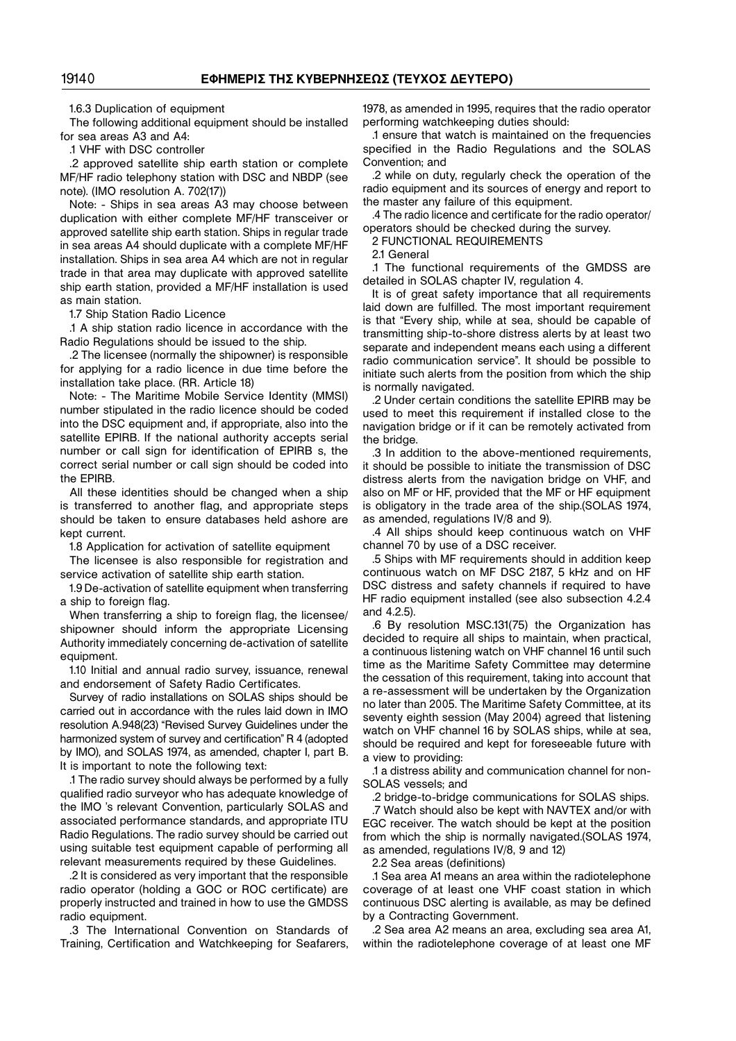1.6.3 Duplication of equipment

The following additional equipment should be installed for sea areas A3 and A4:

.1 VHF with DSC controller

.2 approved satellite ship earth station or complete MF/HF radio telephony station with DSC and NBDP (see note). (IMO resolution A. 702(17))

Note: - Ships in sea areas A3 may choose between duplication with either complete MF/HF transceiver or approved satellite ship earth station. Ships in regular trade in sea areas A4 should duplicate with a complete MF/HF installation. Ships in sea area A4 which are not in regular trade in that area may duplicate with approved satellite ship earth station, provided a MF/HF installation is used as main station.

1.7 Ship Station Radio Licence

.1 A ship station radio licence in accordance with the Radio Regulations should be issued to the ship.

.2 The licensee (normally the shipowner) is responsible for applying for a radio licence in due time before the installation take place. (RR. Article 18)

Note: - The Maritime Mobile Service Identity (MMSI) number stipulated in the radio licence should be coded into the DSC equipment and, if appropriate, also into the satellite EPIRB. If the national authority accepts serial number or call sign for identification of EPIRB s, the correct serial number or call sign should be coded into the EPIRB.

All these identities should be changed when a ship is transferred to another flag, and appropriate steps should be taken to ensure databases held ashore are kept current.

1.8 Application for activation of satellite equipment

The licensee is also responsible for registration and service activation of satellite ship earth station.

1.9 De-activation of satellite equipment when transferring a ship to foreign flag.

When transferring a ship to foreign flag, the licensee/shipowner should inform the appropriate Licensing Authority immediately concerning de-activation of satellite equipment.

1.10 Initial and annual radio survey, issuance, renewal and endorsement of Safety Radio Certificates.

Survey of radio installations on SOLAS ships should be carried out in accordance with the rules laid down in IMO resolution A.948(23) "Revised Survey Guidelines under the harmonized system of survey and certification" R 4 (adopted by IMO), and SOLAS 1974, as amended, chapter I, part B. It is important to note the following text:

.1 The radio survey should always be performed by a fully qualified radio surveyor who has adequate knowledge of the IMO 's relevant Convention, particularly SOLAS and associated performance standards, and appropriate ITU Radio Regulations. The radio survey should be carried out using suitable test equipment capable of performing all relevant measurements required by these Guidelines.

.2 It is considered as very important that the responsible radio operator (holding a GOC or ROC certificate) are properly instructed and trained in how to use the GMDSS radio equipment.

.3 The International Convention on Standards of Training, Certification and Watchkeeping for Seafarers, 1978, as amended in 1995, requires that the radio operator performing watchkeeping duties should:

.1 ensure that watch is maintained on the frequencies specified in the Radio Regulations and the SOLAS Convention; and

.2 while on duty, regularly check the operation of the radio equipment and its sources of energy and report to the master any failure of this equipment.

.4 The radio licence and certificate for the radio operator/operators should be checked during the survey.

2 FUNCTIONAL REQUIREMENTS

2.1 General

.1 The functional requirements of the GMDSS are detailed in SOLAS chapter IV, regulation 4.

It is of great safety importance that all requirements laid down are fulfilled. The most important requirement is that "Every ship, while at sea, should be capable of transmitting ship-to-shore distress alerts by at least two separate and independent means each using a different radio communication service". It should be possible to initiate such alerts from the position from which the ship is normally navigated.

.2 Under certain conditions the satellite EPIRB may be used to meet this requirement if installed close to the navigation bridge or if it can be remotely activated from the bridge.

.3 In addition to the above-mentioned requirements, it should be possible to initiate the transmission of DSC distress alerts from the navigation bridge on VHF, and also on MF or HF, provided that the MF or HF equipment is obligatory in the trade area of the ship.(SOLAS 1974, as amended, regulations IV/8 and 9).

.4 All ships should keep continuous watch on VHF channel 70 by use of a DSC receiver.

.5 Ships with MF requirements should in addition keep continuous watch on MF DSC 2187, 5 kHz and on HF DSC distress and safety channels if required to have HF radio equipment installed (see also subsection 4.2.4 and 4.2.5).

.6 By resolution MSC.131(75) the Organization has decided to require all ships to maintain, when practical, a continuous listening watch on VHF channel 16 until such time as the Maritime Safety Committee may determine the cessation of this requirement, taking into account that a re-assessment will be undertaken by the Organization no later than 2005. The Maritime Safety Committee, at its seventy eighth session (May 2004) agreed that listening watch on VHF channel 16 by SOLAS ships, while at sea, should be required and kept for foreseeable future with a view to providing:

.1 a distress ability and communication channel for non-SOLAS vessels; and

.2 bridge-to-bridge communications for SOLAS ships.

.7 Watch should also be kept with NAVTEX and/or with EGC receiver. The watch should be kept at the position from which the ship is normally navigated.(SOLAS 1974, as amended, regulations IV/8, 9 and 12)

2.2 Sea areas (definitions)

.1 Sea area A1 means an area within the radiotelephone coverage of at least one VHF coast station in which continuous DSC alerting is available, as may be defined by a Contracting Government.

.2 Sea area A2 means an area, excluding sea area A1, within the radiotelephone coverage of at least one MF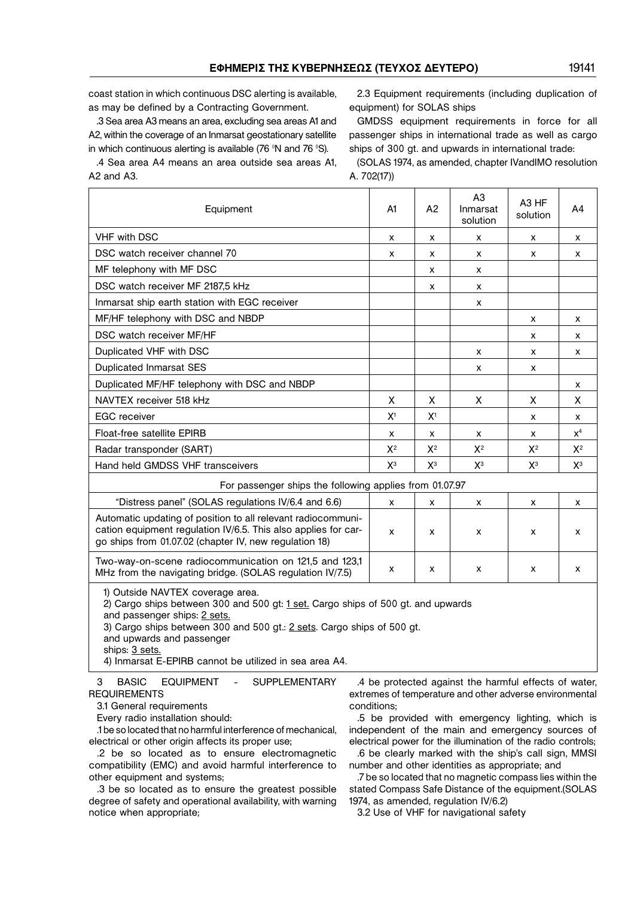coast station in which continuous DSC alerting is available, as may be defined by a Contracting Government.

.3 Sea area A3 means an area, excluding sea areas A1 and A2, within the coverage of an Inmarsat geostationary satellite in which continuous alerting is available (76 °N and 76 °S).

.4 Sea area A4 means an area outside sea areas A1, A2 and A3.

2.3 Equipment requirements (including duplication of equipment) for SOLAS ships

GMDSS equipment requirements in force for all passenger ships in international trade as well as cargo ships of 300 gt. and upwards in international trade:

(SOLAS 1974, as amended, chapter IVandIMO resolution A. 702(17))

| Equipment | A1 | A2 | A3 Inmarsat solution | A3 HF solution | A4 |
|---|---|---|---|---|---|
| VHF with DSC | x | x | x | x | x |
| DSC watch receiver channel 70 | x | x | x | x | x |
| MF telephony with MF DSC | | x | x | | |
| DSC watch receiver MF 2187,5 kHz | | x | x | | |
| Inmarsat ship earth station with EGC receiver | | | x | | |
| MF/HF telephony with DSC and NBDP | | | | x | x |
| DSC watch receiver MF/HF | | | | x | x |
| Duplicated VHF with DSC | | | x | x | x |
| Duplicated Inmarsat SES | | | x | x | |
| Duplicated MF/HF telephony with DSC and NBDP | | | | | x |
| NAVTEX receiver 518 kHz | X | X | X | X | X |
| EGC receiver | X[1] | X[1] | | x | x |
| Float-free satellite EPIRB | x | x | x | x | x[4] |
| Radar transponder (SART) | X[2] | X[2] | X[2] | X[2] | X[2] |
| Hand held GMDSS VHF transceivers | X[3] | X[3] | X[3] | X[3] | X[3] |
| For passenger ships the following applies from 01.07.97 | | | | | |
| "Distress panel" (SOLAS regulations IV/6.4 and 6.6) | x | x | x | x | x |
| Automatic updating of position to all relevant radiocommunication equipment regulation IV/6.5. This also applies for cargo ships from 01.07.02 (chapter IV, new regulation 18) | x | x | x | x | x |
| Two-way-on-scene radiocommunication on 121,5 and 123,1 MHz from the navigating bridge. (SOLAS regulation IV/7.5) | x | x | x | x | x |

1) Outside NAVTEX coverage area.
2) Cargo ships between 300 and 500 gt: 1 set. Cargo ships of 500 gt. and upwards and passenger ships: 2 sets.
3) Cargo ships between 300 and 500 gt.: 2 sets. Cargo ships of 500 gt. and upwards and passenger ships: 3 sets.
4) Inmarsat E-EPIRB cannot be utilized in sea area A4.

## 3 BASIC EQUIPMENT - SUPPLEMENTARY REQUIREMENTS

3.1 General requirements

Every radio installation should:

.1 be so located that no harmful interference of mechanical, electrical or other origin affects its proper use;

.2 be so located as to ensure electromagnetic compatibility (EMC) and avoid harmful interference to other equipment and systems;

.3 be so located as to ensure the greatest possible degree of safety and operational availability, with warning notice when appropriate;

.4 be protected against the harmful effects of water, extremes of temperature and other adverse environmental conditions;

.5 be provided with emergency lighting, which is independent of the main and emergency sources of electrical power for the illumination of the radio controls;

.6 be clearly marked with the ship's call sign, MMSI number and other identities as appropriate; and

.7 be so located that no magnetic compass lies within the stated Compass Safe Distance of the equipment.(SOLAS 1974, as amended, regulation IV/6.2)

3.2 Use of VHF for navigational safety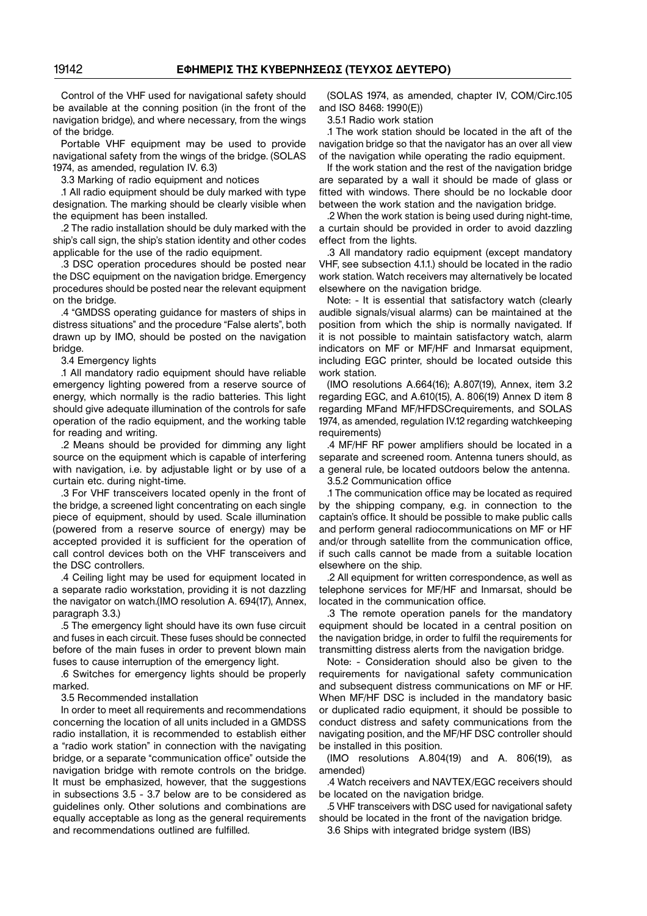Control of the VHF used for navigational safety should be available at the conning position (in the front of the navigation bridge), and where necessary, from the wings of the bridge.

Portable VHF equipment may be used to provide navigational safety from the wings of the bridge. (SOLAS 1974, as amended, regulation IV. 6.3)

3.3 Marking of radio equipment and notices

.1 All radio equipment should be duly marked with type designation. The marking should be clearly visible when the equipment has been installed.

.2 The radio installation should be duly marked with the ship's call sign, the ship's station identity and other codes applicable for the use of the radio equipment.

.3 DSC operation procedures should be posted near the DSC equipment on the navigation bridge. Emergency procedures should be posted near the relevant equipment on the bridge.

.4 "GMDSS operating guidance for masters of ships in distress situations" and the procedure "False alerts", both drawn up by IMO, should be posted on the navigation bridge.

3.4 Emergency lights

.1 All mandatory radio equipment should have reliable emergency lighting powered from a reserve source of energy, which normally is the radio batteries. This light should give adequate illumination of the controls for safe operation of the radio equipment, and the working table for reading and writing.

.2 Means should be provided for dimming any light source on the equipment which is capable of interfering with navigation, i.e. by adjustable light or by use of a curtain etc. during night-time.

.3 For VHF transceivers located openly in the front of the bridge, a screened light concentrating on each single piece of equipment, should by used. Scale illumination (powered from a reserve source of energy) may be accepted provided it is sufficient for the operation of call control devices both on the VHF transceivers and the DSC controllers.

.4 Ceiling light may be used for equipment located in a separate radio workstation, providing it is not dazzling the navigator on watch.(IMO resolution A. 694(17), Annex, paragraph 3.3.)

.5 The emergency light should have its own fuse circuit and fuses in each circuit. These fuses should be connected before of the main fuses in order to prevent blown main fuses to cause interruption of the emergency light.

.6 Switches for emergency lights should be properly marked.

3.5 Recommended installation

In order to meet all requirements and recommendations concerning the location of all units included in a GMDSS radio installation, it is recommended to establish either a "radio work station" in connection with the navigating bridge, or a separate "communication office" outside the navigation bridge with remote controls on the bridge. It must be emphasized, however, that the suggestions in subsections 3.5 - 3.7 below are to be considered as guidelines only. Other solutions and combinations are equally acceptable as long as the general requirements and recommendations outlined are fulfilled.

(SOLAS 1974, as amended, chapter IV, COM/Circ.105 and ISO 8468: 1990(E))

3.5.1 Radio work station

.1 The work station should be located in the aft of the navigation bridge so that the navigator has an over all view of the navigation while operating the radio equipment.

If the work station and the rest of the navigation bridge are separated by a wall it should be made of glass or fitted with windows. There should be no lockable door between the work station and the navigation bridge.

.2 When the work station is being used during night-time, a curtain should be provided in order to avoid dazzling effect from the lights.

.3 All mandatory radio equipment (except mandatory VHF, see subsection 4.1.1.) should be located in the radio work station. Watch receivers may alternatively be located elsewhere on the navigation bridge.

Note: - It is essential that satisfactory watch (clearly audible signals/visual alarms) can be maintained at the position from which the ship is normally navigated. If it is not possible to maintain satisfactory watch, alarm indicators on MF or MF/HF and Inmarsat equipment, including EGC printer, should be located outside this work station.

(IMO resolutions A.664(16); A.807(19), Annex, item 3.2 regarding EGC, and A.610(15), A. 806(19) Annex D item 8 regarding MFand MF/HFDSCrequirements, and SOLAS 1974, as amended, regulation IV.12 regarding watchkeeping requirements)

.4 MF/HF RF power amplifiers should be located in a separate and screened room. Antenna tuners should, as a general rule, be located outdoors below the antenna.

3.5.2 Communication office

.1 The communication office may be located as required by the shipping company, e.g. in connection to the captain's office. It should be possible to make public calls and perform general radiocommunications on MF or HF and/or through satellite from the communication office, if such calls cannot be made from a suitable location elsewhere on the ship.

.2 All equipment for written correspondence, as well as telephone services for MF/HF and Inmarsat, should be located in the communication office.

.3 The remote operation panels for the mandatory equipment should be located in a central position on the navigation bridge, in order to fulfil the requirements for transmitting distress alerts from the navigation bridge.

Note: - Consideration should also be given to the requirements for navigational safety communication and subsequent distress communications on MF or HF. When MF/HF DSC is included in the mandatory basic or duplicated radio equipment, it should be possible to conduct distress and safety communications from the navigating position, and the MF/HF DSC controller should be installed in this position.

(IMO resolutions A.804(19) and A. 806(19), as amended)

.4 Watch receivers and NAVTEX/EGC receivers should be located on the navigation bridge.

.5 VHF transceivers with DSC used for navigational safety should be located in the front of the navigation bridge.

3.6 Ships with integrated bridge system (IBS)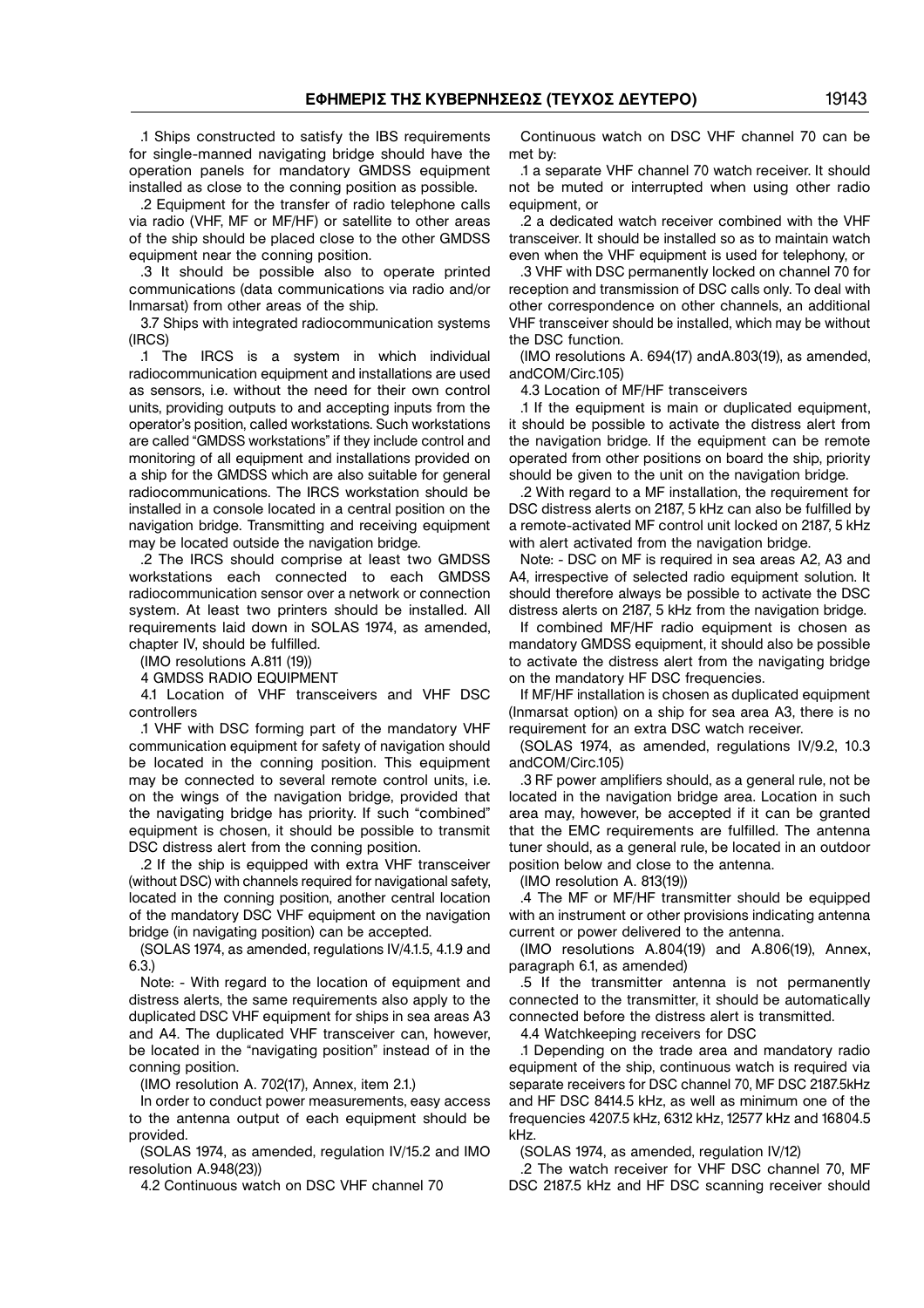.1 Ships constructed to satisfy the IBS requirements for single-manned navigating bridge should have the operation panels for mandatory GMDSS equipment installed as close to the conning position as possible.

.2 Equipment for the transfer of radio telephone calls via radio (VHF, MF or MF/HF) or satellite to other areas of the ship should be placed close to the other GMDSS equipment near the conning position.

.3 It should be possible also to operate printed communications (data communications via radio and/or Inmarsat) from other areas of the ship.

3.7 Ships with integrated radiocommunication systems (IRCS)

.1 The IRCS is a system in which individual radiocommunication equipment and installations are used as sensors, i.e. without the need for their own control units, providing outputs to and accepting inputs from the operator's position, called workstations. Such workstations are called "GMDSS workstations" if they include control and monitoring of all equipment and installations provided on a ship for the GMDSS which are also suitable for general radiocommunications. The IRCS workstation should be installed in a console located in a central position on the navigation bridge. Transmitting and receiving equipment may be located outside the navigation bridge.

.2 The IRCS should comprise at least two GMDSS workstations each connected to each GMDSS radiocommunication sensor over a network or connection system. At least two printers should be installed. All requirements laid down in SOLAS 1974, as amended, chapter IV, should be fulfilled.

(IMO resolutions A.811 (19))

4 GMDSS RADIO EQUIPMENT

4.1 Location of VHF transceivers and VHF DSC controllers

.1 VHF with DSC forming part of the mandatory VHF communication equipment for safety of navigation should be located in the conning position. This equipment may be connected to several remote control units, i.e. on the wings of the navigation bridge, provided that the navigating bridge has priority. If such "combined" equipment is chosen, it should be possible to transmit DSC distress alert from the conning position.

.2 If the ship is equipped with extra VHF transceiver (without DSC) with channels required for navigational safety, located in the conning position, another central location of the mandatory DSC VHF equipment on the navigation bridge (in navigating position) can be accepted.

(SOLAS 1974, as amended, regulations IV/4.1.5, 4.1.9 and 6.3.)

Note: - With regard to the location of equipment and distress alerts, the same requirements also apply to the duplicated DSC VHF equipment for ships in sea areas A3 and A4. The duplicated VHF transceiver can, however, be located in the "navigating position" instead of in the conning position.

(IMO resolution A. 702(17), Annex, item 2.1.)

In order to conduct power measurements, easy access to the antenna output of each equipment should be provided.

(SOLAS 1974, as amended, regulation IV/15.2 and IMO resolution A.948(23))

4.2 Continuous watch on DSC VHF channel 70

Continuous watch on DSC VHF channel 70 can be met by:

.1 a separate VHF channel 70 watch receiver. It should not be muted or interrupted when using other radio equipment, or

.2 a dedicated watch receiver combined with the VHF transceiver. It should be installed so as to maintain watch even when the VHF equipment is used for telephony, or

.3 VHF with DSC permanently locked on channel 70 for reception and transmission of DSC calls only. To deal with other correspondence on other channels, an additional VHF transceiver should be installed, which may be without the DSC function.

(IMO resolutions A. 694(17) andA.803(19), as amended, andCOM/Circ.105)

4.3 Location of MF/HF transceivers

.1 If the equipment is main or duplicated equipment, it should be possible to activate the distress alert from the navigation bridge. If the equipment can be remote operated from other positions on board the ship, priority should be given to the unit on the navigation bridge.

.2 With regard to a MF installation, the requirement for DSC distress alerts on 2187, 5 kHz can also be fulfilled by a remote-activated MF control unit locked on 2187, 5 kHz with alert activated from the navigation bridge.

Note: - DSC on MF is required in sea areas A2, A3 and A4, irrespective of selected radio equipment solution. It should therefore always be possible to activate the DSC distress alerts on 2187, 5 kHz from the navigation bridge.

If combined MF/HF radio equipment is chosen as mandatory GMDSS equipment, it should also be possible to activate the distress alert from the navigating bridge on the mandatory HF DSC frequencies.

If MF/HF installation is chosen as duplicated equipment (Inmarsat option) on a ship for sea area A3, there is no requirement for an extra DSC watch receiver.

(SOLAS 1974, as amended, regulations IV/9.2, 10.3 andCOM/Circ.105)

.3 RF power amplifiers should, as a general rule, not be located in the navigation bridge area. Location in such area may, however, be accepted if it can be granted that the EMC requirements are fulfilled. The antenna tuner should, as a general rule, be located in an outdoor position below and close to the antenna.

(IMO resolution A. 813(19))

.4 The MF or MF/HF transmitter should be equipped with an instrument or other provisions indicating antenna current or power delivered to the antenna.

(IMO resolutions A.804(19) and A.806(19), Annex, paragraph 6.1, as amended)

.5 If the transmitter antenna is not permanently connected to the transmitter, it should be automatically connected before the distress alert is transmitted.

4.4 Watchkeeping receivers for DSC

.1 Depending on the trade area and mandatory radio equipment of the ship, continuous watch is required via separate receivers for DSC channel 70, MF DSC 2187.5kHz and HF DSC 8414.5 kHz, as well as minimum one of the frequencies 4207.5 kHz, 6312 kHz, 12577 kHz and 16804.5 kHz.

(SOLAS 1974, as amended, regulation IV/12)

.2 The watch receiver for VHF DSC channel 70, MF DSC 2187.5 kHz and HF DSC scanning receiver should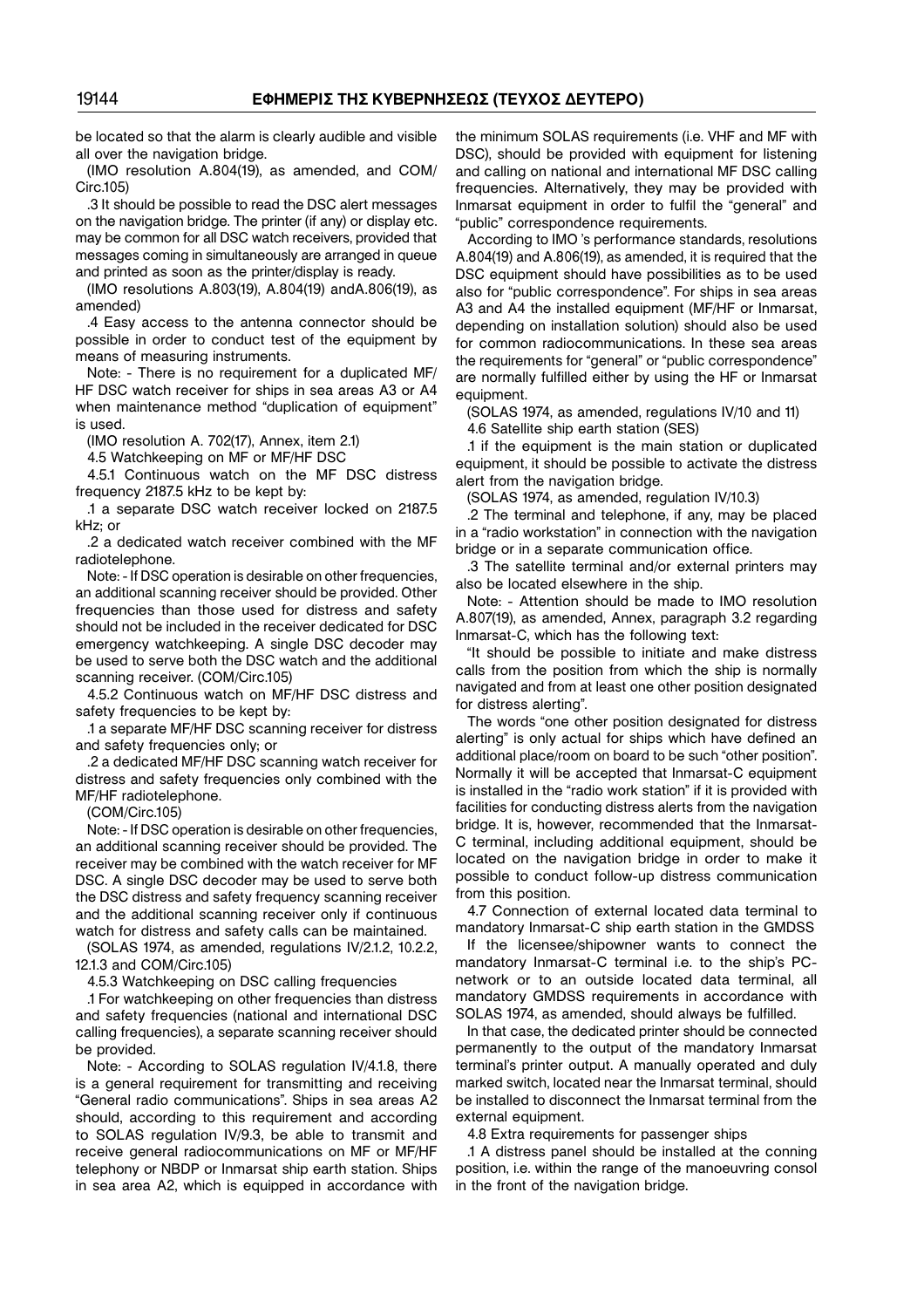be located so that the alarm is clearly audible and visible all over the navigation bridge.

(IMO resolution A.804(19), as amended, and COM/Circ.105)

.3 It should be possible to read the DSC alert messages on the navigation bridge. The printer (if any) or display etc. may be common for all DSC watch receivers, provided that messages coming in simultaneously are arranged in queue and printed as soon as the printer/display is ready.

(IMO resolutions A.803(19), A.804(19) andA.806(19), as amended)

.4 Easy access to the antenna connector should be possible in order to conduct test of the equipment by means of measuring instruments.

Note: - There is no requirement for a duplicated MF/HF DSC watch receiver for ships in sea areas A3 or A4 when maintenance method "duplication of equipment" is used.

(IMO resolution A. 702(17), Annex, item 2.1)

4.5 Watchkeeping on MF or MF/HF DSC

4.5.1 Continuous watch on the MF DSC distress frequency 2187.5 kHz to be kept by:

.1 a separate DSC watch receiver locked on 2187.5 kHz; or

.2 a dedicated watch receiver combined with the MF radiotelephone.

Note: - If DSC operation is desirable on other frequencies, an additional scanning receiver should be provided. Other frequencies than those used for distress and safety should not be included in the receiver dedicated for DSC emergency watchkeeping. A single DSC decoder may be used to serve both the DSC watch and the additional scanning receiver. (COM/Circ.105)

4.5.2 Continuous watch on MF/HF DSC distress and safety frequencies to be kept by:

.1 a separate MF/HF DSC scanning receiver for distress and safety frequencies only; or

.2 a dedicated MF/HF DSC scanning watch receiver for distress and safety frequencies only combined with the MF/HF radiotelephone.

(COM/Circ.105)

Note: - If DSC operation is desirable on other frequencies, an additional scanning receiver should be provided. The receiver may be combined with the watch receiver for MF DSC. A single DSC decoder may be used to serve both the DSC distress and safety frequency scanning receiver and the additional scanning receiver only if continuous watch for distress and safety calls can be maintained.

(SOLAS 1974, as amended, regulations IV/2.1.2, 10.2.2, 12.1.3 and COM/Circ.105)

4.5.3 Watchkeeping on DSC calling frequencies

.1 For watchkeeping on other frequencies than distress and safety frequencies (national and international DSC calling frequencies), a separate scanning receiver should be provided.

Note: - According to SOLAS regulation IV/4.1.8, there is a general requirement for transmitting and receiving "General radio communications". Ships in sea areas A2 should, according to this requirement and according to SOLAS regulation IV/9.3, be able to transmit and receive general radiocommunications on MF or MF/HF telephony or NBDP or Inmarsat ship earth station. Ships in sea area A2, which is equipped in accordance with the minimum SOLAS requirements (i.e. VHF and MF with DSC), should be provided with equipment for listening and calling on national and international MF DSC calling frequencies. Alternatively, they may be provided with Inmarsat equipment in order to fulfil the "general" and "public" correspondence requirements.

According to IMO 's performance standards, resolutions A.804(19) and A.806(19), as amended, it is required that the DSC equipment should have possibilities as to be used also for "public correspondence". For ships in sea areas A3 and A4 the installed equipment (MF/HF or Inmarsat, depending on installation solution) should also be used for common radiocommunications. In these sea areas the requirements for "general" or "public correspondence" are normally fulfilled either by using the HF or Inmarsat equipment.

(SOLAS 1974, as amended, regulations IV/10 and 11)

4.6 Satellite ship earth station (SES)

.1 if the equipment is the main station or duplicated equipment, it should be possible to activate the distress alert from the navigation bridge.

(SOLAS 1974, as amended, regulation IV/10.3)

.2 The terminal and telephone, if any, may be placed in a "radio workstation" in connection with the navigation bridge or in a separate communication office.

.3 The satellite terminal and/or external printers may also be located elsewhere in the ship.

Note: - Attention should be made to IMO resolution A.807(19), as amended, Annex, paragraph 3.2 regarding Inmarsat-C, which has the following text:

"It should be possible to initiate and make distress calls from the position from which the ship is normally navigated and from at least one other position designated for distress alerting".

The words "one other position designated for distress alerting" is only actual for ships which have defined an additional place/room on board to be such "other position". Normally it will be accepted that Inmarsat-C equipment is installed in the "radio work station" if it is provided with facilities for conducting distress alerts from the navigation bridge. It is, however, recommended that the Inmarsat-C terminal, including additional equipment, should be located on the navigation bridge in order to make it possible to conduct follow-up distress communication from this position.

4.7 Connection of external located data terminal to mandatory Inmarsat-C ship earth station in the GMDSS

If the licensee/shipowner wants to connect the mandatory Inmarsat-C terminal i.e. to the ship's PC-network or to an outside located data terminal, all mandatory GMDSS requirements in accordance with SOLAS 1974, as amended, should always be fulfilled.

In that case, the dedicated printer should be connected permanently to the output of the mandatory Inmarsat terminal's printer output. A manually operated and duly marked switch, located near the Inmarsat terminal, should be installed to disconnect the Inmarsat terminal from the external equipment.

4.8 Extra requirements for passenger ships

.1 A distress panel should be installed at the conning position, i.e. within the range of the manoeuvring consol in the front of the navigation bridge.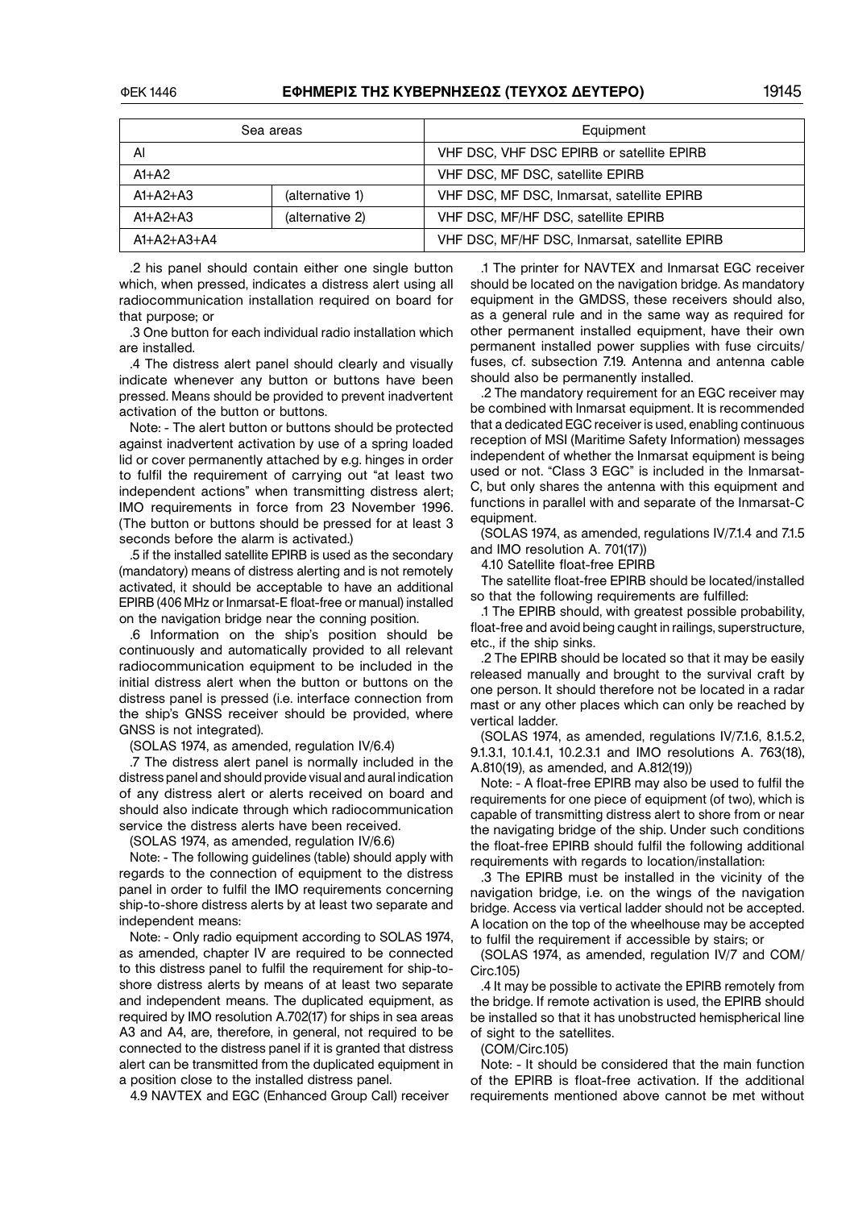| Sea areas | | Equipment |
|---|---|---|
| AI | | VHF DSC, VHF DSC EPIRB or satellite EPIRB |
| A1+A2 | | VHF DSC, MF DSC, satellite EPIRB |
| A1+A2+A3 | (alternative 1) | VHF DSC, MF DSC, Inmarsat, satellite EPIRB |
| A1+A2+A3 | (alternative 2) | VHF DSC, MF/HF DSC, satellite EPIRB |
| A1+A2+A3+A4 | | VHF DSC, MF/HF DSC, Inmarsat, satellite EPIRB |

.2 his panel should contain either one single button which, when pressed, indicates a distress alert using all radiocommunication installation required on board for that purpose; or

.3 One button for each individual radio installation which are installed.

.4 The distress alert panel should clearly and visually indicate whenever any button or buttons have been pressed. Means should be provided to prevent inadvertent activation of the button or buttons.

Note: - The alert button or buttons should be protected against inadvertent activation by use of a spring loaded lid or cover permanently attached by e.g. hinges in order to fulfil the requirement of carrying out "at least two independent actions" when transmitting distress alert; IMO requirements in force from 23 November 1996. (The button or buttons should be pressed for at least 3 seconds before the alarm is activated.)

.5 if the installed satellite EPIRB is used as the secondary (mandatory) means of distress alerting and is not remotely activated, it should be acceptable to have an additional EPIRB (406 MHz or Inmarsat-E float-free or manual) installed on the navigation bridge near the conning position.

.6 Information on the ship's position should be continuously and automatically provided to all relevant radiocommunication equipment to be included in the initial distress alert when the button or buttons on the distress panel is pressed (i.e. interface connection from the ship's GNSS receiver should be provided, where GNSS is not integrated).

(SOLAS 1974, as amended, regulation IV/6.4)

.7 The distress alert panel is normally included in the distress panel and should provide visual and aural indication of any distress alert or alerts received on board and should also indicate through which radiocommunication service the distress alerts have been received.

(SOLAS 1974, as amended, regulation IV/6.6)

Note: - The following guidelines (table) should apply with regards to the connection of equipment to the distress panel in order to fulfil the IMO requirements concerning ship-to-shore distress alerts by at least two separate and independent means:

Note: - Only radio equipment according to SOLAS 1974, as amended, chapter IV are required to be connected to this distress panel to fulfil the requirement for ship-to-shore distress alerts by means of at least two separate and independent means. The duplicated equipment, as required by IMO resolution A.702(17) for ships in sea areas A3 and A4, are, therefore, in general, not required to be connected to the distress panel if it is granted that distress alert can be transmitted from the duplicated equipment in a position close to the installed distress panel.

4.9 NAVTEX and EGC (Enhanced Group Call) receiver

.1 The printer for NAVTEX and Inmarsat EGC receiver should be located on the navigation bridge. As mandatory equipment in the GMDSS, these receivers should also, as a general rule and in the same way as required for other permanent installed equipment, have their own permanent installed power supplies with fuse circuits/fuses, cf. subsection 7.19. Antenna and antenna cable should also be permanently installed.

.2 The mandatory requirement for an EGC receiver may be combined with Inmarsat equipment. It is recommended that a dedicated EGC receiver is used, enabling continuous reception of MSI (Maritime Safety Information) messages independent of whether the Inmarsat equipment is being used or not. "Class 3 EGC" is included in the Inmarsat-C, but only shares the antenna with this equipment and functions in parallel with and separate of the Inmarsat-C equipment.

(SOLAS 1974, as amended, regulations IV/7.1.4 and 7.1.5 and IMO resolution A. 701(17))

4.10 Satellite float-free EPIRB

The satellite float-free EPIRB should be located/installed so that the following requirements are fulfilled:

.1 The EPIRB should, with greatest possible probability, float-free and avoid being caught in railings, superstructure, etc., if the ship sinks.

.2 The EPIRB should be located so that it may be easily released manually and brought to the survival craft by one person. It should therefore not be located in a radar mast or any other places which can only be reached by vertical ladder.

(SOLAS 1974, as amended, regulations IV/7.1.6, 8.1.5.2, 9.1.3.1, 10.1.4.1, 10.2.3.1 and IMO resolutions A. 763(18), A.810(19), as amended, and A.812(19))

Note: - A float-free EPIRB may also be used to fulfil the requirements for one piece of equipment (of two), which is capable of transmitting distress alert to shore from or near the navigating bridge of the ship. Under such conditions the float-free EPIRB should fulfil the following additional requirements with regards to location/installation:

.3 The EPIRB must be installed in the vicinity of the navigation bridge, i.e. on the wings of the navigation bridge. Access via vertical ladder should not be accepted. A location on the top of the wheelhouse may be accepted to fulfil the requirement if accessible by stairs; or

(SOLAS 1974, as amended, regulation IV/7 and COM/Circ.105)

.4 It may be possible to activate the EPIRB remotely from the bridge. If remote activation is used, the EPIRB should be installed so that it has unobstructed hemispherical line of sight to the satellites.

(COM/Circ.105)

Note: - It should be considered that the main function of the EPIRB is float-free activation. If the additional requirements mentioned above cannot be met without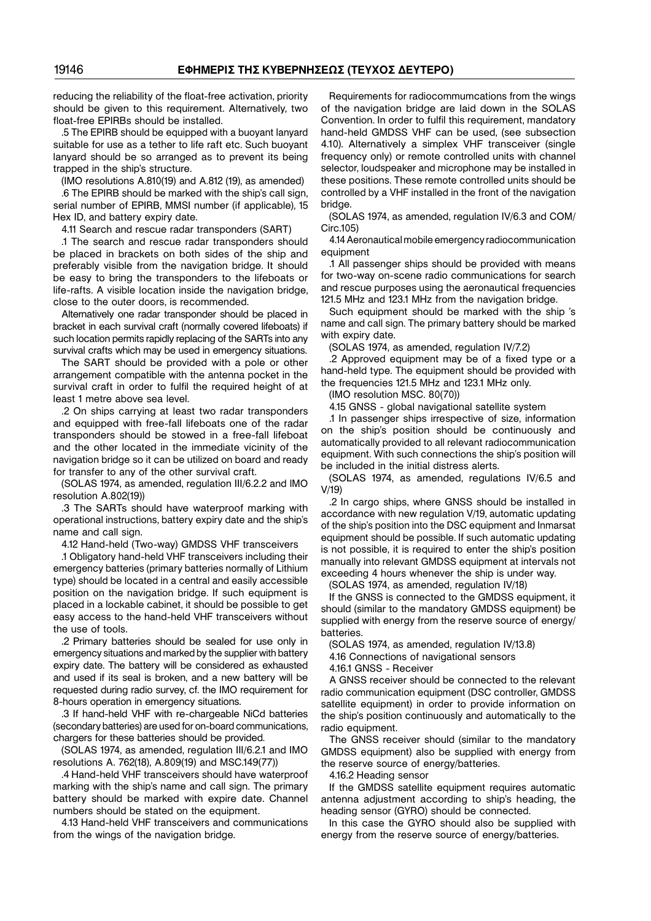reducing the reliability of the float-free activation, priority should be given to this requirement. Alternatively, two float-free EPIRBs should be installed.

.5 The EPIRB should be equipped with a buoyant lanyard suitable for use as a tether to life raft etc. Such buoyant lanyard should be so arranged as to prevent its being trapped in the ship's structure.

(IMO resolutions A.810(19) and A.812 (19), as amended)

.6 The EPIRB should be marked with the ship's call sign, serial number of EPIRB, MMSI number (if applicable), 15 Hex ID, and battery expiry date.

4.11 Search and rescue radar transponders (SART)

.1 The search and rescue radar transponders should be placed in brackets on both sides of the ship and preferably visible from the navigation bridge. It should be easy to bring the transponders to the lifeboats or life-rafts. A visible location inside the navigation bridge, close to the outer doors, is recommended.

Alternatively one radar transponder should be placed in bracket in each survival craft (normally covered lifeboats) if such location permits rapidly replacing of the SARTs into any survival crafts which may be used in emergency situations.

The SART should be provided with a pole or other arrangement compatible with the antenna pocket in the survival craft in order to fulfil the required height of at least 1 metre above sea level.

.2 On ships carrying at least two radar transponders and equipped with free-fall lifeboats one of the radar transponders should be stowed in a free-fall lifeboat and the other located in the immediate vicinity of the navigation bridge so it can be utilized on board and ready for transfer to any of the other survival craft.

(SOLAS 1974, as amended, regulation III/6.2.2 and IMO resolution A.802(19))

.3 The SARTs should have waterproof marking with operational instructions, battery expiry date and the ship's name and call sign.

4.12 Hand-held (Two-way) GMDSS VHF transceivers

.1 Obligatory hand-held VHF transceivers including their emergency batteries (primary batteries normally of Lithium type) should be located in a central and easily accessible position on the navigation bridge. If such equipment is placed in a lockable cabinet, it should be possible to get easy access to the hand-held VHF transceivers without the use of tools.

.2 Primary batteries should be sealed for use only in emergency situations and marked by the supplier with battery expiry date. The battery will be considered as exhausted and used if its seal is broken, and a new battery will be requested during radio survey, cf. the IMO requirement for 8-hours operation in emergency situations.

.3 If hand-held VHF with re-chargeable NiCd batteries (secondary batteries) are used for on-board communications, chargers for these batteries should be provided.

(SOLAS 1974, as amended, regulation III/6.2.1 and IMO resolutions A. 762(18), A.809(19) and MSC.149(77))

.4 Hand-held VHF transceivers should have waterproof marking with the ship's name and call sign. The primary battery should be marked with expire date. Channel numbers should be stated on the equipment.

4.13 Hand-held VHF transceivers and communications from the wings of the navigation bridge.

Requirements for radiocommumcations from the wings of the navigation bridge are laid down in the SOLAS Convention. In order to fulfil this requirement, mandatory hand-held GMDSS VHF can be used, (see subsection 4.10). Alternatively a simplex VHF transceiver (single frequency only) or remote controlled units with channel selector, loudspeaker and microphone may be installed in these positions. These remote controlled units should be controlled by a VHF installed in the front of the navigation bridge.

(SOLAS 1974, as amended, regulation IV/6.3 and COM/Circ.105)

4.14 Aeronautical mobile emergency radiocommunication equipment

.1 All passenger ships should be provided with means for two-way on-scene radio communications for search and rescue purposes using the aeronautical frequencies 121.5 MHz and 123.1 MHz from the navigation bridge.

Such equipment should be marked with the ship 's name and call sign. The primary battery should be marked with expiry date.

(SOLAS 1974, as amended, regulation IV/7.2)

.2 Approved equipment may be of a fixed type or a hand-held type. The equipment should be provided with the frequencies 121.5 MHz and 123.1 MHz only.

(IMO resolution MSC. 80(70))

4.15 GNSS - global navigational satellite system

.1 In passenger ships irrespective of size, information on the ship's position should be continuously and automatically provided to all relevant radiocommunication equipment. With such connections the ship's position will be included in the initial distress alerts.

(SOLAS 1974, as amended, regulations IV/6.5 and V/19)

.2 In cargo ships, where GNSS should be installed in accordance with new regulation V/19, automatic updating of the ship's position into the DSC equipment and Inmarsat equipment should be possible. If such automatic updating is not possible, it is required to enter the ship's position manually into relevant GMDSS equipment at intervals not exceeding 4 hours whenever the ship is under way.

(SOLAS 1974, as amended, regulation IV/18)

If the GNSS is connected to the GMDSS equipment, it should (similar to the mandatory GMDSS equipment) be supplied with energy from the reserve source of energy/batteries.

(SOLAS 1974, as amended, regulation IV/13.8)

4.16 Connections of navigational sensors

4.16.1 GNSS - Receiver

A GNSS receiver should be connected to the relevant radio communication equipment (DSC controller, GMDSS satellite equipment) in order to provide information on the ship's position continuously and automatically to the radio equipment.

The GNSS receiver should (similar to the mandatory GMDSS equipment) also be supplied with energy from the reserve source of energy/batteries.

4.16.2 Heading sensor

If the GMDSS satellite equipment requires automatic antenna adjustment according to ship's heading, the heading sensor (GYRO) should be connected.

In this case the GYRO should also be supplied with energy from the reserve source of energy/batteries.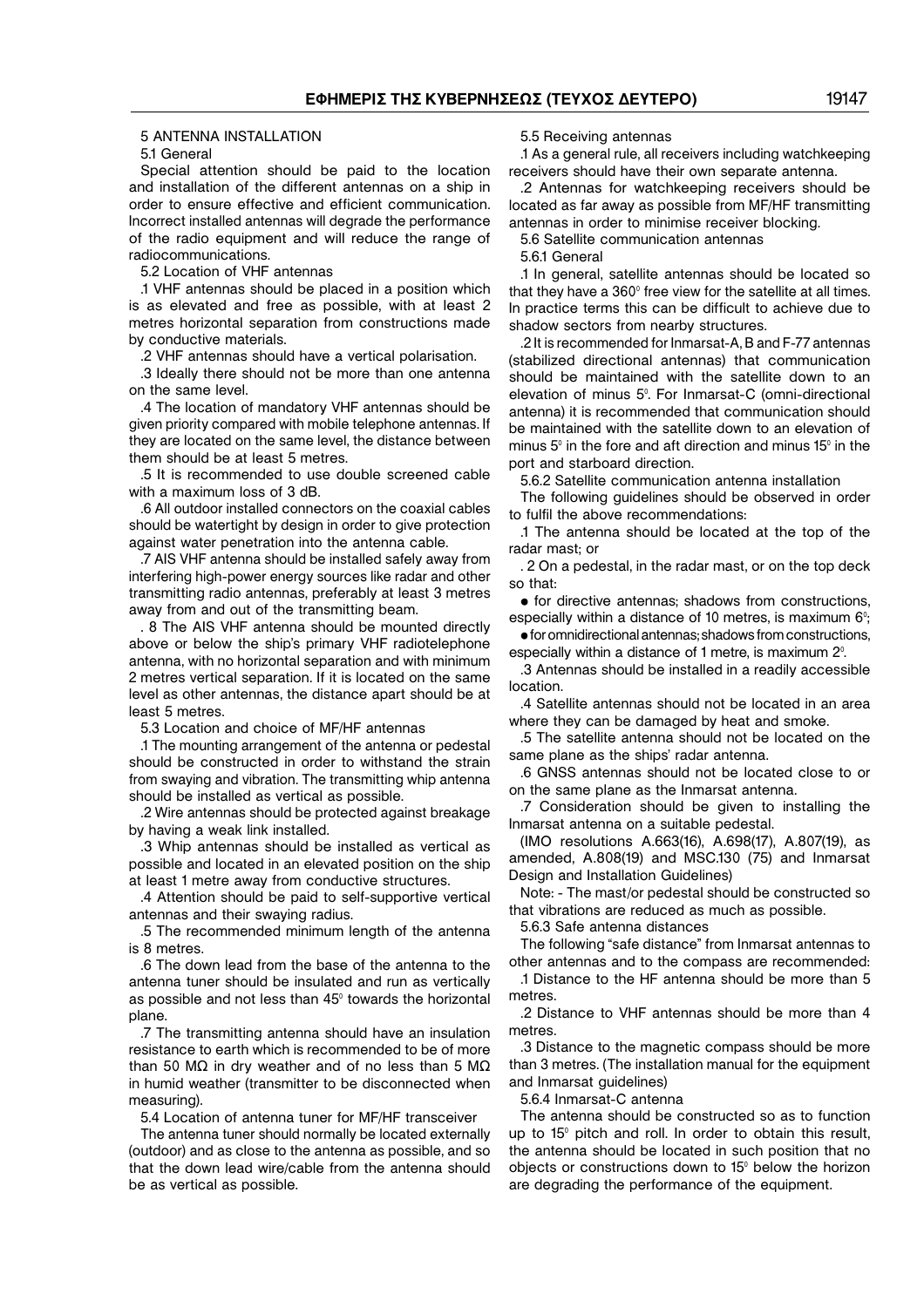## 5 ANTENNA INSTALLATION

### 5.1 General

Special attention should be paid to the location and installation of the different antennas on a ship in order to ensure effective and efficient communication. Incorrect installed antennas will degrade the performance of the radio equipment and will reduce the range of radiocommunications.

### 5.2 Location of VHF antennas

.1 VHF antennas should be placed in a position which is as elevated and free as possible, with at least 2 metres horizontal separation from constructions made by conductive materials.

.2 VHF antennas should have a vertical polarisation.

.3 Ideally there should not be more than one antenna on the same level.

.4 The location of mandatory VHF antennas should be given priority compared with mobile telephone antennas. If they are located on the same level, the distance between them should be at least 5 metres.

.5 It is recommended to use double screened cable with a maximum loss of 3 dB.

.6 All outdoor installed connectors on the coaxial cables should be watertight by design in order to give protection against water penetration into the antenna cable.

.7 AIS VHF antenna should be installed safely away from interfering high-power energy sources like radar and other transmitting radio antennas, preferably at least 3 metres away from and out of the transmitting beam.

. 8 The AIS VHF antenna should be mounted directly above or below the ship's primary VHF radiotelephone antenna, with no horizontal separation and with minimum 2 metres vertical separation. If it is located on the same level as other antennas, the distance apart should be at least 5 metres.

### 5.3 Location and choice of MF/HF antennas

.1 The mounting arrangement of the antenna or pedestal should be constructed in order to withstand the strain from swaying and vibration. The transmitting whip antenna should be installed as vertical as possible.

.2 Wire antennas should be protected against breakage by having a weak link installed.

.3 Whip antennas should be installed as vertical as possible and located in an elevated position on the ship at least 1 metre away from conductive structures.

.4 Attention should be paid to self-supportive vertical antennas and their swaying radius.

.5 The recommended minimum length of the antenna is 8 metres.

.6 The down lead from the base of the antenna to the antenna tuner should be insulated and run as vertically as possible and not less than 45° towards the horizontal plane.

.7 The transmitting antenna should have an insulation resistance to earth which is recommended to be of more than 50 MΩ in dry weather and of no less than 5 MΩ in humid weather (transmitter to be disconnected when measuring).

### 5.4 Location of antenna tuner for MF/HF transceiver

The antenna tuner should normally be located externally (outdoor) and as close to the antenna as possible, and so that the down lead wire/cable from the antenna should be as vertical as possible.

### 5.5 Receiving antennas

.1 As a general rule, all receivers including watchkeeping receivers should have their own separate antenna.

.2 Antennas for watchkeeping receivers should be located as far away as possible from MF/HF transmitting antennas in order to minimise receiver blocking.

### 5.6 Satellite communication antennas

#### 5.6.1 General

.1 In general, satellite antennas should be located so that they have a 360° free view for the satellite at all times. In practice terms this can be difficult to achieve due to shadow sectors from nearby structures.

.2 It is recommended for Inmarsat-A, B and F-77 antennas (stabilized directional antennas) that communication should be maintained with the satellite down to an elevation of minus 5°. For Inmarsat-C (omni-directional antenna) it is recommended that communication should be maintained with the satellite down to an elevation of minus 5° in the fore and aft direction and minus 15° in the port and starboard direction.

#### 5.6.2 Satellite communication antenna installation

The following guidelines should be observed in order to fulfil the above recommendations:

.1 The antenna should be located at the top of the radar mast; or

. 2 On a pedestal, in the radar mast, or on the top deck so that:

- for directive antennas; shadows from constructions, especially within a distance of 10 metres, is maximum 6°;
- for omnidirectional antennas; shadows from constructions, especially within a distance of 1 metre, is maximum 2°.

.3 Antennas should be installed in a readily accessible location.

.4 Satellite antennas should not be located in an area where they can be damaged by heat and smoke.

.5 The satellite antenna should not be located on the same plane as the ships' radar antenna.

.6 GNSS antennas should not be located close to or on the same plane as the Inmarsat antenna.

.7 Consideration should be given to installing the Inmarsat antenna on a suitable pedestal.

(IMO resolutions A.663(16), A.698(17), A.807(19), as amended, A.808(19) and MSC.130 (75) and Inmarsat Design and Installation Guidelines)

Note: - The mast/or pedestal should be constructed so that vibrations are reduced as much as possible.

#### 5.6.3 Safe antenna distances

The following "safe distance" from Inmarsat antennas to other antennas and to the compass are recommended:

.1 Distance to the HF antenna should be more than 5 metres.

.2 Distance to VHF antennas should be more than 4 metres.

.3 Distance to the magnetic compass should be more than 3 metres. (The installation manual for the equipment and Inmarsat guidelines)

#### 5.6.4 Inmarsat-C antenna

The antenna should be constructed so as to function up to 15° pitch and roll. In order to obtain this result, the antenna should be located in such position that no objects or constructions down to 15° below the horizon are degrading the performance of the equipment.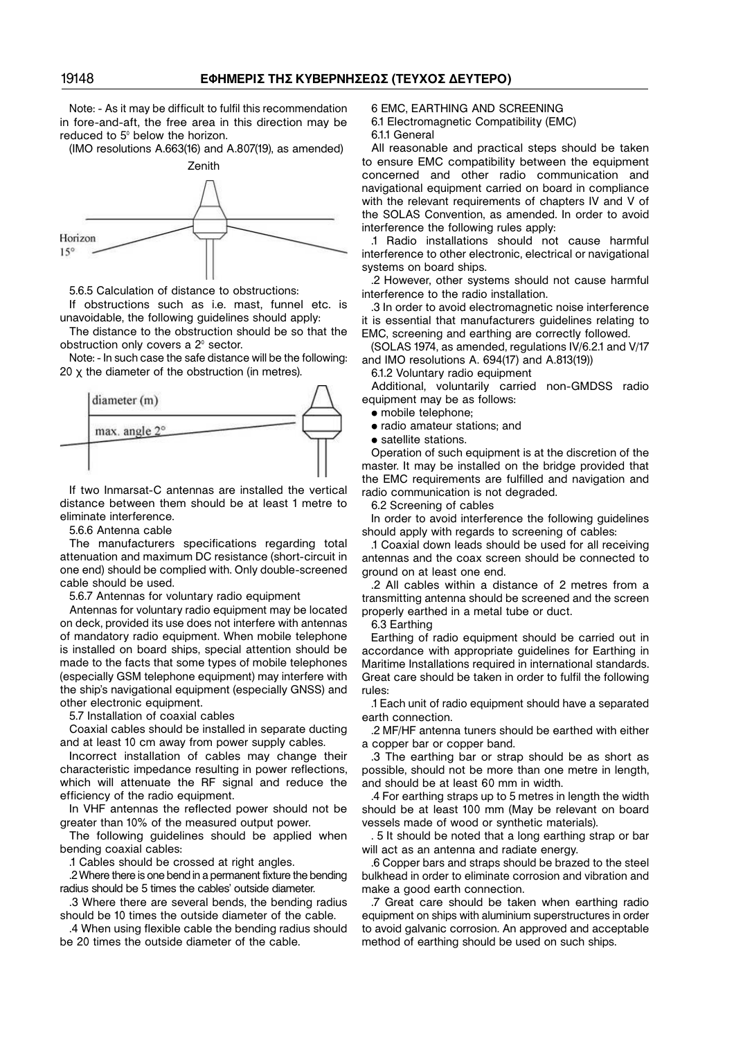Note: - As it may be difficult to fulfil this recommendation in fore-and-aft, the free area in this direction may be reduced to 5° below the horizon.

(IMO resolutions A.663(16) and A.807(19), as amended)

5.6.5 Calculation of distance to obstructions:

If obstructions such as i.e. mast, funnel etc. is unavoidable, the following guidelines should apply:

The distance to the obstruction should be so that the obstruction only covers a 2° sector.

Note: - In such case the safe distance will be the following: 20 χ the diameter of the obstruction (in metres).

If two Inmarsat-C antennas are installed the vertical distance between them should be at least 1 metre to eliminate interference.

5.6.6 Antenna cable

The manufacturers specifications regarding total attenuation and maximum DC resistance (short-circuit in one end) should be complied with. Only double-screened cable should be used.

5.6.7 Antennas for voluntary radio equipment

Antennas for voluntary radio equipment may be located on deck, provided its use does not interfere with antennas of mandatory radio equipment. When mobile telephone is installed on board ships, special attention should be made to the facts that some types of mobile telephones (especially GSM telephone equipment) may interfere with the ship's navigational equipment (especially GNSS) and other electronic equipment.

5.7 Installation of coaxial cables

Coaxial cables should be installed in separate ducting and at least 10 cm away from power supply cables.

Incorrect installation of cables may change their characteristic impedance resulting in power reflections, which will attenuate the RF signal and reduce the efficiency of the radio equipment.

In VHF antennas the reflected power should not be greater than 10% of the measured output power.

The following guidelines should be applied when bending coaxial cables:

.1 Cables should be crossed at right angles.

.2 Where there is one bend in a permanent fixture the bending radius should be 5 times the cables' outside diameter.

.3 Where there are several bends, the bending radius should be 10 times the outside diameter of the cable.

.4 When using flexible cable the bending radius should be 20 times the outside diameter of the cable.

6 EMC, EARTHING AND SCREENING

6.1 Electromagnetic Compatibility (EMC)

6.1.1 General

All reasonable and practical steps should be taken to ensure EMC compatibility between the equipment concerned and other radio communication and navigational equipment carried on board in compliance with the relevant requirements of chapters IV and V of the SOLAS Convention, as amended. In order to avoid interference the following rules apply:

.1 Radio installations should not cause harmful interference to other electronic, electrical or navigational systems on board ships.

.2 However, other systems should not cause harmful interference to the radio installation.

.3 In order to avoid electromagnetic noise interference it is essential that manufacturers guidelines relating to EMC, screening and earthing are correctly followed.

(SOLAS 1974, as amended, regulations IV/6.2.1 and V/17 and IMO resolutions A. 694(17) and A.813(19))

6.1.2 Voluntary radio equipment

Additional, voluntarily carried non-GMDSS radio equipment may be as follows:

- mobile telephone;
- radio amateur stations; and
- satellite stations.

Operation of such equipment is at the discretion of the master. It may be installed on the bridge provided that the EMC requirements are fulfilled and navigation and radio communication is not degraded.

6.2 Screening of cables

In order to avoid interference the following guidelines should apply with regards to screening of cables:

.1 Coaxial down leads should be used for all receiving antennas and the coax screen should be connected to ground on at least one end.

.2 All cables within a distance of 2 metres from a transmitting antenna should be screened and the screen properly earthed in a metal tube or duct.

6.3 Earthing

Earthing of radio equipment should be carried out in accordance with appropriate guidelines for Earthing in Maritime Installations required in international standards. Great care should be taken in order to fulfil the following rules:

.1 Each unit of radio equipment should have a separated earth connection.

.2 MF/HF antenna tuners should be earthed with either a copper bar or copper band.

.3 The earthing bar or strap should be as short as possible, should not be more than one metre in length, and should be at least 60 mm in width.

.4 For earthing straps up to 5 metres in length the width should be at least 100 mm (May be relevant on board vessels made of wood or synthetic materials).

. 5 It should be noted that a long earthing strap or bar will act as an antenna and radiate energy.

.6 Copper bars and straps should be brazed to the steel bulkhead in order to eliminate corrosion and vibration and make a good earth connection.

.7 Great care should be taken when earthing radio equipment on ships with aluminium superstructures in order to avoid galvanic corrosion. An approved and acceptable method of earthing should be used on such ships.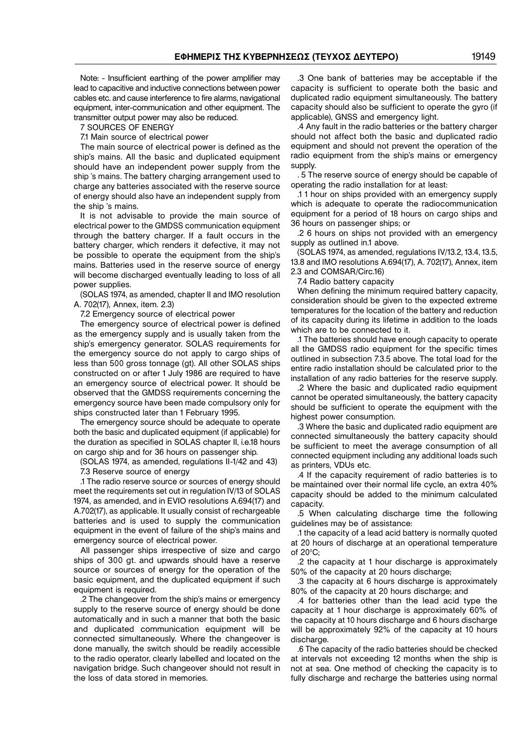Note: - Insufficient earthing of the power amplifier may lead to capacitive and inductive connections between power cables etc. and cause interference to fire alarms, navigational equipment, inter-communication and other equipment. The transmitter output power may also be reduced.

7 SOURCES OF ENERGY

7.1 Main source of electrical power

The main source of electrical power is defined as the ship's mains. All the basic and duplicated equipment should have an independent power supply from the ship 's mains. The battery charging arrangement used to charge any batteries associated with the reserve source of energy should also have an independent supply from the ship 's mains.

It is not advisable to provide the main source of electrical power to the GMDSS communication equipment through the battery charger. If a fault occurs in the battery charger, which renders it defective, it may not be possible to operate the equipment from the ship's mains. Batteries used in the reserve source of energy will become discharged eventually leading to loss of all power supplies.

(SOLAS 1974, as amended, chapter II and IMO resolution A. 702(17), Annex, item. 2.3)

7.2 Emergency source of electrical power

The emergency source of electrical power is defined as the emergency supply and is usually taken from the ship's emergency generator. SOLAS requirements for the emergency source do not apply to cargo ships of less than 500 gross tonnage (gt). All other SOLAS ships constructed on or after 1 July 1986 are required to have an emergency source of electrical power. It should be observed that the GMDSS requirements concerning the emergency source have been made compulsory only for ships constructed later than 1 February 1995.

The emergency source should be adequate to operate both the basic and duplicated equipment (if applicable) for the duration as specified in SOLAS chapter II, i.e.18 hours on cargo ship and for 36 hours on passenger ship.

(SOLAS 1974, as amended, regulations II-1/42 and 43)

7.3 Reserve source of energy

.1 The radio reserve source or sources of energy should meet the requirements set out in regulation IV/13 of SOLAS 1974, as amended, and in EVIO resolutions A.694(17) and A.702(17), as applicable. It usually consist of rechargeable batteries and is used to supply the communication equipment in the event of failure of the ship's mains and emergency source of electrical power.

All passenger ships irrespective of size and cargo ships of 300 gt. and upwards should have a reserve source or sources of energy for the operation of the basic equipment, and the duplicated equipment if such equipment is required.

.2 The changeover from the ship's mains or emergency supply to the reserve source of energy should be done automatically and in such a manner that both the basic and duplicated communication equipment will be connected simultaneously. Where the changeover is done manually, the switch should be readily accessible to the radio operator, clearly labelled and located on the navigation bridge. Such changeover should not result in the loss of data stored in memories.

.3 One bank of batteries may be acceptable if the capacity is sufficient to operate both the basic and duplicated radio equipment simultaneously. The battery capacity should also be sufficient to operate the gyro (if applicable), GNSS and emergency light.

.4 Any fault in the radio batteries or the battery charger should not affect both the basic and duplicated radio equipment and should not prevent the operation of the radio equipment from the ship's mains or emergency supply.

. 5 The reserve source of energy should be capable of operating the radio installation for at least:

.1 1 hour on ships provided with an emergency supply which is adequate to operate the radiocommunication equipment for a period of 18 hours on cargo ships and 36 hours on passenger ships; or

.2 6 hours on ships not provided with an emergency supply as outlined in.1 above.

(SOLAS 1974, as amended, regulations IV/13.2, 13.4, 13.5, 13.8 and IMO resolutions A.694(17), A. 702(17), Annex, item 2.3 and COMSAR/Circ.16)

7.4 Radio battery capacity

When defining the minimum required battery capacity, consideration should be given to the expected extreme temperatures for the location of the battery and reduction of its capacity during its lifetime in addition to the loads which are to be connected to it.

.1 The batteries should have enough capacity to operate all the GMDSS radio equipment for the specific times outlined in subsection 7.3.5 above. The total load for the entire radio installation should be calculated prior to the installation of any radio batteries for the reserve supply.

.2 Where the basic and duplicated radio equipment cannot be operated simultaneously, the battery capacity should be sufficient to operate the equipment with the highest power consumption.

.3 Where the basic and duplicated radio equipment are connected simultaneously the battery capacity should be sufficient to meet the average consumption of all connected equipment including any additional loads such as printers, VDUs etc.

.4 If the capacity requirement of radio batteries is to be maintained over their normal life cycle, an extra 40% capacity should be added to the minimum calculated capacity.

.5 When calculating discharge time the following guidelines may be of assistance:

.1 the capacity of a lead acid battery is normally quoted at 20 hours of discharge at an operational temperature of 20°C;

.2 the capacity at 1 hour discharge is approximately 50% of the capacity at 20 hours discharge;

.3 the capacity at 6 hours discharge is approximately 80% of the capacity at 20 hours discharge; and

.4 for batteries other than the lead acid type the capacity at 1 hour discharge is approximately 60% of the capacity at 10 hours discharge and 6 hours discharge will be approximately 92% of the capacity at 10 hours discharge.

.6 The capacity of the radio batteries should be checked at intervals not exceeding 12 months when the ship is not at sea. One method of checking the capacity is to fully discharge and recharge the batteries using normal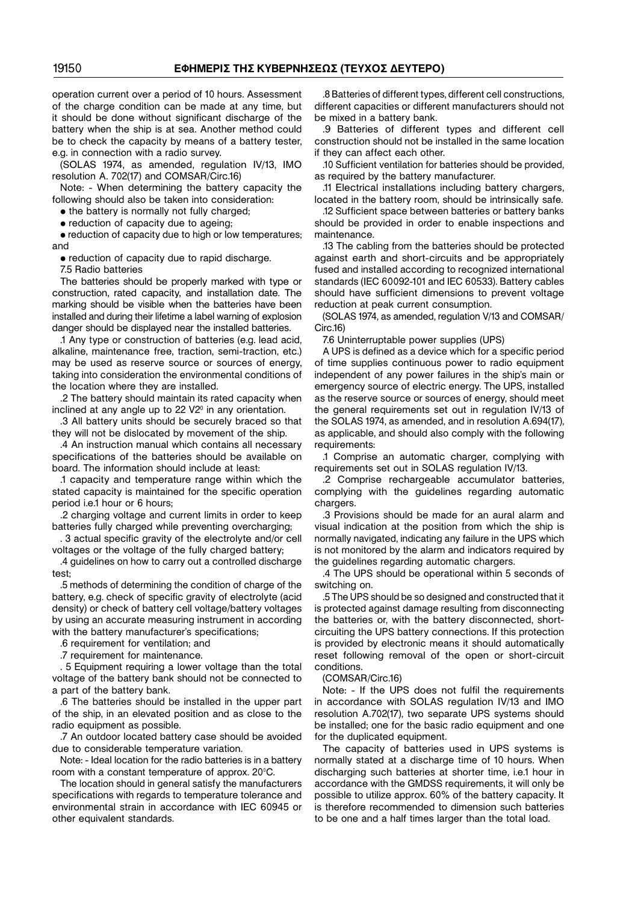operation current over a period of 10 hours. Assessment of the charge condition can be made at any time, but it should be done without significant discharge of the battery when the ship is at sea. Another method could be to check the capacity by means of a battery tester, e.g. in connection with a radio survey.

(SOLAS 1974, as amended, regulation IV/13, IMO resolution A. 702(17) and COMSAR/Circ.16)

Note: - When determining the battery capacity the following should also be taken into consideration:

- the battery is normally not fully charged;
- reduction of capacity due to ageing;
- reduction of capacity due to high or low temperatures; and
- reduction of capacity due to rapid discharge.

7.5 Radio batteries

The batteries should be properly marked with type or construction, rated capacity, and installation date. The marking should be visible when the batteries have been installed and during their lifetime a label warning of explosion danger should be displayed near the installed batteries.

.1 Any type or construction of batteries (e.g. lead acid, alkaline, maintenance free, traction, semi-traction, etc.) may be used as reserve source or sources of energy, taking into consideration the environmental conditions of the location where they are installed.

.2 The battery should maintain its rated capacity when inclined at any angle up to 22 V2° in any orientation.

.3 All battery units should be securely braced so that they will not be dislocated by movement of the ship.

.4 An instruction manual which contains all necessary specifications of the batteries should be available on board. The information should include at least:

.1 capacity and temperature range within which the stated capacity is maintained for the specific operation period i.e.1 hour or 6 hours;

.2 charging voltage and current limits in order to keep batteries fully charged while preventing overcharging;

. 3 actual specific gravity of the electrolyte and/or cell voltages or the voltage of the fully charged battery;

.4 guidelines on how to carry out a controlled discharge test;

.5 methods of determining the condition of charge of the battery, e.g. check of specific gravity of electrolyte (acid density) or check of battery cell voltage/battery voltages by using an accurate measuring instrument in according with the battery manufacturer's specifications;

.6 requirement for ventilation; and

.7 requirement for maintenance.

. 5 Equipment requiring a lower voltage than the total voltage of the battery bank should not be connected to a part of the battery bank.

.6 The batteries should be installed in the upper part of the ship, in an elevated position and as close to the radio equipment as possible.

.7 An outdoor located battery case should be avoided due to considerable temperature variation.

Note: - Ideal location for the radio batteries is in a battery room with a constant temperature of approx. 20°C.

The location should in general satisfy the manufacturers specifications with regards to temperature tolerance and environmental strain in accordance with IEC 60945 or other equivalent standards.

.8 Batteries of different types, different cell constructions, different capacities or different manufacturers should not be mixed in a battery bank.

.9 Batteries of different types and different cell construction should not be installed in the same location if they can affect each other.

.10 Sufficient ventilation for batteries should be provided, as required by the battery manufacturer.

.11 Electrical installations including battery chargers, located in the battery room, should be intrinsically safe.

.12 Sufficient space between batteries or battery banks should be provided in order to enable inspections and maintenance.

.13 The cabling from the batteries should be protected against earth and short-circuits and be appropriately fused and installed according to recognized international standards (IEC 60092-101 and IEC 60533). Battery cables should have sufficient dimensions to prevent voltage reduction at peak current consumption.

(SOLAS 1974, as amended, regulation V/13 and COMSAR/ Circ.16)

7.6 Uninterruptable power supplies (UPS)

A UPS is defined as a device which for a specific period of time supplies continuous power to radio equipment independent of any power failures in the ship's main or emergency source of electric energy. The UPS, installed as the reserve source or sources of energy, should meet the general requirements set out in regulation IV/13 of the SOLAS 1974, as amended, and in resolution A.694(17), as applicable, and should also comply with the following requirements:

.1 Comprise an automatic charger, complying with requirements set out in SOLAS regulation IV/13.

.2 Comprise rechargeable accumulator batteries, complying with the guidelines regarding automatic chargers.

.3 Provisions should be made for an aural alarm and visual indication at the position from which the ship is normally navigated, indicating any failure in the UPS which is not monitored by the alarm and indicators required by the guidelines regarding automatic chargers.

.4 The UPS should be operational within 5 seconds of switching on.

.5 The UPS should be so designed and constructed that it is protected against damage resulting from disconnecting the batteries or, with the battery disconnected, short-circuiting the UPS battery connections. If this protection is provided by electronic means it should automatically reset following removal of the open or short-circuit conditions.

(COMSAR/Circ.16)

Note: - If the UPS does not fulfil the requirements in accordance with SOLAS regulation IV/13 and IMO resolution A.702(17), two separate UPS systems should be installed; one for the basic radio equipment and one for the duplicated equipment.

The capacity of batteries used in UPS systems is normally stated at a discharge time of 10 hours. When discharging such batteries at shorter time, i.e.1 hour in accordance with the GMDSS requirements, it will only be possible to utilize approx. 60% of the battery capacity. It is therefore recommended to dimension such batteries to be one and a half times larger than the total load.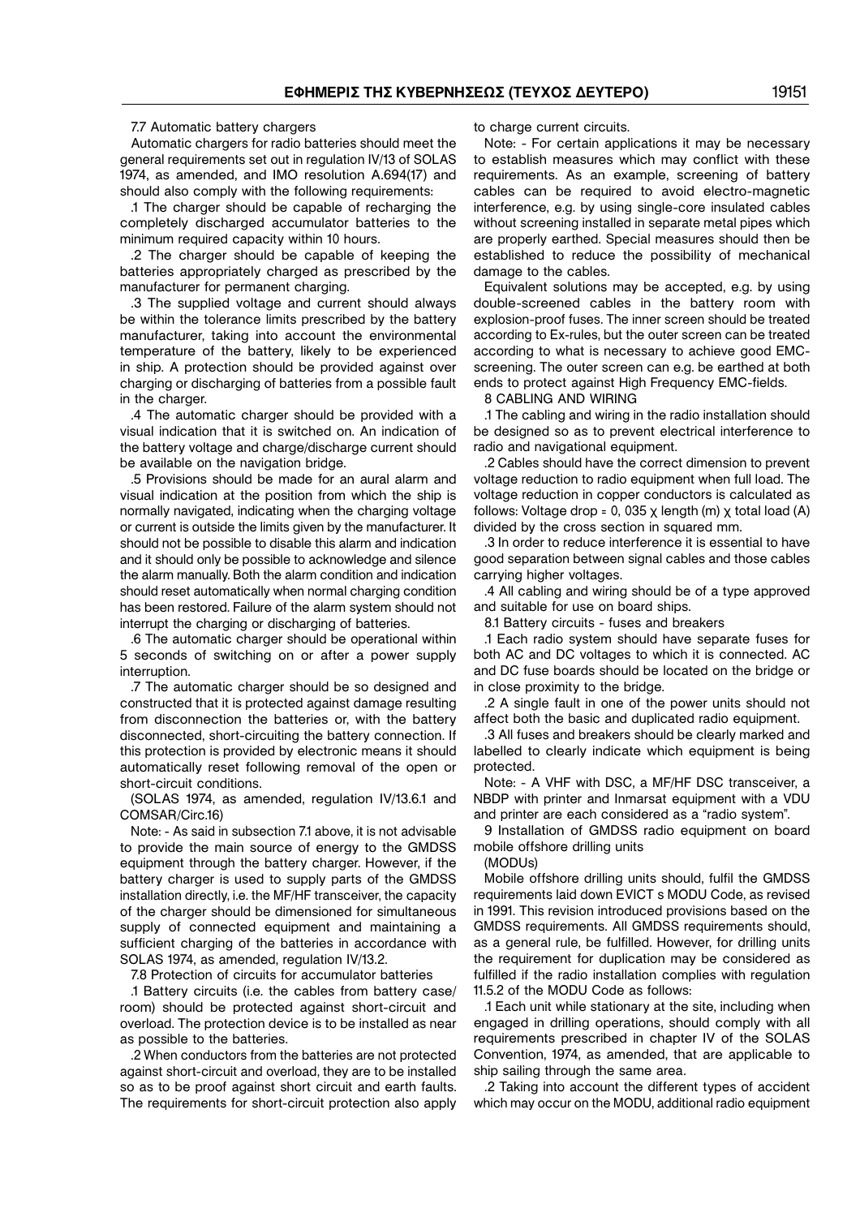7.7 Automatic battery chargers

Automatic chargers for radio batteries should meet the general requirements set out in regulation IV/13 of SOLAS 1974, as amended, and IMO resolution A.694(17) and should also comply with the following requirements:

.1 The charger should be capable of recharging the completely discharged accumulator batteries to the minimum required capacity within 10 hours.

.2 The charger should be capable of keeping the batteries appropriately charged as prescribed by the manufacturer for permanent charging.

.3 The supplied voltage and current should always be within the tolerance limits prescribed by the battery manufacturer, taking into account the environmental temperature of the battery, likely to be experienced in ship. A protection should be provided against over charging or discharging of batteries from a possible fault in the charger.

.4 The automatic charger should be provided with a visual indication that it is switched on. An indication of the battery voltage and charge/discharge current should be available on the navigation bridge.

.5 Provisions should be made for an aural alarm and visual indication at the position from which the ship is normally navigated, indicating when the charging voltage or current is outside the limits given by the manufacturer. It should not be possible to disable this alarm and indication and it should only be possible to acknowledge and silence the alarm manually. Both the alarm condition and indication should reset automatically when normal charging condition has been restored. Failure of the alarm system should not interrupt the charging or discharging of batteries.

.6 The automatic charger should be operational within 5 seconds of switching on or after a power supply interruption.

.7 The automatic charger should be so designed and constructed that it is protected against damage resulting from disconnection the batteries or, with the battery disconnected, short-circuiting the battery connection. If this protection is provided by electronic means it should automatically reset following removal of the open or short-circuit conditions.

(SOLAS 1974, as amended, regulation IV/13.6.1 and COMSAR/Circ.16)

Note: - As said in subsection 7.1 above, it is not advisable to provide the main source of energy to the GMDSS equipment through the battery charger. However, if the battery charger is used to supply parts of the GMDSS installation directly, i.e. the MF/HF transceiver, the capacity of the charger should be dimensioned for simultaneous supply of connected equipment and maintaining a sufficient charging of the batteries in accordance with SOLAS 1974, as amended, regulation IV/13.2.

7.8 Protection of circuits for accumulator batteries

.1 Battery circuits (i.e. the cables from battery case/room) should be protected against short-circuit and overload. The protection device is to be installed as near as possible to the batteries.

.2 When conductors from the batteries are not protected against short-circuit and overload, they are to be installed so as to be proof against short circuit and earth faults. The requirements for short-circuit protection also apply to charge current circuits.

Note: - For certain applications it may be necessary to establish measures which may conflict with these requirements. As an example, screening of battery cables can be required to avoid electro-magnetic interference, e.g. by using single-core insulated cables without screening installed in separate metal pipes which are properly earthed. Special measures should then be established to reduce the possibility of mechanical damage to the cables.

Equivalent solutions may be accepted, e.g. by using double-screened cables in the battery room with explosion-proof fuses. The inner screen should be treated according to Ex-rules, but the outer screen can be treated according to what is necessary to achieve good EMC-screening. The outer screen can e.g. be earthed at both ends to protect against High Frequency EMC-fields.

8 CABLING AND WIRING

.1 The cabling and wiring in the radio installation should be designed so as to prevent electrical interference to radio and navigational equipment.

.2 Cables should have the correct dimension to prevent voltage reduction to radio equipment when full load. The voltage reduction in copper conductors is calculated as follows: Voltage drop = 0, 035 χ length (m) χ total load (A) divided by the cross section in squared mm.

.3 In order to reduce interference it is essential to have good separation between signal cables and those cables carrying higher voltages.

.4 All cabling and wiring should be of a type approved and suitable for use on board ships.

8.1 Battery circuits - fuses and breakers

.1 Each radio system should have separate fuses for both AC and DC voltages to which it is connected. AC and DC fuse boards should be located on the bridge or in close proximity to the bridge.

.2 A single fault in one of the power units should not affect both the basic and duplicated radio equipment.

.3 All fuses and breakers should be clearly marked and labelled to clearly indicate which equipment is being protected.

Note: - A VHF with DSC, a MF/HF DSC transceiver, a NBDP with printer and Inmarsat equipment with a VDU and printer are each considered as a "radio system".

9 Installation of GMDSS radio equipment on board mobile offshore drilling units

(MODUs)

Mobile offshore drilling units should, fulfil the GMDSS requirements laid down EVICT s MODU Code, as revised in 1991. This revision introduced provisions based on the GMDSS requirements. All GMDSS requirements should, as a general rule, be fulfilled. However, for drilling units the requirement for duplication may be considered as fulfilled if the radio installation complies with regulation 11.5.2 of the MODU Code as follows:

.1 Each unit while stationary at the site, including when engaged in drilling operations, should comply with all requirements prescribed in chapter IV of the SOLAS Convention, 1974, as amended, that are applicable to ship sailing through the same area.

.2 Taking into account the different types of accident which may occur on the MODU, additional radio equipment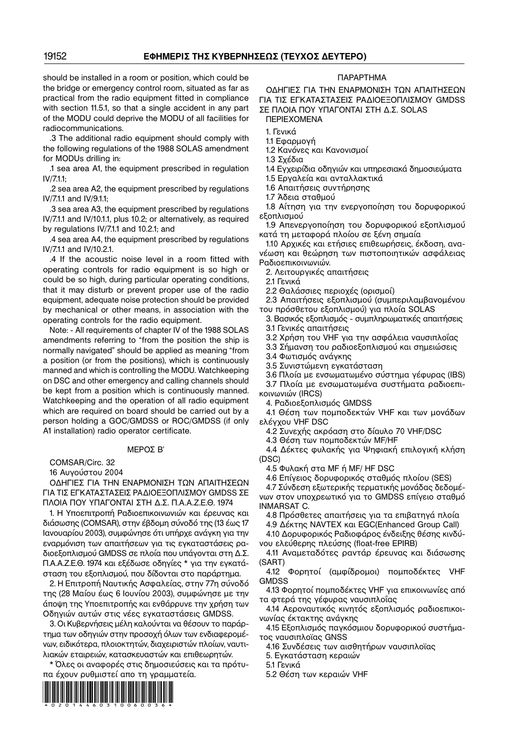should be installed in a room or position, which could be the bridge or emergency control room, situated as far as practical from the radio equipment fitted in compliance with section 11.5.1, so that a single accident in any part of the MODU could deprive the MODU of all facilities for radiocommunications.

.3 The additional radio equipment should comply with the following regulations of the 1988 SOLAS amendment for MODUs drilling in:

.1 sea area A1, the equipment prescribed in regulation IV/7.1.1;

.2 sea area A2, the equipment prescribed by regulations IV/7.1.1 and IV/9.1.1;

.3 sea area A3, the equipment prescribed by regulations IV/7.1.1 and IV/10.1.1, plus 10.2; or alternatively, as required by regulations IV/7.1.1 and 10.2.1; and

.4 sea area A4, the equipment prescribed by regulations IV/7.1.1 and IV/10.2.1.

.4 If the acoustic noise level in a room fitted with operating controls for radio equipment is so high or could be so high, during particular operating conditions, that it may disturb or prevent proper use of the radio equipment, adequate noise protection should be provided by mechanical or other means, in association with the operating controls for the radio equipment.

Note: - All requirements of chapter IV of the 1988 SOLAS amendments referring to "from the position the ship is normally navigated" should be applied as meaning "from a position (or from the positions), which is continuously manned and which is controlling the MODU. Watchkeeping on DSC and other emergency and calling channels should be kept from a position which is continuously manned. Watchkeeping and the operation of all radio equipment which are required on board should be carried out by a person holding a GOC/GMDSS or ROC/GMDSS (if only A1 installation) radio operator certificate.

## ΜΕΡΟΣ Β'

COMSAR/Circ. 32

16 Αυγούστου 2004

ΟΔΗΓΙΕΣ ΓΙΑ ΤΗΝ ΕΝΑΡΜΟΝΙΣΗ ΤΩΝ ΑΠΑΙΤΗΣΕΩΝ ΓΙΑ ΤΙΣ ΕΓΚΑΤΑΣΤΑΣΕΙΣ ΡΑΔΙΟΕΞΟΠΛΙΣΜΟΥ GMDSS ΣΕ ΠΛΟΙΑ ΠΟΥ ΥΠΑΓΟΝΤΑΙ ΣΤΗ Δ.Σ. Π.Α.Α.Ζ.Ε.Θ. 1974

1. Η Υποεπιτροπή Ραδιοεπικοινωνιών και έρευνας και διάσωσης (COMSAR), στην έβδομη σύνοδό της (13 έως 17 Ιανουαρίου 2003), συμφώνησε ότι υπήρχε ανάγκη για την εναρμόνιση των απαιτήσεων για τις εγκαταστάσεις ραδιοεξοπλισμού GMDSS σε πλοία που υπάγονται στη Δ.Σ. Π.Α.Α.Ζ.Ε.Θ. 1974 και εξέδωσε οδηγίες * για την εγκατάσταση του εξοπλισμού, που δίδονται στο παράρτημα.

2. Η Επιτροπή Ναυτικής Ασφαλείας, στην 77η σύνοδό της (28 Μαΐου έως 6 Ιουνίου 2003), συμφώνησε με την άποψη της Υποεπιτροπής και ενθάρρυνε την χρήση των Οδηγιών αυτών στις νέες εγκαταστάσεις GMDSS.

3. Οι Κυβερνήσεις μέλη καλούνται να θέσουν το παράρτημα των οδηγιών στην προσοχή όλων των ενδιαφερομένων, ειδικότερα, πλοιοκτητών, διαχειριστών πλοίων, ναυτιλιακών εταιρειών, κατασκευαστών και επιθεωρητών.

\* Όλες οι αναφορές στις δημοσιεύσεις και τα πρότυπα έχουν ρυθμιστεί απο τη γραμματεία.

## ΠΑΡΑΡΤΗΜΑ

ΟΔΗΓΙΕΣ ΓΙΑ ΤΗΝ ΕΝΑΡΜΟΝΙΣΗ ΤΩΝ ΑΠΑΙΤΗΣΕΩΝ ΓΙΑ ΤΙΣ ΕΓΚΑΤΑΣΤΑΣΕΙΣ ΡΑΔΙΟΕΞΟΠΛΙΣΜΟΥ GMDSS ΣΕ ΠΛΟΙΑ ΠΟΥ ΥΠΑΓΟΝΤΑΙ ΣΤΗ Δ.Σ. SOLAS

ΠΕΡΙΕΧΟΜΕΝΑ

1. Γενικά
1.1 Εφαρμογή
1.2 Κανόνες και Κανονισμοί
1.3 Σχέδια
1.4 Εγχειρίδια οδηγιών και υπηρεσιακά δημοσιεύματα
1.5 Εργαλεία και ανταλλακτικά
1.6 Απαιτήσεις συντήρησης
1.7 Άδεια σταθμού
1.8 Αίτηση για την ενεργοποίηση του δορυφορικού εξοπλισμού
1.9 Απενεργοποίηση του δορυφορικού εξοπλισμού κατά τη μεταφορά πλοίου σε ξένη σημαία
1.10 Αρχικές και ετήσιες επιθεωρήσεις, έκδοση, ανανέωση και θεώρηση των πιστοποιητικών ασφάλειας Ραδιοεπικοινωνιών.
2. Λειτουργικές απαιτήσεις
2.1 Γενικά
2.2 Θαλάσσιες περιοχές (ορισμοί)
2.3 Απαιτήσεις εξοπλισμού (συμπεριλαμβανομένου του πρόσθετου εξοπλισμού) για πλοία SOLAS
3. Βασικός εξοπλισμός - συμπληρωματικές απαιτήσεις
3.1 Γενικές απαιτήσεις
3.2 Χρήση του VHF για την ασφάλεια ναυσιπλοΐας
3.3 Σήμανση του ραδιοεξοπλισμού και σημειώσεις
3.4 Φωτισμός ανάγκης
3.5 Συνιστώμενη εγκατάσταση
3.6 Πλοία με ενσωματωμένο σύστημα γέφυρας (IBS)
3.7 Πλοία με ενσωματωμένα συστήματα ραδιοεπικοινωνιών (IRCS)
4. Ραδιοεξοπλισμός GMDSS
4.1 Θέση των πομποδεκτών VHF και των μονάδων ελέγχου VHF DSC
4.2 Συνεχής ακρόαση στο δίαυλο 70 VHF/DSC
4.3 Θέση των πομποδεκτών MF/HF
4.4 Δέκτες φυλακής για Ψηφιακή επιλογική κλήση (DSC)
4.5 Φυλακή στα MF ή MF/ HF DSC
4.6 Επίγειος δορυφορικός σταθμός πλοίου (SES)
4.7 Σύνδεση εξωτερικής τερματικής μονάδας δεδομένων στον υποχρεωτικό για το GMDSS επίγειο σταθμό INMARSAT C.
4.8 Πρόσθετες απαιτήσεις για τα επιβατηγά πλοία
4.9 Δέκτης NAVTEX και EGC(Enhanced Group Call)
4.10 Δορυφορικός Ραδιοφάρος ένδειξης θέσης κινδύνου ελεύθερης πλεύσης (float-free EPIRB)
4.11 Αναμεταδότες ραντάρ έρευνας και διάσωσης (SART)
4.12 Φορητοί (αμφίδρομοι) πομποδέκτες VHF GMDSS
4.13 Φορητοί πομποδέκτες VHF για επικοινωνίες από τα φτερά της γέφυρας ναυσιπλοΐας
4.14 Αεροναυτικός κινητός εξοπλισμός ραδιοεπικοινωνίας έκτακτης ανάγκης
4.15 Εξοπλισμός παγκόσμιου δορυφορικού συστήματος ναυσιπλοΐας GNSS
4.16 Συνδέσεις των αισθητήρων ναυσιπλοΐας
5. Εγκατάσταση κεραιών
5.1 Γενικά
5.2 Θέση των κεραιών VHF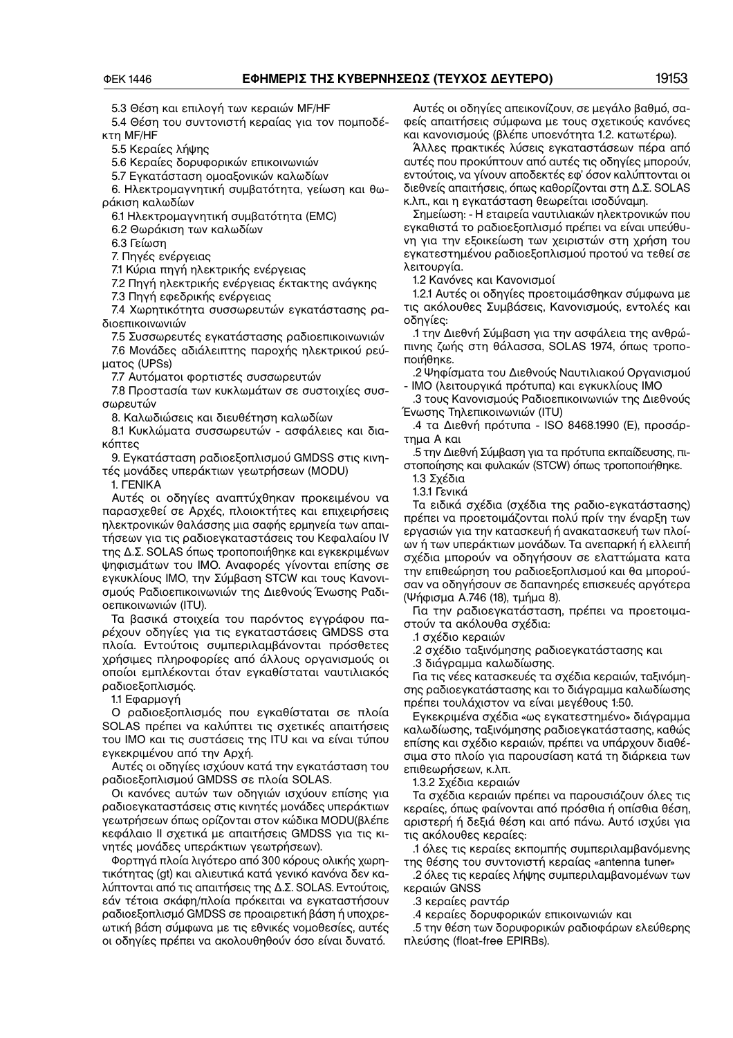5.3 Θέση και επιλογή των κεραιών MF/HF

5.4 Θέση του συντονιστή κεραίας για τον πομποδέκτη MF/HF

5.5 Κεραίες λήψης

5.6 Κεραίες δορυφορικών επικοινωνιών

5.7 Εγκατάσταση ομοαξονικών καλωδίων

6. Ηλεκτρομαγνητική συμβατότητα, γείωση και θωράκιση καλωδίων

6.1 Ηλεκτρομαγνητική συμβατότητα (EMC)

6.2 Θωράκιση των καλωδίων

6.3 Γείωση

7. Πηγές ενέργειας

7.1 Κύρια πηγή ηλεκτρικής ενέργειας

7.2 Πηγή ηλεκτρικής ενέργειας έκτακτης ανάγκης

7.3 Πηγή εφεδρικής ενέργειας

7.4 Χωρητικότητα συσσωρευτών εγκατάστασης ραδιοεπικοινωνιών

7.5 Συσσωρευτές εγκατάστασης ραδιοεπικοινωνιών

7.6 Μονάδες αδιάλειπτης παροχής ηλεκτρικού ρεύματος (UPSs)

7.7 Αυτόματοι φορτιστές συσσωρευτών

7.8 Προστασία των κυκλωμάτων σε συστοιχίες συσσωρευτών

8. Καλωδιώσεις και διευθέτηση καλωδίων

8.1 Κυκλώματα συσσωρευτών - ασφάλειες και διακόπτες

9. Εγκατάσταση ραδιοεξοπλισμού GMDSS στις κινητές μονάδες υπεράκτιων γεωτρήσεων (MODU)

## 1. ΓΕΝΙΚΑ

Αυτές οι οδηγίες αναπτύχθηκαν προκειμένου να παρασχεθεί σε Αρχές, πλοιοκτήτες και επιχειρήσεις ηλεκτρονικών θαλάσσης μια σαφής ερμηνεία των απαιτήσεων για τις ραδιοεγκαταστάσεις του Κεφαλαίου IV της Δ.Σ. SOLAS όπως τροποποιήθηκε και εγκεκριμένων ψηφισμάτων του ΙΜΟ. Αναφορές γίνονται επίσης σε εγκυκλίους ΙΜΟ, την Σύμβαση STCW και τους Κανονισμούς Ραδιοεπικοινωνιών της Διεθνούς Ένωσης Ραδιοεπικοινωνιών (ITU).

Τα βασικά στοιχεία του παρόντος εγγράφου παρέχουν οδηγίες για τις εγκαταστάσεις GMDSS στα πλοία. Εντούτοις συμπεριλαμβάνονται πρόσθετες χρήσιμες πληροφορίες από άλλους οργανισμούς οι οποίοι εμπλέκονται όταν εγκαθίσταται ναυτιλιακός ραδιοεξοπλισμός.

### 1.1 Εφαρμογή

Ο ραδιοεξοπλισμός που εγκαθίσταται σε πλοία SOLAS πρέπει να καλύπτει τις σχετικές απαιτήσεις του ΙΜΟ και τις συστάσεις της ITU και να είναι τύπου εγκεκριμένου από την Αρχή.

Αυτές οι οδηγίες ισχύουν κατά την εγκατάσταση του ραδιοεξοπλισμού GMDSS σε πλοία SOLAS.

Οι κανόνες αυτών των οδηγιών ισχύουν επίσης για ραδιοεγκαταστάσεις στις κινητές μονάδες υπεράκτιων γεωτρήσεων όπως ορίζονται στον κώδικα MODU(βλέπε κεφάλαιο II σχετικά με απαιτήσεις GMDSS για τις κινητές μονάδες υπεράκτιων γεωτρήσεων).

Φορτηγά πλοία λιγότερο από 300 κόρους ολικής χωρητικότητας (gt) και αλιευτικά κατά γενικό κανόνα δεν καλύπτονται από τις απαιτήσεις της Δ.Σ. SOLAS. Εντούτοις, εάν τέτοια σκάφη/πλοία πρόκειται να εγκαταστήσουν ραδιοεξοπλισμό GMDSS σε προαιρετική βάση ή υποχρεωτική βάση σύμφωνα με τις εθνικές νομοθεσίες, αυτές οι οδηγίες πρέπει να ακολουθηθούν όσο είναι δυνατό.

Αυτές οι οδηγίες απεικονίζουν, σε μεγάλο βαθμό, σαφείς απαιτήσεις σύμφωνα με τους σχετικούς κανόνες και κανονισμούς (βλέπε υποενότητα 1.2. κατωτέρω).

Άλλες πρακτικές λύσεις εγκαταστάσεων πέρα από αυτές που προκύπτουν από αυτές τις οδηγίες μπορούν, εντούτοις, να γίνουν αποδεκτές εφ' όσον καλύπτονται οι διεθνείς απαιτήσεις, όπως καθορίζονται στη Δ.Σ. SOLAS κ.λπ., και η εγκατάσταση θεωρείται ισοδύναμη.

Σημείωση: - Η εταιρεία ναυτιλιακών ηλεκτρονικών που εγκαθιστά το ραδιοεξοπλισμό πρέπει να είναι υπεύθυνη για την εξοικείωση των χειριστών στη χρήση του εγκατεστημένου ραδιοεξοπλισμού προτού να τεθεί σε λειτουργία.

### 1.2 Κανόνες και Κανονισμοί

1.2.1 Αυτές οι οδηγίες προετοιμάσθηκαν σύμφωνα με τις ακόλουθες Συμβάσεις, Κανονισμούς, εντολές και οδηγίες:

.1 την Διεθνή Σύμβαση για την ασφάλεια της ανθρώπινης ζωής στη θάλασσα, SOLAS 1974, όπως τροποποιήθηκε.

.2 Ψηφίσματα του Διεθνούς Ναυτιλιακού Οργανισμού - ΙΜΟ (λειτουργικά πρότυπα) και εγκυκλίους ΙΜΟ

.3 τους Κανονισμούς Ραδιοεπικοινωνιών της Διεθνούς Ένωσης Τηλεπικοινωνιών (ITU)

.4 τα Διεθνή πρότυπα - ISO 8468.1990 (E), προσάρτημα A και

.5 την Διεθνή Σύμβαση για τα πρότυπα εκπαίδευσης, πιστοποίησης και φυλακών (STCW) όπως τροποποιήθηκε.

### 1.3 Σχέδια

1.3.1 Γενικά

Τα ειδικά σχέδια (σχέδια της ραδιο-εγκατάστασης) πρέπει να προετοιμάζονται πολύ πρίν την έναρξη των εργασιών για την κατασκευή ή ανακατασκευή των πλοίων ή των υπεράκτιων μονάδων. Τα ανεπαρκή ή ελλειπή σχέδια μπορούν να οδηγήσουν σε ελαττώματα κατα την επιθεώρηση του ραδιοεξοπλισμού και θα μπορούσαν να οδηγήσουν σε δαπανηρές επισκευές αργότερα (Ψήφισμα A.746 (18), τμήμα 8).

Για την ραδιοεγκατάσταση, πρέπει να προετοιμαστούν τα ακόλουθα σχέδια:

.1 σχέδιο κεραιών

.2 σχέδιο ταξινόμησης ραδιοεγκατάστασης και

.3 διάγραμμα καλωδίωσης.

Για τις νέες κατασκευές τα σχέδια κεραιών, ταξινόμησης ραδιοεγκατάστασης και το διάγραμμα καλωδίωσης πρέπει τουλάχιστον να είναι μεγέθους 1:50.

Εγκεκριμένα σχέδια «ως εγκατεστημένο» διάγραμμα καλωδίωσης, ταξινόμησης ραδιοεγκατάστασης, καθώς επίσης και σχέδιο κεραιών, πρέπει να υπάρχουν διαθέσιμα στο πλοίο για παρουσίαση κατά τη διάρκεια των επιθεωρήσεων, κ.λπ.

1.3.2 Σχέδια κεραιών

Τα σχέδια κεραιών πρέπει να παρουσιάζουν όλες τις κεραίες, όπως φαίνονται από πρόσθια ή οπίσθια θέση, αριστερή ή δεξιά θέση και από πάνω. Αυτό ισχύει για τις ακόλουθες κεραίες:

.1 όλες τις κεραίες εκπομπής συμπεριλαμβανόμενης της θέσης του συντονιστή κεραίας «antenna tuner»

.2 όλες τις κεραίες λήψης συμπεριλαμβανομένων των κεραιών GNSS

.3 κεραίες ραντάρ

.4 κεραίες δορυφορικών επικοινωνιών και

.5 την θέση των δορυφορικών ραδιοφάρων ελεύθερης πλεύσης (float-free EPIRBs).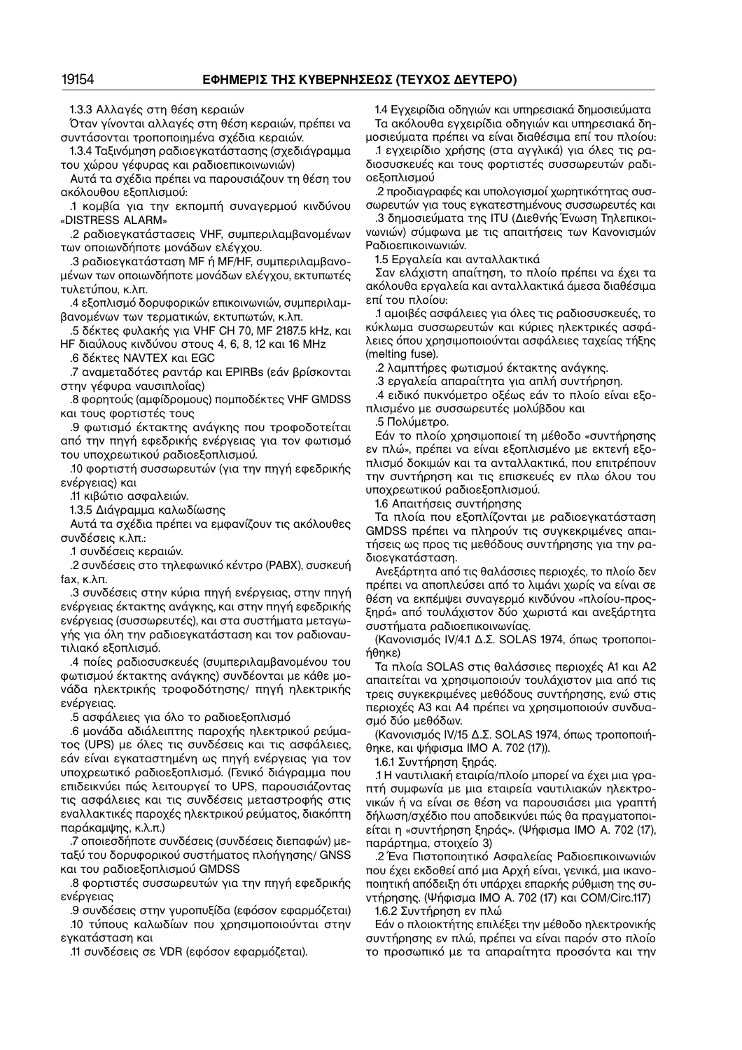1.3.3 Αλλαγές στη θέση κεραιών

Όταν γίνονται αλλαγές στη θέση κεραιών, πρέπει να συντάσσονται τροποποιημένα σχέδια κεραιών.

1.3.4 Ταξινόμηση ραδιοεγκατάστασης (σχεδιάγραμμα του χώρου γέφυρας και ραδιοεπικοινωνιών)

Αυτά τα σχέδια πρέπει να παρουσιάζουν τη θέση του ακόλουθου εξοπλισμού:

.1 κομβία για την εκπομπή συναγερμού κινδύνου «DISTRESS ALARM»

.2 ραδιοεγκαταστάσεις VHF, συμπεριλαμβανομένων των οποιωνδήποτε μονάδων ελέγχου.

.3 ραδιοεγκατάσταση MF ή MF/HF, συμπεριλαμβανομένων των οποιωνδήποτε μονάδων ελέγχου, εκτυπωτές τυλετύπου, κ.λπ.

.4 εξοπλισμό δορυφορικών επικοινωνιών, συμπεριλαμβανομένων των τερματικών, εκτυπωτών, κ.λπ.

.5 δέκτες φυλακής για VHF CH 70, MF 2187.5 kHz, και HF διαύλους κινδύνου στους 4, 6, 8, 12 και 16 MHz

.6 δέκτες NAVTEX και EGC

.7 αναμεταδότες ραντάρ και EPIRBs (εάν βρίσκονται στην γέφυρα ναυσιπλοΐας)

.8 φορητούς (αμφίδρομους) πομποδέκτες VHF GMDSS και τους φορτιστές τους

.9 φωτισμό έκτακτης ανάγκης που τροφοδοτείται από την πηγή εφεδρικής ενέργειας για τον φωτισμό του υποχρεωτικού ραδιοεξοπλισμού.

.10 φορτιστή συσσωρευτών (για την πηγή εφεδρικής ενέργειας) και

.11 κιβώτιο ασφαλειών.

1.3.5 Διάγραμμα καλωδίωσης

Αυτά τα σχέδια πρέπει να εμφανίζουν τις ακόλουθες συνδέσεις κ.λπ.:

.1 συνδέσεις κεραιών.

.2 συνδέσεις στο τηλεφωνικό κέντρο (PABX), συσκευή fax, κ.λπ.

.3 συνδέσεις στην κύρια πηγή ενέργειας, στην πηγή ενέργειας έκτακτης ανάγκης, και στην πηγή εφεδρικής ενέργειας (συσσωρευτές), και στα συστήματα μεταγωγής για όλη την ραδιοεγκατάσταση και τον ραδιοναυτιλιακό εξοπλισμό.

.4 ποίες ραδιοσυσκευές (συμπεριλαμβανομένου του φωτισμού έκτακτης ανάγκης) συνδέονται με κάθε μονάδα ηλεκτρικής τροφοδότησης/ πηγή ηλεκτρικής ενέργειας.

.5 ασφάλειες για όλο το ραδιοεξοπλισμό

.6 μονάδα αδιάλειπτης παροχής ηλεκτρικού ρεύματος (UPS) με όλες τις συνδέσεις και τις ασφάλειες, εάν είναι εγκαταστημένη ως πηγή ενέργειας για τον υποχρεωτικό ραδιοεξοπλισμό. (Γενικό διάγραμμα που επιδεικνύει πώς λειτουργεί το UPS, παρουσιάζοντας τις ασφάλειες και τις συνδέσεις μεταστροφής στις εναλλακτικές παροχές ηλεκτρικού ρεύματος, διακόπτη παράκαμψης, κ.λ.π.)

.7 οποιεσδήποτε συνδέσεις (συνδέσεις διεπαφών) μεταξύ του δορυφορικού συστήματος πλοήγησης/ GNSS και του ραδιοεξοπλισμού GMDSS

.8 φορτιστές συσσωρευτών για την πηγή εφεδρικής ενέργειας

.9 συνδέσεις στην γυροπυξίδα (εφόσον εφαρμόζεται)

.10 τύπους καλωδίων που χρησιμοποιούνται στην εγκατάσταση και

.11 συνδέσεις σε VDR (εφόσον εφαρμόζεται).

1.4 Εγχειρίδια οδηγιών και υπηρεσιακά δημοσιεύματα

Τα ακόλουθα εγχειρίδια οδηγιών και υπηρεσιακά δημοσιεύματα πρέπει να είναι διαθέσιμα επί του πλοίου:

.1 εγχειρίδιο χρήσης (στα αγγλικά) για όλες τις ραδιοσυσκευές και τους φορτιστές συσσωρευτών ραδιοεξοπλισμού

.2 προδιαγραφές και υπολογισμοί χωρητικότητας συσσωρευτών για τους εγκατεστημένους συσσωρευτές και

.3 δημοσιεύματα της ITU (Διεθνής Ένωση Τηλεπικοινωνιών) σύμφωνα με τις απαιτήσεις των Κανονισμών Ραδιοεπικοινωνιών.

1.5 Εργαλεία και ανταλλακτικά

Σαν ελάχιστη απαίτηση, το πλοίο πρέπει να έχει τα ακόλουθα εργαλεία και ανταλλακτικά άμεσα διαθέσιμα επί του πλοίου:

.1 αμοιβές ασφάλειες για όλες τις ραδιοσυσκευές, το κύκλωμα συσσωρευτών και κύριες ηλεκτρικές ασφάλειες όπου χρησιμοποιούνται ασφάλειες ταχείας τήξης (melting fuse).

.2 λαμπτήρες φωτισμού έκτακτης ανάγκης.

.3 εργαλεία απαραίτητα για απλή συντήρηση.

.4 ειδικό πυκνόμετρο οξέως εάν το πλοίο είναι εξοπλισμένο με συσσωρευτές μολύβδου και

.5 Πολύμετρο.

Εάν το πλοίο χρησιμοποιεί τη μέθοδο «συντήρησης εν πλώ», πρέπει να είναι εξοπλισμένο με εκτενή εξοπλισμό δοκιμών και τα ανταλλακτικά, που επιτρέπουν την συντήρηση και τις επισκευές εν πλω όλου του υποχρεωτικού ραδιοεξοπλισμού.

1.6 Απαιτήσεις συντήρησης

Τα πλοία που εξοπλίζονται με ραδιοεγκατάσταση GMDSS πρέπει να πληρούν τις συγκεκριμένες απαιτήσεις ως προς τις μεθόδους συντήρησης για την ραδιοεγκατάσταση.

Ανεξάρτητα από τις θαλάσσιες περιοχές, το πλοίο δεν πρέπει να αποπλεύσει από το λιμάνι χωρίς να είναι σε θέση να εκπέμψει συναγερμό κινδύνου «πλοίου-προς-ξηρά» από τουλάχιστον δύο χωριστά και ανεξάρτητα συστήματα ραδιοεπικοινωνίας.

(Κανονισμός IV/4.1 Δ.Σ. SOLAS 1974, όπως τροποποιήθηκε)

Τα πλοία SOLAS στις θαλάσσιες περιοχές A1 και A2 απαιτείται να χρησιμοποιούν τουλάχιστον μια από τις τρεις συγκεκριμένες μεθόδους συντήρησης, ενώ στις περιοχές A3 και A4 πρέπει να χρησιμοποιούν συνδυασμό δύο μεθόδων.

(Κανονισμός IV/15 Δ.Σ. SOLAS 1974, όπως τροποποιήθηκε, και ψήφισμα IMO A. 702 (17)).

1.6.1 Συντήρηση ξηράς.

.1 Η ναυτιλιακή εταιρία/πλοίο μπορεί να έχει μια γραπτή συμφωνία με μια εταιρεία ναυτιλιακών ηλεκτρονικών ή να είναι σε θέση να παρουσιάσει μια γραπτή δήλωση/σχέδιο που αποδεικνύει πώς θα πραγματοποιείται η «συντήρηση ξηράς». (Ψήφισμα IMO A. 702 (17), παράρτημα, στοιχείο 3)

.2 Ένα Πιστοποιητικό Ασφαλείας Ραδιοεπικοινωνιών που έχει εκδοθεί από μια Αρχή είναι, γενικά, μια ικανοποιητική απόδειξη ότι υπάρχει επαρκής ρύθμιση της συντήρησης. (Ψήφισμα IMO A. 702 (17) και COM/Circ.117)

1.6.2 Συντήρηση εν πλώ

Εάν ο πλοιοκτήτης επιλέξει την μέθοδο ηλεκτρονικής συντήρησης εν πλώ, πρέπει να είναι παρόν στο πλοίο το προσωπικό με τα απαραίτητα προσόντα και την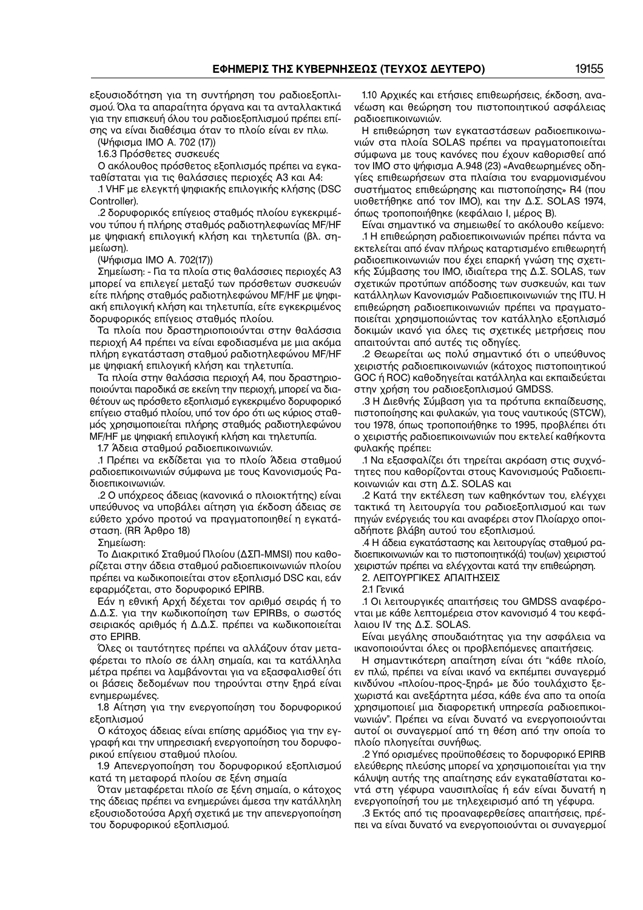εξουσιοδότηση για τη συντήρηση του ραδιοεξοπλισμού. Όλα τα απαραίτητα όργανα και τα ανταλλακτικά για την επισκευή όλου του ραδιοεξοπλισμού πρέπει επίσης να είναι διαθέσιμα όταν το πλοίο είναι εν πλω.

(Ψήφισμα ΙΜΟ Α. 702 (17))

1.6.3 Πρόσθετες συσκευές

Ο ακόλουθος πρόσθετος εξοπλισμός πρέπει να εγκαταθίσταται για τις θαλάσσιες περιοχές Α3 και Α4:

.1 VHF με ελεγκτή ψηφιακής επιλογικής κλήσης (DSC Controller).

.2 δορυφορικός επίγειος σταθμός πλοίου εγκεκριμένου τύπου ή πλήρης σταθμός ραδιοτηλεφωνίας MF/HF με ψηφιακή επιλογική κλήση και τηλετυπία (βλ. σημείωση).

(Ψήφισμα ΙΜΟ Α. 702(17))

Σημείωση: - Για τα πλοία στις θαλάσσιες περιοχές Α3 μπορεί να επιλεγεί μεταξύ των πρόσθετων συσκευών είτε πλήρης σταθμός ραδιοτηλεφώνου MF/HF με ψηφιακή επιλογική κλήση και τηλετυπία, είτε εγκεκριμένος δορυφορικός επίγειος σταθμός πλοίου.

Τα πλοία που δραστηριοποιούνται στην θαλάσσια περιοχή Α4 πρέπει να είναι εφοδιασμένα με μια ακόμα πλήρη εγκατάσταση σταθμού ραδιοτηλεφώνου MF/HF με ψηφιακή επιλογική κλήση και τηλετυπία.

Τα πλοία στην θαλάσσια περιοχή Α4, που δραστηριοποιούνται παροδικά σε εκείνη την περιοχή, μπορεί να διαθέτουν ως πρόσθετο εξοπλισμό εγκεκριμένο δορυφορικό επίγειο σταθμό πλοίου, υπό τον όρο ότι ως κύριος σταθμός χρησιμοποιείται πλήρης σταθμός ραδιοτηλεφώνου MF/HF με ψηφιακή επιλογική κλήση και τηλετυπία.

1.7 Άδεια σταθμού ραδιοεπικοινωνιών.

.1 Πρέπει να εκδίδεται για το πλοίο Άδεια σταθμού ραδιοεπικοινωνιών σύμφωνα με τους Κανονισμούς Ραδιοεπικοινωνιών.

.2 Ο υπόχρεος άδειας (κανονικά ο πλοιοκτήτης) είναι υπεύθυνος να υποβάλει αίτηση για έκδοση άδειας σε εύθετο χρόνο προτού να πραγματοποιηθεί η εγκατάσταση. (RR Άρθρο 18)

Σημείωση:

Το Διακριτικό Σταθμού Πλοίου (ΔΣΠ-MMSI) που καθορίζεται στην άδεια σταθμού ραδιοεπικοινωνιών πλοίου πρέπει να κωδικοποιείται στον εξοπλισμό DSC και, εάν εφαρμόζεται, στο δορυφορικό EPIRB.

Εάν η εθνική Αρχή δέχεται τον αριθμό σειράς ή το Δ.Δ.Σ. για την κωδικοποίηση των EPIRBs, ο σωστός σειριακός αριθμός ή Δ.Δ.Σ. πρέπει να κωδικοποιείται στο EPIRB.

Όλες οι ταυτότητες πρέπει να αλλάζουν όταν μεταφέρεται το πλοίο σε άλλη σημαία, και τα κατάλληλα μέτρα πρέπει να λαμβάνονται για να εξασφαλισθεί ότι οι βάσεις δεδομένων που τηρούνται στην ξηρά είναι ενημερωμένες.

1.8 Αίτηση για την ενεργοποίηση του δορυφορικού εξοπλισμού

Ο κάτοχος άδειας είναι επίσης αρμόδιος για την εγγραφή και την υπηρεσιακή ενεργοποίηση του δορυφορικού επίγειου σταθμού πλοίου.

1.9 Απενεργοποίηση του δορυφορικού εξοπλισμού κατά τη μεταφορά πλοίου σε ξένη σημαία

Όταν μεταφέρεται πλοίο σε ξένη σημαία, ο κάτοχος της άδειας πρέπει να ενημερώνει άμεσα την κατάλληλη εξουσιοδοτούσα Αρχή σχετικά με την απενεργοποίηση του δορυφορικού εξοπλισμού.

1.10 Αρχικές και ετήσιες επιθεωρήσεις, έκδοση, ανανέωση και θεώρηση του πιστοποιητικού ασφάλειας ραδιοεπικοινωνιών.

Η επιθεώρηση των εγκαταστάσεων ραδιοεπικοινωνιών στα πλοία SOLAS πρέπει να πραγματοποιείται σύμφωνα με τους κανόνες που έχουν καθορισθεί από τον ΙΜΟ στο ψήφισμα Α.948 (23) «Αναθεωρημένες οδηγίες επιθεωρήσεων στα πλαίσια του εναρμονισμένου συστήματος επιθεώρησης και πιστοποίησης» R4 (που υιοθετήθηκε από τον ΙΜΟ), και την Δ.Σ. SOLAS 1974, όπως τροποποιήθηκε (κεφάλαιο Ι, μέρος Β).

Είναι σημαντικό να σημειωθεί το ακόλουθο κείμενο:

.1 Η επιθεώρηση ραδιοεπικοινωνιών πρέπει πάντα να εκτελείται από έναν πλήρως καταρτισμένο επιθεωρητή ραδιοεπικοινωνιών που έχει επαρκή γνώση της σχετικής Σύμβασης του ΙΜΟ, ιδιαίτερα της Δ.Σ. SOLAS, των σχετικών προτύπων απόδοσης των συσκευών, και των κατάλληλων Κανονισμών Ραδιοεπικοινωνιών της ITU. Η επιθεώρηση ραδιοεπικοινωνιών πρέπει να πραγματοποιείται χρησιμοποιώντας τον κατάλληλο εξοπλισμό δοκιμών ικανό για όλες τις σχετικές μετρήσεις που απαιτούνται από αυτές τις οδηγίες.

.2 Θεωρείται ως πολύ σημαντικό ότι ο υπεύθυνος χειριστής ραδιοεπικοινωνιών (κάτοχος πιστοποιητικού GOC ή ROC) καθοδηγείται κατάλληλα και εκπαιδεύεται στην χρήση του ραδιοεξοπλισμού GMDSS.

.3 Η Διεθνής Σύμβαση για τα πρότυπα εκπαίδευσης, πιστοποίησης και φυλακών, για τους ναυτικούς (STCW), του 1978, όπως τροποποιήθηκε το 1995, προβλέπει ότι ο χειριστής ραδιοεπικοινωνιών που εκτελεί καθήκοντα φυλακής πρέπει:

.1 Να εξασφαλίζει ότι τηρείται ακρόαση στις συχνότητες που καθορίζονται στους Κανονισμούς Ραδιοεπικοινωνιών και στη Δ.Σ. SOLAS και

.2 Κατά την εκτέλεση των καθηκόντων του, ελέγχει τακτικά τη λειτουργία του ραδιοεξοπλισμού και των πηγών ενέργειάς του και αναφέρει στον Πλοίαρχο οποιαδήποτε βλάβη αυτού του εξοπλισμού.

.4 Η άδεια εγκατάστασης και λειτουργίας σταθμού ραδιοεπικοινωνιών και το πιστοποιητικό(ά) του(ων) χειριστού χειριστών πρέπει να ελέγχονται κατά την επιθεώρηση.

2. ΛΕΙΤΟΥΡΓΙΚΕΣ ΑΠΑΙΤΗΣΕΙΣ

2.1 Γενικά

.1 Οι λειτουργικές απαιτήσεις του GMDSS αναφέρονται με κάθε λεπτομέρεια στον κανονισμό 4 του κεφάλαιου IV της Δ.Σ. SOLAS.

Είναι μεγάλης σπουδαιότητας για την ασφάλεια να ικανοποιούνται όλες οι προβλεπόμενες απαιτήσεις.

Η σημαντικότερη απαίτηση είναι ότι "κάθε πλοίο, εν πλώ, πρέπει να είναι ικανό να εκπέμπει συναγερμό κινδύνου «πλοίου-προς-ξηρά» με δύο τουλάχιστο ξεχωριστά και ανεξάρτητα μέσα, κάθε ένα απο τα οποία χρησιμοποιεί μια διαφορετική υπηρεσία ραδιοεπικοινωνιών". Πρέπει να είναι δυνατό να ενεργοποιούνται αυτοί οι συναγερμοί από τη θέση από την οποία το πλοίο πλοηγείται συνήθως.

.2 Υπό ορισμένες προϋποθέσεις το δορυφορικό EPIRB ελεύθερης πλεύσης μπορεί να χρησιμοποιείται για την κάλυψη αυτής της απαίτησης εάν εγκαθίσταται κοντά στη γέφυρα ναυσιπλοΐας ή εάν είναι δυνατή η ενεργοποίησή του με τηλεχειρισμό από τη γέφυρα.

.3 Εκτός από τις προαναφερθείσες απαιτήσεις, πρέπει να είναι δυνατό να ενεργοποιούνται οι συναγερμοί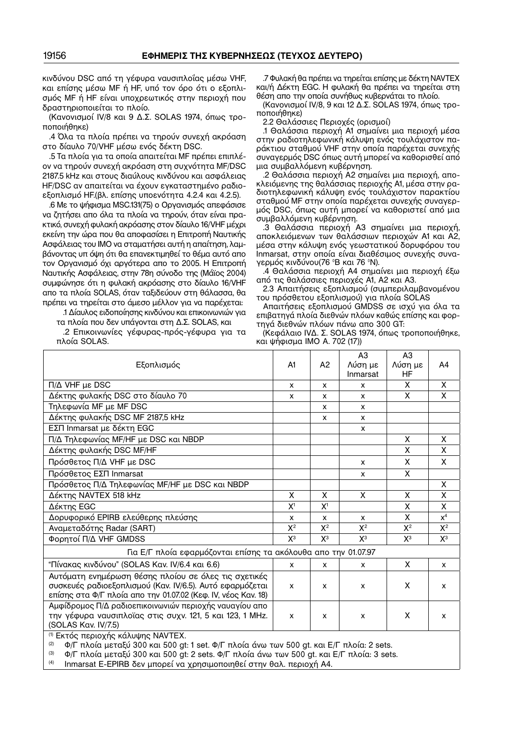κινδύνου DSC από τη γέφυρα ναυσιπλοΐας μέσω VHF, και επίσης μέσω MF ή HF, υπό τον όρο ότι ο εξοπλισμός MF ή HF είναι υποχρεωτικός στην περιοχή που δραστηριοποιείται το πλοίο.

(Κανονισμοί IV/8 και 9 Δ.Σ. SOLAS 1974, όπως τροποποιήθηκε)

.4 Όλα τα πλοία πρέπει να τηρούν συνεχή ακρόαση στο δίαυλο 70/VHF μέσω ενός δέκτη DSC.

.5 Τα πλοία για τα οποία απαιτείται MF πρέπει επιπλέον να τηρούν συνεχή ακρόαση στη συχνότητα MF/DSC 2187.5 kHz και στους διαύλους κινδύνου και ασφάλειας HF/DSC αν απαιτείται να έχουν εγκαταστημένο ραδιοεξοπλισμό HF.(βλ. επίσης υποενότητα 4.2.4 και 4.2.5).

.6 Με το ψήφισμα MSC.131(75) ο Οργανισμός απεφάσισε να ζητήσει απο όλα τα πλοία να τηρούν, όταν είναι πρακτικό, συνεχή φυλακή ακρόασης στον δίαυλο 16/VHF μέχρι εκείνη την ώρα που θα αποφασίσει η Επιτροπή Ναυτικής Ασφάλειας του IMO να σταματήσει αυτή η απαίτηση, λαμβάνοντας υπ όψη ότι θα επανεκτιμηθεί το θέμα αυτό απο τον Οργανισμό όχι αργότερα απο το 2005. Η Επιτροπή Ναυτικής Ασφάλειας, στην 78η σύνοδο της (Μάϊος 2004) συμφώνησε ότι η φυλακή ακρόασης στο δίαυλο 16/VHF απο τα πλοία SOLAS, όταν ταξιδεύουν στη θάλασσα, θα πρέπει να τηρείται στο άμεσο μέλλον για να παρέχεται:

.1 Δίαυλος ειδοποίησης κινδύνου και επικοινωνιών για τα πλοία που δεν υπάγονται στη Δ.Σ. SOLAS, και

.2 Επικοινωνίες γέφυρας-πρός-γέφυρα για τα πλοία SOLAS.

.7 Φυλακή θα πρέπει να τηρείται επίσης με δέκτη NAVTEX και/ή Δέκτη EGC. Η φυλακή θα πρέπει να τηρείται στη θέση απο την οποία συνήθως κυβερνάται το πλοίο.

(Κανονισμοί IV/8, 9 και 12 Δ.Σ. SOLAS 1974, όπως τροποποιήθηκε)

2.2 Θαλάσσιες Περιοχές (ορισμοί)

.1 Θαλάσσια περιοχή A1 σημαίνει μια περιοχή μέσα στην ραδιοτηλεφωνική κάλυψη ενός τουλάχιστον παράκτιου σταθμού VHF στην οποία παρέχεται συνεχής συναγερμός DSC όπως αυτή μπορεί να καθορισθεί από μια συμβαλλόμενη κυβέρνηση.

.2 Θαλάσσια περιοχή A2 σημαίνει μια περιοχή, αποκλειόμενης της θαλάσσιας περιοχής A1, μέσα στην ραδιοτηλεφωνική κάλυψη ενός τουλάχιστον παρακτίου σταθμού MF στην οποία παρέχεται συνεχής συναγερμός DSC, όπως αυτή μπορεί να καθοριστεί από μια συμβαλλόμενη κυβέρνηση.

.3 Θαλάσσια περιοχή A3 σημαίνει μια περιοχή, αποκλειόμενων των θαλάσσιων περιοχών A1 και A2, μέσα στην κάλυψη ενός γεωστατικού δορυφόρου του Inmarsat, στην οποία είναι διαθέσιμος συνεχής συναγερμός κινδύνου(76 °Β και 76 °Ν).

.4 Θαλάσσια περιοχή A4 σημαίνει μια περιοχή έξω από τις θαλάσσιες περιοχές A1, A2 και A3.

2.3 Απαιτήσεις εξοπλισμού (συμπεριλαμβανομένου του πρόσθετου εξοπλισμού) για πλοία SOLAS

Απαιτήσεις εξοπλισμού GMDSS σε ισχύ για όλα τα επιβατηγά πλοία διεθνών πλόων καθώς επίσης και φορτηγά διεθνών πλόων πάνω απο 300 GT:

(Κεφάλαιο IVΔ. Σ. SOLAS 1974, όπως τροποποιήθηκε, και ψήφισμα IMO A. 702 (17))

| Εξοπλισμός | A1 | A2 | A3 Λύση με Inmarsat | A3 Λύση με HF | A4 |
|---|---|---|---|---|---|
| Π/Δ VHF με DSC | x | x | x | X | X |
| Δέκτης φυλακής DSC στο δίαυλο 70 | x | x | x | X | X |
| Τηλεφωνία MF με MF DSC | | x | x | | |
| Δέκτης φυλακής DSC MF 2187,5 kHz | | x | x | | |
| ΕΣΠ Inmarsat με δέκτη EGC | | | x | | |
| Π/Δ Τηλεφωνίας MF/HF με DSC και NBDP | | | | X | X |
| Δέκτης φυλακής DSC MF/HF | | | | X | X |
| Πρόσθετος Π/Δ VHF με DSC | | | x | X | X |
| Πρόσθετος ΕΣΠ Inmarsat | | | x | X | |
| Πρόσθετος Π/Δ Τηλεφωνίας MF/HF με DSC και NBDP | | | | | X |
| Δέκτης NAVTEX 518 kHz | X | X | X | X | X |
| Δέκτης EGC | X[1] | X[1] | | X | X |
| Δορυφορικό EPIRB ελεύθερης πλεύσης | x | x | x | X | x[4] |
| Αναμεταδότης Radar (SART) | X[2] | X[2] | X[2] | X[2] | X[2] |
| Φορητοί Π/Δ VHF GMDSS | X[3] | X[3] | X[3] | X[3] | X[3] |
| Για Ε/Γ πλοία εφαρμόζονται επίσης τα ακόλουθα απο την 01.07.97 | | | | | |
| "Πίνακας κινδύνου" (SOLAS Καν. IV/6.4 και 6.6) | x | x | x | X | x |
| Αυτόματη ενημέρωση θέσης πλοίου σε όλες τις σχετικές συσκευές ραδιοεξοπλισμού (Καν. IV/6.5). Αυτό εφαρμόζεται επίσης στα Φ/Γ πλοία απο την 01.07.02 (Κεφ. IV, νέος Καν. 18) | x | x | x | X | x |
| Αμφίδρομος Π/Δ ραδιοεπικοινωνιών περιοχής ναυαγίου απο την γέφυρα ναυσιπλοΐας στις συχν. 121, 5 και 123, 1 MHz. (SOLAS Καν. IV/7.5) | x | x | x | X | x |

(1) Εκτός περιοχής κάλυψης NAVTEX.

(2) Φ/Γ πλοία μεταξύ 300 και 500 gt: 1 set. Φ/Γ πλοία άνω των 500 gt. και Ε/Γ πλοία: 2 sets.

(3) Φ/Γ πλοία μεταξύ 300 και 500 gt: 2 sets. Φ/Γ πλοία άνω των 500 gt. και Ε/Γ πλοία: 3 sets.

(4) Inmarsat E-EPIRB δεν μπορεί να χρησιμοποιηθεί στην θαλ. περιοχή A4.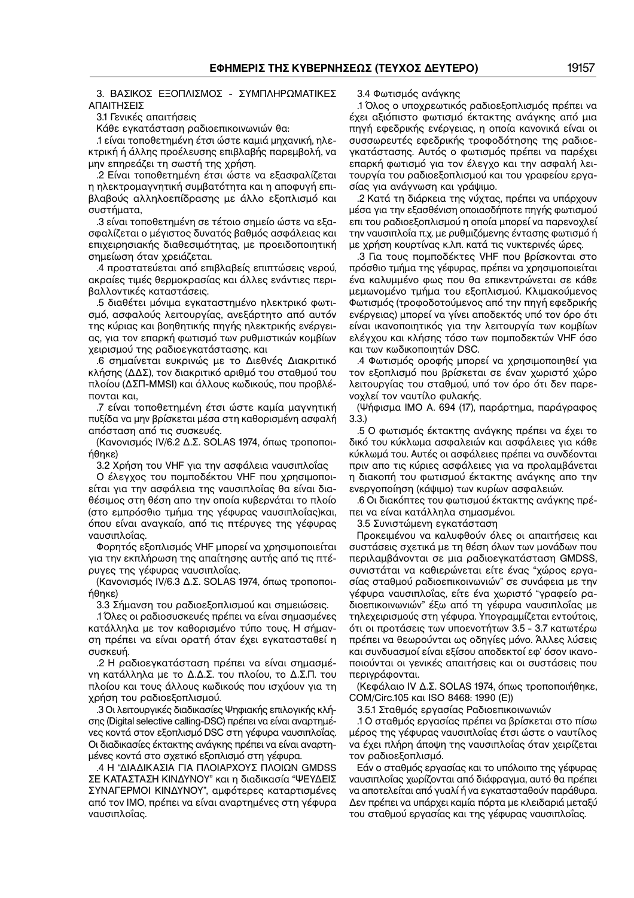3. ΒΑΣΙΚΟΣ ΕΞΟΠΛΙΣΜΟΣ - ΣΥΜΠΛΗΡΩΜΑΤΙΚΕΣ ΑΠΑΙΤΗΣΕΙΣ

3.1 Γενικές απαιτήσεις

Κάθε εγκατάσταση ραδιοεπικοινωνιών θα:

.1 είναι τοποθετημένη έτσι ώστε καμιά μηχανική, ηλεκτρική ή άλλης προέλευσης επιβλαβής παρεμβολή, να μην επηρεάζει τη σωστή της χρήση.

.2 Είναι τοποθετημένη έτσι ώστε να εξασφαλίζεται η ηλεκτρομαγνητική συμβατότητα και η αποφυγή επιβλαβούς αλληλοεπίδρασης με άλλο εξοπλισμό και συστήματα,

.3 είναι τοποθετημένη σε τέτοιο σημείο ώστε να εξασφαλίζεται ο μέγιστος δυνατός βαθμός ασφάλειας και επιχειρησιακής διαθεσιμότητας, με προειδοποιητική σημείωση όταν χρειάζεται.

.4 προστατεύεται από επιβλαβείς επιπτώσεις νερού, ακραίες τιμές θερμοκρασίας και άλλες ενάντιες περιβαλλοντικές καταστάσεις.

.5 διαθέτει μόνιμα εγκαταστημένο ηλεκτρικό φωτισμό, ασφαλούς λειτουργίας, ανεξάρτητο από αυτόν της κύριας και βοηθητικής πηγής ηλεκτρικής ενέργειας, για τον επαρκή φωτισμό των ρυθμιστικών κομβίων χειρισμού της ραδιοεγκατάστασης. και

.6 σημαίνεται ευκρινώς με το Διεθνές Διακριτικό κλήσης (ΔΔΣ), τον διακριτικό αριθμό του σταθμού του πλοίου (ΔΣΠ-MMSI) και άλλους κωδικούς, που προβλέπονται και,

.7 είναι τοποθετημένη έτσι ώστε καμία μαγνητική πυξίδα να μην βρίσκεται μέσα στη καθορισμένη ασφαλή απόσταση από τις συσκευές.

(Κανονισμός IV/6.2 Δ.Σ. SOLAS 1974, όπως τροποποιήθηκε)

3.2 Χρήση του VHF για την ασφάλεια ναυσιπλοΐας

Ο έλεγχος του πομποδέκτου VHF που χρησιμοποιείται για την ασφάλεια της ναυσιπλοΐας θα είναι διαθέσιμος στη θέση απο την οποία κυβερνάται το πλοίο (στο εμπρόσθιο τμήμα της γέφυρας ναυσιπλοΐας)και, όπου είναι αναγκαίο, από τις πτέρυγες της γέφυρας ναυσιπλοΐας.

Φορητός εξοπλισμός VHF μπορεί να χρησιμοποιείται για την εκπλήρωση της απαίτησης αυτής από τις πτέρυγες της γέφυρας ναυσιπλοΐας.

(Κανονισμός IV/6.3 Δ.Σ. SOLAS 1974, όπως τροποποιήθηκε)

3.3 Σήμανση του ραδιοεξοπλισμού και σημειώσεις.

.1 Όλες οι ραδιοσυσκευές πρέπει να είναι σημασμένες κατάλληλα με τον καθορισμένο τύπο τους. Η σήμανση πρέπει να είναι ορατή όταν έχει εγκατασταθεί η συσκευή.

.2 Η ραδιοεγκατάσταση πρέπει να είναι σημασμένη κατάλληλα με το Δ.Δ.Σ. του πλοίου, το Δ.Σ.Π. του πλοίου και τους άλλους κωδικούς που ισχύουν για τη χρήση του ραδιοεξοπλισμού.

.3 Οι λειτουργικές διαδικασίες Ψηφιακής επιλογικής κλήσης (Digital selective calling-DSC) πρέπει να είναι αναρτημένες κοντά στον εξοπλισμό DSC στη γέφυρα ναυσιπλοΐας. Οι διαδικασίες έκτακτης ανάγκης πρέπει να είναι αναρτημένες κοντά στο σχετικό εξοπλισμό στη γέφυρα.

.4 Η "ΔΙΑΔΙΚΑΣΙΑ ΓΙΑ ΠΛΟΙΑΡΧΟΥΣ ΠΛΟΙΩΝ GMDSS ΣΕ ΚΑΤΑΣΤΑΣΗ ΚΙΝΔΥΝΟΥ" και η διαδικασία "ΨΕΥΔΕΙΣ ΣΥΝΑΓΕΡΜΟΙ ΚΙΝΔΥΝΟΥ", αμφότερες καταρτισμένες από τον ΙΜΟ, πρέπει να είναι αναρτημένες στη γέφυρα ναυσιπλοΐας.

3.4 Φωτισμός ανάγκης

.1 Όλος ο υποχρεωτικός ραδιοεξοπλισμός πρέπει να έχει αξιόπιστο φωτισμό έκτακτης ανάγκης από μια πηγή εφεδρικής ενέργειας, η οποία κανονικά είναι οι συσσωρευτές εφεδρικής τροφοδότησης της ραδιοεγκατάστασης. Αυτός ο φωτισμός πρέπει να παρέχει επαρκή φωτισμό για τον έλεγχο και την ασφαλή λειτουργία του ραδιοεξοπλισμού και του γραφείου εργασίας για ανάγνωση και γράψιμο.

.2 Κατά τη διάρκεια της νύχτας, πρέπει να υπάρχουν μέσα για την εξασθένιση οποιασδήποτε πηγής φωτισμού επι του ραδιοεξοπλισμού η οποία μπορεί να παρενοχλεί την ναυσιπλοΐα π.χ. με ρυθμιζόμενης έντασης φωτισμό ή με χρήση κουρτίνας κ.λπ. κατά τις νυκτερινές ώρες.

.3 Για τους πομποδέκτες VHF που βρίσκονται στο πρόσθιο τμήμα της γέφυρας, πρέπει να χρησιμοποιείται ένα καλυμμένο φως που θα επικεντρώνεται σε κάθε μεμωνομένο τμήμα του εξοπλισμού. Κλιμακούμενος Φωτισμός (τροφοδοτούμενος από την πηγή εφεδρικής ενέργειας) μπορεί να γίνει αποδεκτός υπό τον όρο ότι είναι ικανοποιητικός για την λειτουργία των κομβίων ελέγχου και κλήσης τόσο των πομποδεκτών VHF όσο και των κωδικοποιητών DSC.

.4 Φωτισμός οροφής μπορεί να χρησιμοποιηθεί για τον εξοπλισμό που βρίσκεται σε έναν χωριστό χώρο λειτουργίας του σταθμού, υπό τον όρο ότι δεν παρενοχλεί τον ναυτίλο φυλακής.

(Ψήφισμα ΙΜΟ Α. 694 (17), παράρτημα, παράγραφος 3.3.)

.5 Ο φωτισμός έκτακτης ανάγκης πρέπει να έχει το δικό του κύκλωμα ασφαλειών και ασφάλειες για κάθε κύκλωμά του. Αυτές οι ασφάλειες πρέπει να συνδέονται πριν απο τις κύριες ασφάλειες για να προλαμβάνεται η διακοπή του φωτισμού έκτακτης ανάγκης απο την ενεργοποίηση (κάψιμο) των κυρίων ασφαλειών.

.6 Οι διακόπτες του φωτισμού έκτακτης ανάγκης πρέπει να είναι κατάλληλα σημασμένοι.

3.5 Συνιστώμενη εγκατάσταση

Προκειμένου να καλυφθούν όλες οι απαιτήσεις και συστάσεις σχετικά με τη θέση όλων των μονάδων που περιλαμβάνονται σε μια ραδιοεγκατάσταση GMDSS, συνιστάται να καθιερώνεται είτε ένας "χώρος εργασίας σταθμού ραδιοεπικοινωνιών" σε συνάφεια με την γέφυρα ναυσιπλοΐας, είτε ένα χωριστό "γραφείο ραδιοεπικοινωνιών" έξω από τη γέφυρα ναυσιπλοΐας με τηλεχειρισμούς στη γέφυρα. Υπογραμμίζεται εντούτοις, ότι οι προτάσεις των υποενοτήτων 3.5 – 3.7 κατωτέρω πρέπει να θεωρούνται ως οδηγίες μόνο. Άλλες λύσεις και συνδυασμοί είναι εξίσου αποδεκτοί εφ' όσον ικανοποιούνται οι γενικές απαιτήσεις και οι συστάσεις που περιγράφονται.

(Κεφάλαιο IV Δ.Σ. SOLAS 1974, όπως τροποποιήθηκε, COM/Circ.105 και ISO 8468: 1990 (E))

3.5.1 Σταθμός εργασίας Ραδιοεπικοινωνιών

.1 Ο σταθμός εργασίας πρέπει να βρίσκεται στο πίσω μέρος της γέφυρας ναυσιπλοΐας έτσι ώστε ο ναυτίλος να έχει πλήρη άποψη της ναυσιπλοΐας όταν χειρίζεται τον ραδιοεξοπλισμό.

Εάν ο σταθμός εργασίας και το υπόλοιπο της γέφυρας ναυσιπλοΐας χωρίζονται από διάφραγμα, αυτό θα πρέπει να αποτελείται από γυαλί ή να εγκατασταθούν παράθυρα. Δεν πρέπει να υπάρχει καμία πόρτα με κλειδαριά μεταξύ του σταθμού εργασίας και της γέφυρας ναυσιπλοΐας.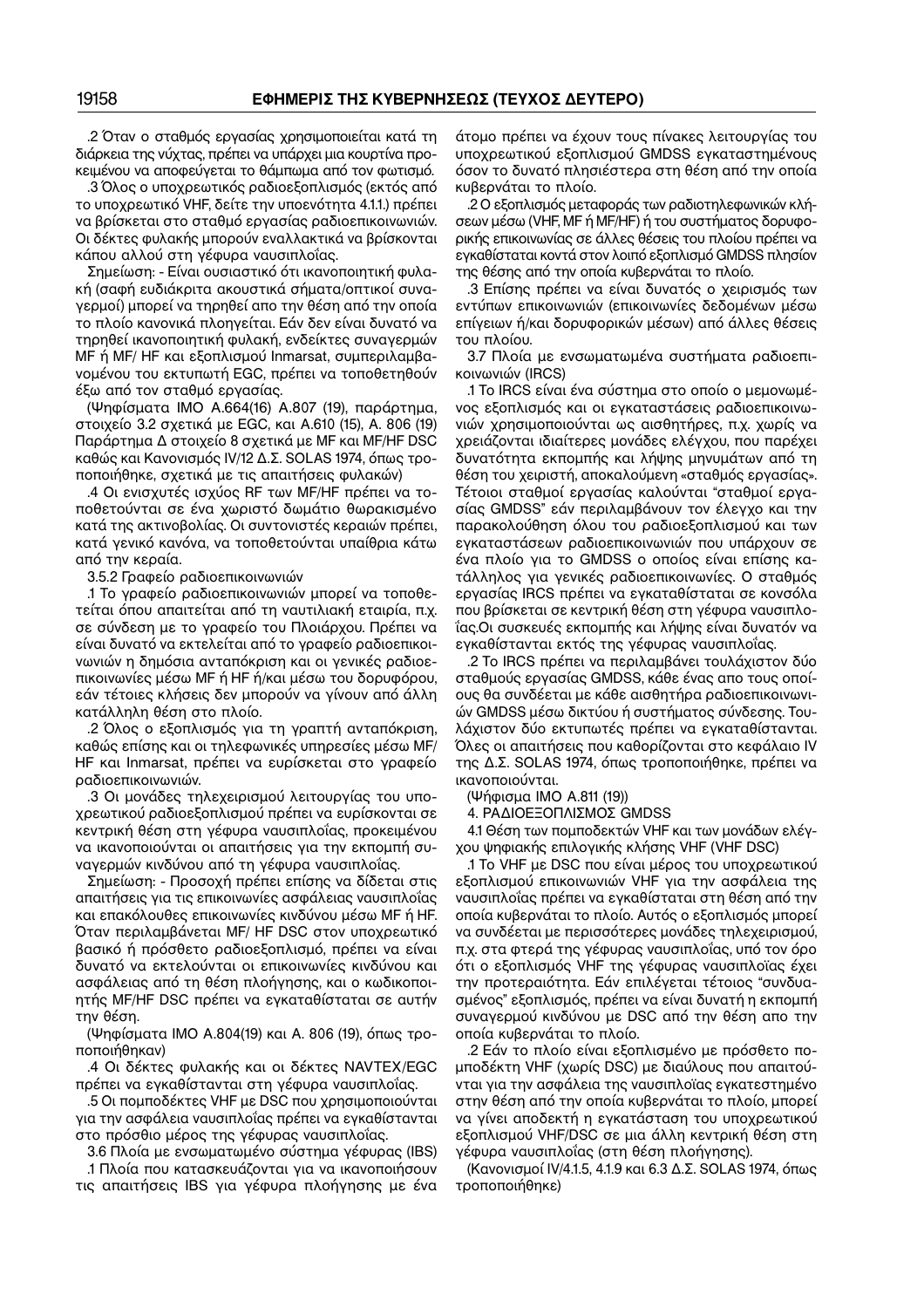.2 Όταν ο σταθμός εργασίας χρησιμοποιείται κατά τη διάρκεια της νύχτας, πρέπει να υπάρχει μια κουρτίνα προκειμένου να αποφεύγεται το θάμπωμα από τον φωτισμό.

.3 Όλος ο υποχρεωτικός ραδιοεξοπλισμός (εκτός από το υποχρεωτικό VHF, δείτε την υποενότητα 4.1.1.) πρέπει να βρίσκεται στο σταθμό εργασίας ραδιοεπικοινωνιών. Οι δέκτες φυλακής μπορούν εναλλακτικά να βρίσκονται κάπου αλλού στη γέφυρα ναυσιπλοΐας.

Σημείωση: - Είναι ουσιαστικό ότι ικανοποιητική φυλακή (σαφή ευδιάκριτα ακουστικά σήματα/οπτικοί συναγερμοί) μπορεί να τηρηθεί απο την θέση από την οποία το πλοίο κανονικά πλοηγείται. Εάν δεν είναι δυνατό να τηρηθεί ικανοποιητική φυλακή, ενδείκτες συναγερμών MF ή MF/ HF και εξοπλισμού Inmarsat, συμπεριλαμβανομένου του εκτυπωτή EGC, πρέπει να τοποθετηθούν έξω από τον σταθμό εργασίας.

(Ψηφίσματα IMO A.664(16) A.807 (19), παράρτημα, στοιχείο 3.2 σχετικά με EGC, και A.610 (15), A. 806 (19) Παράρτημα Δ στοιχείο 8 σχετικά με MF και MF/HF DSC καθώς και Κανονισμός IV/12 Δ.Σ. SOLAS 1974, όπως τροποποιήθηκε, σχετικά με τις απαιτήσεις φυλακών)

.4 Οι ενισχυτές ισχύος RF των MF/HF πρέπει να τοποθετούνται σε ένα χωριστό δωμάτιο θωρακισμένο κατά της ακτινοβολίας. Οι συντονιστές κεραιών πρέπει, κατά γενικό κανόνα, να τοποθετούνται υπαίθρια κάτω από την κεραία.

3.5.2 Γραφείο ραδιοεπικοινωνιών

.1 Το γραφείο ραδιοεπικοινωνιών μπορεί να τοποθετείται όπου απαιτείται από τη ναυτιλιακή εταιρία, π.χ. σε σύνδεση με το γραφείο του Πλοιάρχου. Πρέπει να είναι δυνατό να εκτελείται από το γραφείο ραδιοεπικοινωνιών η δημόσια ανταπόκριση και οι γενικές ραδιοεπικοινωνίες μέσω MF ή HF ή/και μέσω του δορυφόρου, εάν τέτοιες κλήσεις δεν μπορούν να γίνουν από άλλη κατάλληλη θέση στο πλοίο.

.2 Όλος ο εξοπλισμός για τη γραπτή ανταπόκριση, καθώς επίσης και οι τηλεφωνικές υπηρεσίες μέσω MF/ HF και Inmarsat, πρέπει να ευρίσκεται στο γραφείο ραδιοεπικοινωνιών.

.3 Οι μονάδες τηλεχειρισμού λειτουργίας του υποχρεωτικού ραδιοεξοπλισμού πρέπει να ευρίσκονται σε κεντρική θέση στη γέφυρα ναυσιπλοΐας, προκειμένου να ικανοποιούνται οι απαιτήσεις για την εκπομπή συναγερμών κινδύνου από τη γέφυρα ναυσιπλοΐας.

Σημείωση: - Προσοχή πρέπει επίσης να δίδεται στις απαιτήσεις για τις επικοινωνίες ασφάλειας ναυσιπλοΐας και επακόλουθες επικοινωνίες κινδύνου μέσω MF ή HF. Όταν περιλαμβάνεται MF/ HF DSC στον υποχρεωτικό βασικό ή πρόσθετο ραδιοεξοπλισμό, πρέπει να είναι δυνατό να εκτελούνται οι επικοινωνίες κινδύνου και ασφάλειας από τη θέση πλοήγησης, και ο κωδικοποιητής MF/HF DSC πρέπει να εγκαθίσταται σε αυτήν την θέση.

(Ψηφίσματα IMO A.804(19) και A. 806 (19), όπως τροποποιήθηκαν)

.4 Οι δέκτες φυλακής και οι δέκτες NAVTEX/EGC πρέπει να εγκαθίστανται στη γέφυρα ναυσιπλοΐας.

.5 Οι πομποδέκτες VHF με DSC που χρησιμοποιούνται για την ασφάλεια ναυσιπλοΐας πρέπει να εγκαθίστανται στο πρόσθιο μέρος της γέφυρας ναυσιπλοΐας.

3.6 Πλοία με ενσωματωμένο σύστημα γέφυρας (IBS)

.1 Πλοία που κατασκευάζονται για να ικανοποιήσουν τις απαιτήσεις IBS για γέφυρα πλοήγησης με ένα άτομο πρέπει να έχουν τους πίνακες λειτουργίας του υποχρεωτικού εξοπλισμού GMDSS εγκαταστημένους όσον το δυνατό πλησιέστερα στη θέση από την οποία κυβερνάται το πλοίο.

.2 Ο εξοπλισμός μεταφοράς των ραδιοτηλεφωνικών κλήσεων μέσω (VHF, MF ή MF/HF) ή του συστήματος δορυφορικής επικοινωνίας σε άλλες θέσεις του πλοίου πρέπει να εγκαθίσταται κοντά στον λοιπό εξοπλισμό GMDSS πλησίον της θέσης από την οποία κυβερνάται το πλοίο.

.3 Επίσης πρέπει να είναι δυνατός ο χειρισμός των εντύπων επικοινωνιών (επικοινωνίες δεδομένων μέσω επίγειων ή/και δορυφορικών μέσων) από άλλες θέσεις του πλοίου.

3.7 Πλοία με ενσωματωμένα συστήματα ραδιοεπικοινωνιών (IRCS)

.1 Το IRCS είναι ένα σύστημα στο οποίο ο μεμονωμένος εξοπλισμός και οι εγκαταστάσεις ραδιοεπικοινωνιών χρησιμοποιούνται ως αισθητήρες, π.χ. χωρίς να χρειάζονται ιδιαίτερες μονάδες ελέγχου, που παρέχει δυνατότητα εκπομπής και λήψης μηνυμάτων από τη θέση του χειριστή, αποκαλούμενη «σταθμός εργασίας». Τέτοιοι σταθμοί εργασίας καλούνται "σταθμοί εργασίας GMDSS" εάν περιλαμβάνουν τον έλεγχο και την παρακολούθηση όλου του ραδιοεξοπλισμού και των εγκαταστάσεων ραδιοεπικοινωνιών που υπάρχουν σε ένα πλοίο για το GMDSS ο οποίος είναι επίσης κατάλληλος για γενικές ραδιοεπικοινωνίες. Ο σταθμός εργασίας IRCS πρέπει να εγκαθίσταται σε κονσόλα που βρίσκεται σε κεντρική θέση στη γέφυρα ναυσιπλοΐας.Οι συσκευές εκπομπής και λήψης είναι δυνατόν να εγκαθίστανται εκτός της γέφυρας ναυσιπλοΐας.

.2 Το IRCS πρέπει να περιλαμβάνει τουλάχιστον δύο σταθμούς εργασίας GMDSS, κάθε ένας απο τους οποίους θα συνδέεται με κάθε αισθητήρα ραδιοεπικοινωνιών GMDSS μέσω δικτύου ή συστήματος σύνδεσης. Τουλάχιστον δύο εκτυπωτές πρέπει να εγκαθίστανται. Όλες οι απαιτήσεις που καθορίζονται στο κεφάλαιο IV της Δ.Σ. SOLAS 1974, όπως τροποποιήθηκε, πρέπει να ικανοποιούνται.

(Ψήφισμα IMO A.811 (19))

4. ΡΑΔΙΟΕΞΟΠΛΙΣΜΟΣ GMDSS

4.1 Θέση των πομποδεκτών VHF και των μονάδων ελέγχου ψηφιακής επιλογικής κλήσης VHF (VHF DSC)

.1 Το VHF με DSC που είναι μέρος του υποχρεωτικού εξοπλισμού επικοινωνιών VHF για την ασφάλεια της ναυσιπλοΐας πρέπει να εγκαθίσταται στη θέση από την οποία κυβερνάται το πλοίο. Αυτός ο εξοπλισμός μπορεί να συνδέεται με περισσότερες μονάδες τηλεχειρισμού, π.χ. στα φτερά της γέφυρας ναυσιπλοΐας, υπό τον όρο ότι ο εξοπλισμός VHF της γέφυρας ναυσιπλοΐας έχει την προτεραιότητα. Εάν επιλέγεται τέτοιος "συνδυασμένος" εξοπλισμός, πρέπει να είναι δυνατή η εκπομπή συναγερμού κινδύνου με DSC από την θέση απο την οποία κυβερνάται το πλοίο.

.2 Εάν το πλοίο είναι εξοπλισμένο με πρόσθετο πομποδέκτη VHF (χωρίς DSC) με διαύλους που απαιτούνται για την ασφάλεια της ναυσιπλοΐας εγκατεστημένο στην θέση από την οποία κυβερνάται το πλοίο, μπορεί να γίνει αποδεκτή η εγκατάσταση του υποχρεωτικού εξοπλισμού VHF/DSC σε μια άλλη κεντρική θέση στη γέφυρα ναυσιπλοΐας (στη θέση πλοήγησης).

(Κανονισμοί IV/4.1.5, 4.1.9 και 6.3 Δ.Σ. SOLAS 1974, όπως τροποποιήθηκε)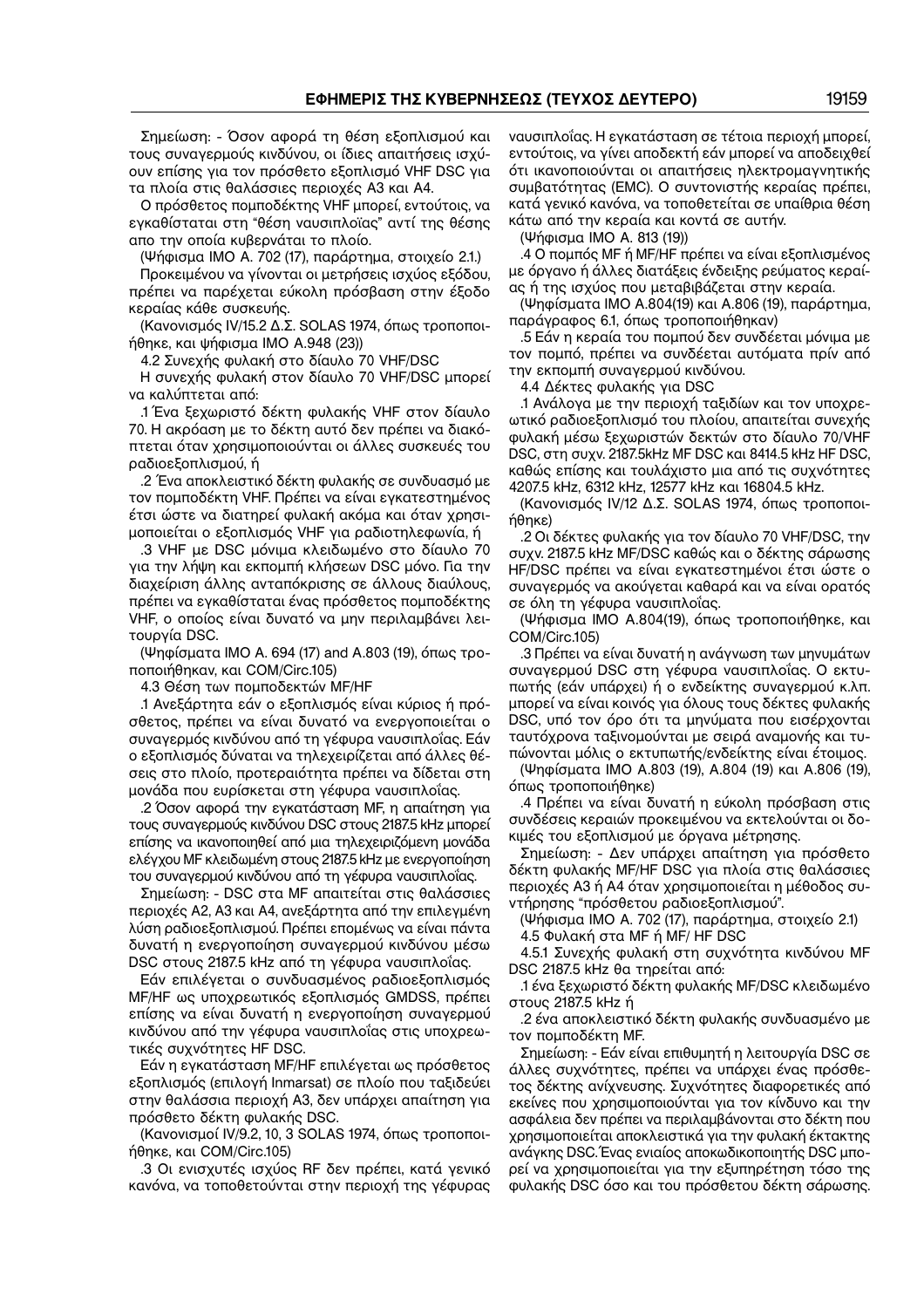Σημείωση: - Όσον αφορά τη θέση εξοπλισμού και τους συναγερμούς κινδύνου, οι ίδιες απαιτήσεις ισχύουν επίσης για τον πρόσθετο εξοπλισμό VHF DSC για τα πλοία στις θαλάσσιες περιοχές Α3 και Α4.

Ο πρόσθετος πομποδέκτης VHF μπορεί, εντούτοις, να εγκαθίσταται στη "θέση ναυσιπλοΐας" αντί της θέσης απο την οποία κυβερνάται το πλοίο.

(Ψήφισμα ΙΜΟ Α. 702 (17), παράρτημα, στοιχείο 2.1.)

Προκειμένου να γίνονται οι μετρήσεις ισχύος εξόδου, πρέπει να παρέχεται εύκολη πρόσβαση στην έξοδο κεραίας κάθε συσκευής.

(Κανονισμός IV/15.2 Δ.Σ. SOLAS 1974, όπως τροποποιήθηκε, και ψήφισμα ΙΜΟ Α.948 (23))

4.2 Συνεχής φυλακή στο δίαυλο 70 VHF/DSC

Η συνεχής φυλακή στον δίαυλο 70 VHF/DSC μπορεί να καλύπτεται από:

.1 Ένα ξεχωριστό δέκτη φυλακής VHF στον δίαυλο 70. Η ακρόαση με το δέκτη αυτό δεν πρέπει να διακόπτεται όταν χρησιμοποιούνται οι άλλες συσκευές του ραδιοεξοπλισμού, ή

.2 Ένα αποκλειστικό δέκτη φυλακής σε συνδυασμό με τον πομποδέκτη VHF. Πρέπει να είναι εγκατεστημένος έτσι ώστε να διατηρεί φυλακή ακόμα και όταν χρησιμοποιείται ο εξοπλισμός VHF για ραδιοτηλεφωνία, ή

.3 VHF με DSC μόνιμα κλειδωμένο στο δίαυλο 70 για την λήψη και εκπομπή κλήσεων DSC μόνο. Για την διαχείριση άλλης ανταπόκρισης σε άλλους διαύλους, πρέπει να εγκαθίσταται ένας πρόσθετος πομποδέκτης VHF, ο οποίος είναι δυνατό να μην περιλαμβάνει λειτουργία DSC.

(Ψηφίσματα ΙΜΟ Α. 694 (17) and Α.803 (19), όπως τροποποιήθηκαν, και COM/Circ.105)

4.3 Θέση των πομποδεκτών MF/HF

.1 Ανεξάρτητα εάν ο εξοπλισμός είναι κύριος ή πρόσθετος, πρέπει να είναι δυνατό να ενεργοποιείται ο συναγερμός κινδύνου από τη γέφυρα ναυσιπλοΐας. Εάν ο εξοπλισμός δύναται να τηλεχειρίζεται από άλλες θέσεις στο πλοίο, προτεραιότητα πρέπει να δίδεται στη μονάδα που ευρίσκεται στη γέφυρα ναυσιπλοΐας.

.2 Όσον αφορά την εγκατάσταση MF, η απαίτηση για τους συναγερμούς κινδύνου DSC στους 2187.5 kHz μπορεί επίσης να ικανοποιηθεί από μια τηλεχειριζόμενη μονάδα ελέγχου MF κλειδωμένη στους 2187.5 kHz με ενεργοποίηση του συναγερμού κινδύνου από τη γέφυρα ναυσιπλοΐας.

Σημείωση: - DSC στα MF απαιτείται στις θαλάσσιες περιοχές Α2, Α3 και Α4, ανεξάρτητα από την επιλεγμένη λύση ραδιοεξοπλισμού. Πρέπει επομένως να είναι πάντα δυνατή η ενεργοποίηση συναγερμού κινδύνου μέσω DSC στους 2187.5 kHz από τη γέφυρα ναυσιπλοΐας.

Εάν επιλέγεται ο συνδυασμένος ραδιοεξοπλισμός MF/HF ως υποχρεωτικός εξοπλισμός GMDSS, πρέπει επίσης να είναι δυνατή η ενεργοποίηση συναγερμού κινδύνου από την γέφυρα ναυσιπλοΐας στις υποχρεωτικές συχνότητες HF DSC.

Εάν η εγκατάσταση MF/HF επιλέγεται ως πρόσθετος εξοπλισμός (επιλογή Inmarsat) σε πλοίο που ταξιδεύει στην θαλάσσια περιοχή Α3, δεν υπάρχει απαίτηση για πρόσθετο δέκτη φυλακής DSC.

(Κανονισμοί IV/9.2, 10, 3 SOLAS 1974, όπως τροποποιήθηκε, και COM/Circ.105)

.3 Οι ενισχυτές ισχύος RF δεν πρέπει, κατά γενικό κανόνα, να τοποθετούνται στην περιοχή της γέφυρας ναυσιπλοΐας. Η εγκατάσταση σε τέτοια περιοχή μπορεί, εντούτοις, να γίνει αποδεκτή εάν μπορεί να αποδειχθεί ότι ικανοποιούνται οι απαιτήσεις ηλεκτρομαγνητικής συμβατότητας (EMC). Ο συντονιστής κεραίας πρέπει, κατά γενικό κανόνα, να τοποθετείται σε υπαίθρια θέση κάτω από την κεραία και κοντά σε αυτήν.

(Ψήφισμα ΙΜΟ Α. 813 (19))

.4 Ο πομπός MF ή MF/HF πρέπει να είναι εξοπλισμένος με όργανο ή άλλες διατάξεις ένδειξης ρεύματος κεραίας ή της ισχύος που μεταβιβάζεται στην κεραία.

(Ψηφίσματα ΙΜΟ Α.804(19) και Α.806 (19), παράρτημα, παράγραφος 6.1, όπως τροποποιήθηκαν)

.5 Εάν η κεραία του πομπού δεν συνδέεται μόνιμα με τον πομπό, πρέπει να συνδέεται αυτόματα πρίν από την εκπομπή συναγερμού κινδύνου.

4.4 Δέκτες φυλακής για DSC

.1 Ανάλογα με την περιοχή ταξιδίων και τον υποχρεωτικό ραδιοεξοπλισμό του πλοίου, απαιτείται συνεχής φυλακή μέσω ξεχωριστών δεκτών στο δίαυλο 70/VHF DSC, στη συχν. 2187.5kHz MF DSC και 8414.5 kHz HF DSC, καθώς επίσης και τουλάχιστο μια από τις συχνότητες 4207.5 kHz, 6312 kHz, 12577 kHz και 16804.5 kHz.

(Κανονισμός IV/12 Δ.Σ. SOLAS 1974, όπως τροποποιήθηκε)

.2 Οι δέκτες φυλακής για τον δίαυλο 70 VHF/DSC, την συχν. 2187.5 kHz MF/DSC καθώς και ο δέκτης σάρωσης HF/DSC πρέπει να είναι εγκατεστημένοι έτσι ώστε ο συναγερμός να ακούγεται καθαρά και να είναι ορατός σε όλη τη γέφυρα ναυσιπλοΐας.

(Ψήφισμα ΙΜΟ Α.804(19), όπως τροποποιήθηκε, και COM/Circ.105)

.3 Πρέπει να είναι δυνατή η ανάγνωση των μηνυμάτων συναγερμού DSC στη γέφυρα ναυσιπλοΐας. Ο εκτυπωτής (εάν υπάρχει) ή ο ενδείκτης συναγερμού κ.λπ. μπορεί να είναι κοινός για όλους τους δέκτες φυλακής DSC, υπό τον όρο ότι τα μηνύματα που εισέρχονται ταυτόχρονα ταξινομούνται με σειρά αναμονής και τυπώνονται μόλις ο εκτυπωτής/ενδείκτης είναι έτοιμος.

(Ψηφίσματα ΙΜΟ Α.803 (19), Α.804 (19) και Α.806 (19), όπως τροποποιήθηκε)

.4 Πρέπει να είναι δυνατή η εύκολη πρόσβαση στις συνδέσεις κεραιών προκειμένου να εκτελούνται οι δοκιμές του εξοπλισμού με όργανα μέτρησης.

Σημείωση: - Δεν υπάρχει απαίτηση για πρόσθετο δέκτη φυλακής MF/HF DSC για πλοία στις θαλάσσιες περιοχές Α3 ή Α4 όταν χρησιμοποιείται η μέθοδος συντήρησης "πρόσθετου ραδιοεξοπλισμού".

(Ψήφισμα ΙΜΟ Α. 702 (17), παράρτημα, στοιχείο 2.1)

4.5 Φυλακή στα MF ή MF/ HF DSC

4.5.1 Συνεχής φυλακή στη συχνότητα κινδύνου MF DSC 2187.5 kHz θα τηρείται από:

.1 ένα ξεχωριστό δέκτη φυλακής MF/DSC κλειδωμένο στους 2187.5 kHz ή

.2 ένα αποκλειστικό δέκτη φυλακής συνδυασμένο με τον πομποδέκτη MF.

Σημείωση: - Εάν είναι επιθυμητή η λειτουργία DSC σε άλλες συχνότητες, πρέπει να υπάρχει ένας πρόσθετος δέκτης ανίχνευσης. Συχνότητες διαφορετικές από εκείνες που χρησιμοποιούνται για τον κίνδυνο και την ασφάλεια δεν πρέπει να περιλαμβάνονται στο δέκτη που χρησιμοποιείται αποκλειστικά για την φυλακή έκτακτης ανάγκης DSC. Ένας ενιαίος αποκωδικοποιητής DSC μπορεί να χρησιμοποιείται για την εξυπηρέτηση τόσο της φυλακής DSC όσο και του πρόσθετου δέκτη σάρωσης.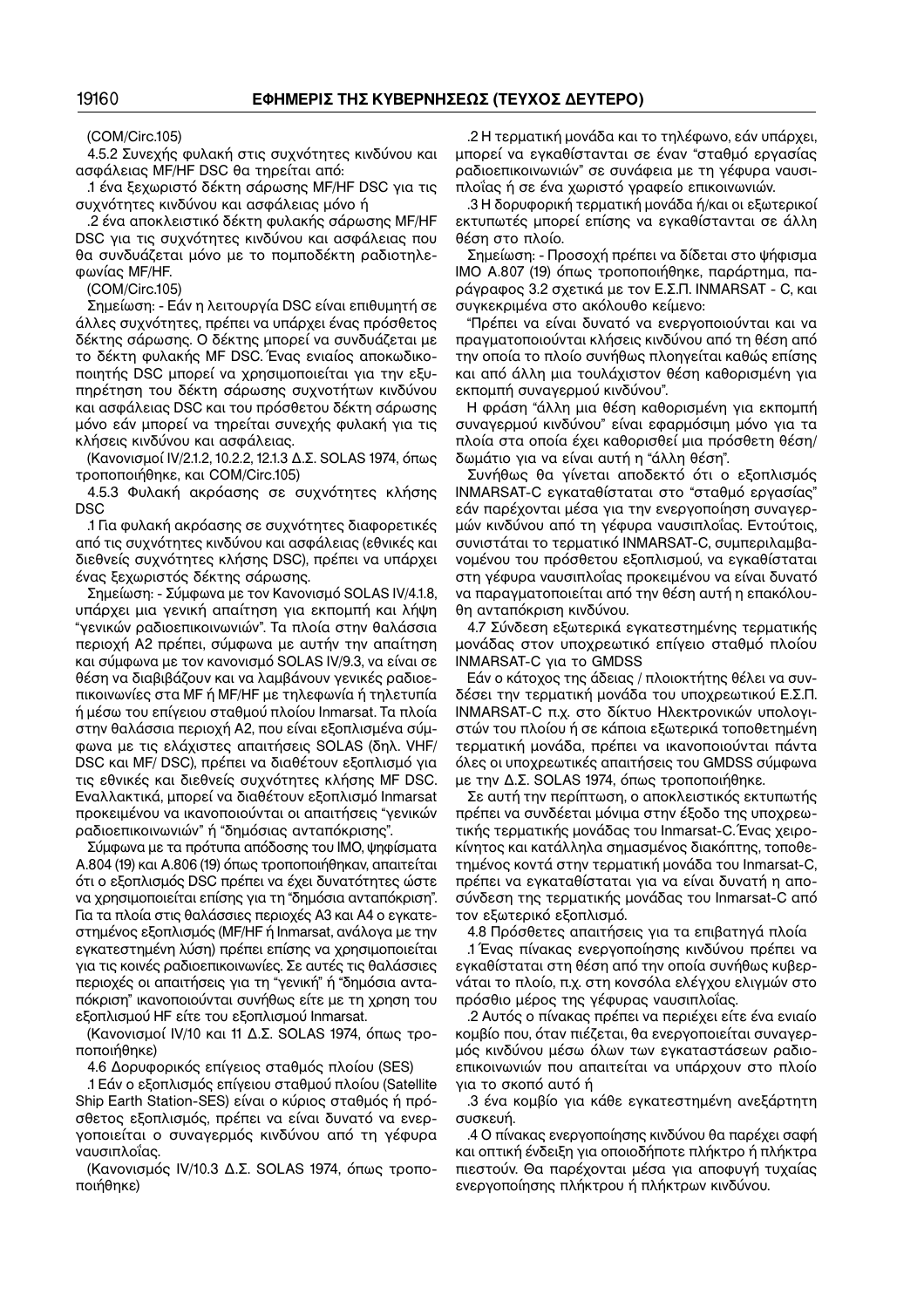(COM/Circ.105)

4.5.2 Συνεχής φυλακή στις συχνότητες κινδύνου και ασφάλειας MF/HF DSC θα τηρείται από:

.1 ένα ξεχωριστό δέκτη σάρωσης MF/HF DSC για τις συχνότητες κινδύνου και ασφάλειας μόνο ή

.2 ένα αποκλειστικό δέκτη φυλακής σάρωσης MF/HF DSC για τις συχνότητες κινδύνου και ασφάλειας που θα συνδυάζεται μόνο με το πομποδέκτη ραδιοτηλεφωνίας MF/HF.

(COM/Circ.105)

Σημείωση: - Εάν η λειτουργία DSC είναι επιθυμητή σε άλλες συχνότητες, πρέπει να υπάρχει ένας πρόσθετος δέκτης σάρωσης. Ο δέκτης μπορεί να συνδυάζεται με το δέκτη φυλακής MF DSC. Ένας ενιαίος αποκωδικοποιητής DSC μπορεί να χρησιμοποιείται για την εξυπηρέτηση του δέκτη σάρωσης συχνοτήτων κινδύνου και ασφάλειας DSC και του πρόσθετου δέκτη σάρωσης μόνο εάν μπορεί να τηρείται συνεχής φυλακή για τις κλήσεις κινδύνου και ασφάλειας.

(Κανονισμοί IV/2.1.2, 10.2.2, 12.1.3 Δ.Σ. SOLAS 1974, όπως τροποποιήθηκε, και COM/Circ.105)

4.5.3 Φυλακή ακρόασης σε συχνότητες κλήσης DSC

.1 Για φυλακή ακρόασης σε συχνότητες διαφορετικές από τις συχνότητες κινδύνου και ασφάλειας (εθνικές και διεθνείς συχνότητες κλήσης DSC), πρέπει να υπάρχει ένας ξεχωριστός δέκτης σάρωσης.

Σημείωση: - Σύμφωνα με τον Κανονισμό SOLAS IV/4.1.8, υπάρχει μια γενική απαίτηση για εκπομπή και λήψη "γενικών ραδιοεπικοινωνιών". Τα πλοία στην θαλάσσια περιοχή A2 πρέπει, σύμφωνα με αυτήν την απαίτηση και σύμφωνα με τον κανονισμό SOLAS IV/9.3, να είναι σε θέση να διαβιβάζουν και να λαμβάνουν γενικές ραδιοεπικοινωνίες στα MF ή MF/HF με τηλεφωνία ή τηλετυπία ή μέσω του επίγειου σταθμού πλοίου Inmarsat. Τα πλοία στην θαλάσσια περιοχή A2, που είναι εξοπλισμένα σύμφωνα με τις ελάχιστες απαιτήσεις SOLAS (δηλ. VHF/DSC και MF/ DSC), πρέπει να διαθέτουν εξοπλισμό για τις εθνικές και διεθνείς συχνότητες κλήσης MF DSC. Εναλλακτικά, μπορεί να διαθέτουν εξοπλισμό Inmarsat προκειμένου να ικανοποιούνται οι απαιτήσεις "γενικών ραδιοεπικοινωνιών" ή "δημόσιας ανταπόκρισης".

Σύμφωνα με τα πρότυπα απόδοσης του IMO, ψηφίσματα A.804 (19) και A.806 (19) όπως τροποποιήθηκαν, απαιτείται ότι ο εξοπλισμός DSC πρέπει να έχει δυνατότητες ώστε να χρησιμοποιείται επίσης για τη "δημόσια ανταπόκριση". Για τα πλοία στις θαλάσσιες περιοχές A3 και A4 ο εγκατεστημένος εξοπλισμός (MF/HF ή Inmarsat, ανάλογα με την εγκατεστημένη λύση) πρέπει επίσης να χρησιμοποιείται για τις κοινές ραδιοεπικοινωνίες. Σε αυτές τις θαλάσσιες περιοχές οι απαιτήσεις για τη "γενική" ή "δημόσια ανταπόκριση" ικανοποιούνται συνήθως είτε με τη χρηση του εξοπλισμού HF είτε του εξοπλισμού Inmarsat.

(Κανονισμοί IV/10 και 11 Δ.Σ. SOLAS 1974, όπως τροποποιήθηκε)

4.6 Δορυφορικός επίγειος σταθμός πλοίου (SES)

.1 Εάν ο εξοπλισμός επίγειου σταθμού πλοίου (Satellite Ship Earth Station-SES) είναι ο κύριος σταθμός ή πρόσθετος εξοπλισμός, πρέπει να είναι δυνατό να ενεργοποιείται ο συναγερμός κινδύνου από τη γέφυρα ναυσιπλοΐας.

(Κανονισμός IV/10.3 Δ.Σ. SOLAS 1974, όπως τροποποιήθηκε)

.2 Η τερματική μονάδα και το τηλέφωνο, εάν υπάρχει, μπορεί να εγκαθίστανται σε έναν "σταθμό εργασίας ραδιοεπικοινωνιών" σε συνάφεια με τη γέφυρα ναυσιπλοΐας ή σε ένα χωριστό γραφείο επικοινωνιών.

.3 Η δορυφορική τερματική μονάδα ή/και οι εξωτερικοί εκτυπωτές μπορεί επίσης να εγκαθίστανται σε άλλη θέση στο πλοίο.

Σημείωση: - Προσοχή πρέπει να δίδεται στο ψήφισμα IMO A.807 (19) όπως τροποποιήθηκε, παράρτημα, παράγραφος 3.2 σχετικά με τον Ε.Σ.Π. INMARSAT - C, και συγκεκριμένα στο ακόλουθο κείμενο:

"Πρέπει να είναι δυνατό να ενεργοποιούνται και να πραγματοποιούνται κλήσεις κινδύνου από τη θέση από την οποία το πλοίο συνήθως πλοηγείται καθώς επίσης και από άλλη μια τουλάχιστον θέση καθορισμένη για εκπομπή συναγερμού κινδύνου".

Η φράση "άλλη μια θέση καθορισμένη για εκπομπή συναγερμού κινδύνου" είναι εφαρμόσιμη μόνο για τα πλοία στα οποία έχει καθορισθεί μια πρόσθετη θέση/δωμάτιο για να είναι αυτή η "άλλη θέση".

Συνήθως θα γίνεται αποδεκτό ότι ο εξοπλισμός INMARSAT-C εγκαθίσταται στο "σταθμό εργασίας" εάν παρέχονται μέσα για την ενεργοποίηση συναγερμών κινδύνου από τη γέφυρα ναυσιπλοΐας. Εντούτοις, συνιστάται το τερματικό INMARSAT-C, συμπεριλαμβανομένου του πρόσθετου εξοπλισμού, να εγκαθίσταται στη γέφυρα ναυσιπλοΐας προκειμένου να είναι δυνατό να παραγματοποιείται από την θέση αυτή η επακόλουθη ανταπόκριση κινδύνου.

4.7 Σύνδεση εξωτερικά εγκατεστημένης τερματικής μονάδας στον υποχρεωτικό επίγειο σταθμό πλοίου INMARSAT-C για το GMDSS

Εάν ο κάτοχος της άδειας / πλοιοκτήτης θέλει να συνδέσει την τερματική μονάδα του υποχρεωτικού Ε.Σ.Π. INMARSAT-C π.χ. στο δίκτυο Ηλεκτρονικών υπολογιστών του πλοίου ή σε κάποια εξωτερικά τοποθετημένη τερματική μονάδα, πρέπει να ικανοποιούνται πάντα όλες οι υποχρεωτικές απαιτήσεις του GMDSS σύμφωνα με την Δ.Σ. SOLAS 1974, όπως τροποποιήθηκε.

Σε αυτή την περίπτωση, ο αποκλειστικός εκτυπωτής πρέπει να συνδέεται μόνιμα στην έξοδο της υποχρεωτικής τερματικής μονάδας του Inmarsat-C. Ένας χειροκίνητος και κατάλληλα σημασμένος διακόπτης, τοποθετημένος κοντά στην τερματική μονάδα του Inmarsat-C, πρέπει να εγκαθίσταται για να είναι δυνατή η αποσύνδεση της τερματικής μονάδας του Inmarsat-C από τον εξωτερικό εξοπλισμό.

4.8 Πρόσθετες απαιτήσεις για τα επιβατηγά πλοία

.1 Ένας πίνακας ενεργοποίησης κινδύνου πρέπει να εγκαθίσταται στη θέση από την οποία συνήθως κυβερνάται το πλοίο, π.χ. στη κονσόλα ελέγχου ελιγμών στο πρόσθιο μέρος της γέφυρας ναυσιπλοΐας.

.2 Αυτός ο πίνακας πρέπει να περιέχει είτε ένα ενιαίο κομβίο που, όταν πιέζεται, θα ενεργοποιείται συναγερμός κινδύνου μέσω όλων των εγκαταστάσεων ραδιοεπικοινωνιών που απαιτείται να υπάρχουν στο πλοίο για το σκοπό αυτό ή

.3 ένα κομβίο για κάθε εγκατεστημένη ανεξάρτητη συσκευή.

.4 Ο πίνακας ενεργοποίησης κινδύνου θα παρέχει σαφή και οπτική ένδειξη για οποιοδήποτε πλήκτρο ή πλήκτρα πιεστούν. Θα παρέχονται μέσα για αποφυγή τυχαίας ενεργοποίησης πλήκτρου ή πλήκτρων κινδύνου.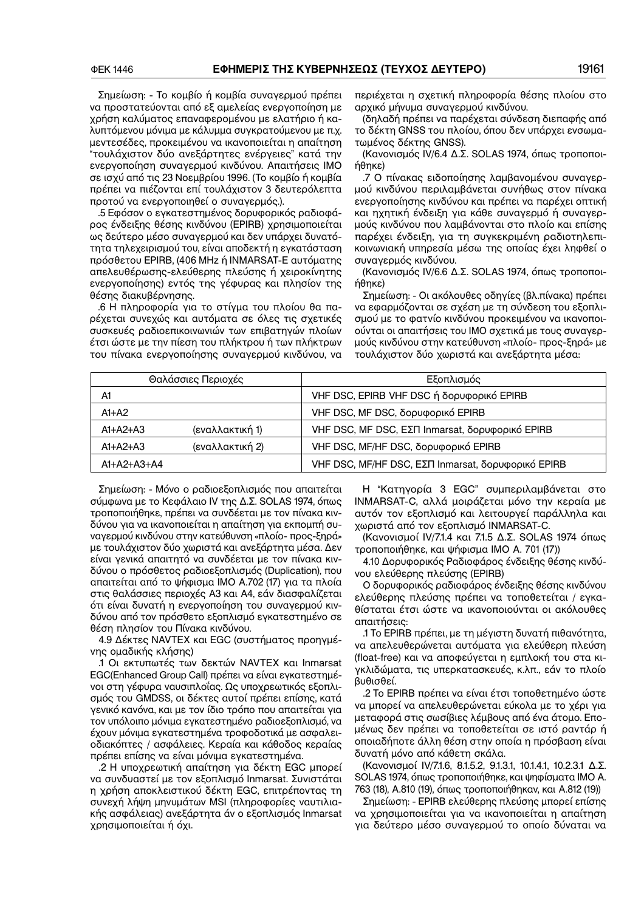Σημείωση: - Το κομβίο ή κομβία συναγερμού πρέπει να προστατεύονται από εξ αμελείας ενεργοποίηση με χρήση καλύματος επαναφερομένου με ελατήριο ή καλυπτόμενου μόνιμα με κάλυμμα συγκρατούμενου με π.χ. μεντεσέδες, προκειμένου να ικανοποιείται η απαίτηση "τουλάχιστον δύο ανεξάρτητες ενέργειες" κατά την ενεργοποίηση συναγερμού κινδύνου. Απαιτήσεις ΙΜΟ σε ισχύ από τις 23 Νοεμβρίου 1996. (Το κομβίο ή κομβία πρέπει να πιέζονται επί τουλάχιστον 3 δευτερόλεπτα προτού να ενεργοποιηθεί ο συναγερμός.).

.5 Εφόσον ο εγκατεστημένος δορυφορικός ραδιοφάρος ένδειξης θέσης κινδύνου (EPIRB) χρησιμοποιείται ως δεύτερο μέσο συναγερμού και δεν υπάρχει δυνατότητα τηλεχειρισμού του, είναι αποδεκτή η εγκατάσταση πρόσθετου EPIRB, (406 MHz ή INMARSAT-E αυτόματης απελευθέρωσης-ελεύθερης πλεύσης ή χειροκίνητης ενεργοποίησης) εντός της γέφυρας και πλησίον της θέσης διακυβέρνησης.

.6 Η πληροφορία για το στίγμα του πλοίου θα παρέχεται συνεχώς και αυτόματα σε όλες τις σχετικές συσκευές ραδιοεπικοινωνιών των επιβατηγών πλοίων έτσι ώστε με την πίεση του πλήκτρου ή των πλήκτρων του πίνακα ενεργοποίησης συναγερμού κινδύνου, να περιέχεται η σχετική πληροφορία θέσης πλοίου στο αρχικό μήνυμα συναγερμού κινδύνου.

(δηλαδή πρέπει να παρέχεται σύνδεση διεπαφής από το δέκτη GNSS του πλοίου, όπου δεν υπάρχει ενσωματωμένος δέκτης GNSS).

(Κανονισμός IV/6.4 Δ.Σ. SOLAS 1974, όπως τροποποιήθηκε)

.7 Ο πίνακας ειδοποίησης λαμβανομένου συναγερμού κινδύνου περιλαμβάνεται συνήθως στον πίνακα ενεργοποίησης κινδύνου και πρέπει να παρέχει οπτική και ηχητική ένδειξη για κάθε συναγερμό ή συναγερμούς κινδύνου που λαμβάνονται στο πλοίο και επίσης παρέχει ένδειξη, για τη συγκεκριμένη ραδιοτηλεπικοινωνιακή υπηρεσία μέσω της οποίας έχει ληφθεί ο συναγερμός κινδύνου.

(Κανονισμός IV/6.6 Δ.Σ. SOLAS 1974, όπως τροποποιήθηκε)

Σημείωση: - Οι ακόλουθες οδηγίες (βλ.πίνακα) πρέπει να εφαρμόζονται σε σχέση με τη σύνδεση του εξοπλισμού με το φατνίο κινδύνου προκειμένου να ικανοποιούνται οι απαιτήσεις του ΙΜΟ σχετικά με τους συναγερμούς κινδύνου στην κατεύθυνση «πλοίο- προς-ξηρά» με τουλάχιστον δύο χωριστά και ανεξάρτητα μέσα:

| Θαλάσσιες Περιοχές | | Εξοπλισμός |
|---|---|---|
| A1 | | VHF DSC, EPIRB VHF DSC ή δορυφορικό EPIRB |
| A1+A2 | | VHF DSC, MF DSC, δορυφορικό EPIRB |
| A1+A2+A3 | (εναλλακτική 1) | VHF DSC, MF DSC, ΕΣΠ Inmarsat, δορυφορικό EPIRB |
| A1+A2+A3 | (εναλλακτική 2) | VHF DSC, MF/HF DSC, δορυφορικό EPIRB |
| A1+A2+A3+A4 | | VHF DSC, MF/HF DSC, ΕΣΠ Inmarsat, δορυφορικό EPIRB |

Σημείωση: - Μόνο ο ραδιοεξοπλισμός που απαιτείται σύμφωνα με το Κεφάλαιο IV της Δ.Σ. SOLAS 1974, όπως τροποποιήθηκε, πρέπει να συνδέεται με τον πίνακα κινδύνου για να ικανοποιείται η απαίτηση για εκπομπή συναγερμού κινδύνου στην κατεύθυνση «πλοίο- προς-ξηρά» με τουλάχιστον δύο χωριστά και ανεξάρτητα μέσα. Δεν είναι γενικά απαιτητό να συνδέεται με τον πίνακα κινδύνου ο πρόσθετος ραδιοεξοπλισμός (Duplication), που απαιτείται από το ψήφισμα ΙΜΟ Α.702 (17) για τα πλοία στις θαλάσσιες περιοχές Α3 και Α4, εάν διασφαλίζεται ότι είναι δυνατή η ενεργοποίηση του συναγερμού κινδύνου από τον πρόσθετο εξοπλισμό εγκατεστημένο σε θέση πλησίον του Πίνακα κινδύνου.

4.9 Δέκτες NAVTEX και EGC (συστήματος προηγμένης ομαδικής κλήσης)

.1 Οι εκτυπωτές των δεκτών NAVTEX και Inmarsat EGC(Enhanced Group Call) πρέπει να είναι εγκατεστημένοι στη γέφυρα ναυσιπλοΐας. Ως υποχρεωτικός εξοπλισμός του GMDSS, οι δέκτες αυτοί πρέπει επίσης, κατά γενικό κανόνα, και με τον ίδιο τρόπο που απαιτείται για τον υπόλοιπο μόνιμα εγκατεστημένο ραδιοεξοπλισμό, να έχουν μόνιμα εγκατεστημένα τροφοδοτικά με ασφαλειοδιακόπτες / ασφάλειες. Κεραία και κάθοδος κεραίας πρέπει επίσης να είναι μόνιμα εγκατεστημένα.

.2 Η υποχρεωτική απαίτηση για δέκτη EGC μπορεί να συνδυαστεί με τον εξοπλισμό Inmarsat. Συνιστάται η χρήση αποκλειστικού δέκτη EGC, επιτρέποντας τη συνεχή λήψη μηνυμάτων MSI (πληροφορίες ναυτιλιακής ασφάλειας) ανεξάρτητα άν ο εξοπλισμός Inmarsat χρησιμοποιείται ή όχι.

Η "Κατηγορία 3 EGC" συμπεριλαμβάνεται στο INMARSAT-C, αλλά μοιράζεται μόνο την κεραία με αυτόν τον εξοπλισμό και λειτουργεί παράλληλα και χωριστά από τον εξοπλισμό INMARSAT-C.

(Κανονισμοί IV/7.1.4 και 7.1.5 Δ.Σ. SOLAS 1974 όπως τροποποιήθηκε, και ψήφισμα ΙΜΟ Α. 701 (17))

4.10 Δορυφορικός Ραδιοφάρος ένδειξης θέσης κινδύνου ελεύθερης πλεύσης (EPIRB)

Ο δορυφορικός ραδιοφάρος ένδειξης θέσης κινδύνου ελεύθερης πλεύσης πρέπει να τοποθετείται / εγκαθίσταται έτσι ώστε να ικανοποιούνται οι ακόλουθες απαιτήσεις:

.1 Το EPIRB πρέπει, με τη μέγιστη δυνατή πιθανότητα, να απελευθερώνεται αυτόματα για ελεύθερη πλεύση (float-free) και να αποφεύγεται η εμπλοκή του στα κιγκλιδώματα, τις υπερκατασκευές, κ.λπ., εάν το πλοίο βυθισθεί.

.2 Το EPIRB πρέπει να είναι έτσι τοποθετημένο ώστε να μπορεί να απελευθερώνεται εύκολα με το χέρι για μεταφορά στις σωσίβιες λέμβους από ένα άτομο. Επομένως δεν πρέπει να τοποθετείται σε ιστό ραντάρ ή οποιαδήποτε άλλη θέση στην οποία η πρόσβαση είναι δυνατή μόνο από κάθετη σκάλα.

(Κανονισμοί IV/7.1.6, 8.1.5.2, 9.1.3.1, 10.1.4.1, 10.2.3.1 Δ.Σ. SOLAS 1974, όπως τροποποιήθηκε, και ψηφίσματα ΙΜΟ Α. 763 (18), Α.810 (19), όπως τροποποιήθηκαν, και Α.812 (19))

Σημείωση: - EPIRB ελεύθερης πλεύσης μπορεί επίσης να χρησιμοποιείται για να ικανοποιείται η απαίτηση για δεύτερο μέσο συναγερμού το οποίο δύναται να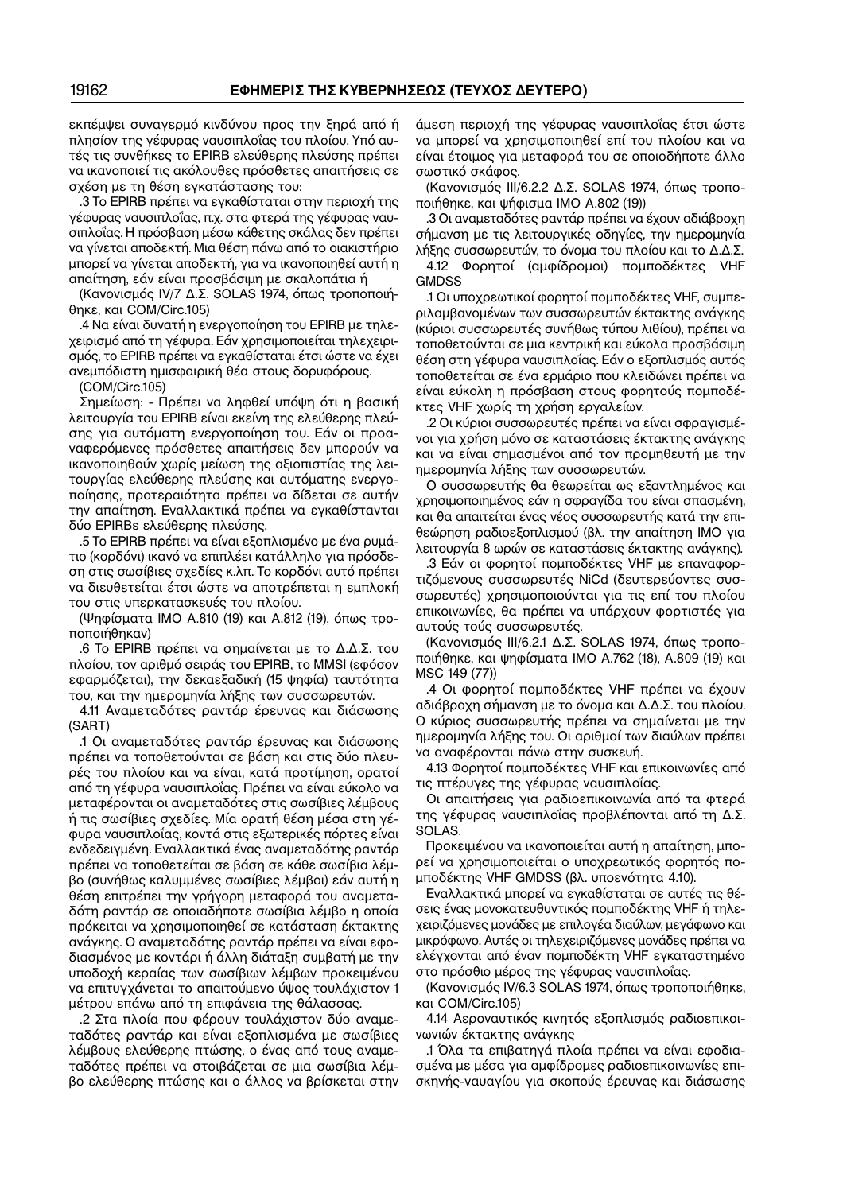εκπέμψει συναγερμό κινδύνου προς την ξηρά από ή πλησίον της γέφυρας ναυσιπλοΐας του πλοίου. Υπό αυτές τις συνθήκες το EPIRB ελεύθερης πλεύσης πρέπει να ικανοποιεί τις ακόλουθες πρόσθετες απαιτήσεις σε σχέση με τη θέση εγκατάστασης του:

.3 Το EPIRB πρέπει να εγκαθίσταται στην περιοχή της γέφυρας ναυσιπλοΐας, π.χ. στα φτερά της γέφυρας ναυσιπλοΐας. Η πρόσβαση μέσω κάθετης σκάλας δεν πρέπει να γίνεται αποδεκτή. Μια θέση πάνω από το οιακιστήριο μπορεί να γίνεται αποδεκτή, για να ικανοποιηθεί αυτή η απαίτηση, εάν είναι προσβάσιμη με σκαλοπάτια ή

(Κανονισμός IV/7 Δ.Σ. SOLAS 1974, όπως τροποποιήθηκε, και COM/Circ.105)

.4 Να είναι δυνατή η ενεργοποίηση του EPIRB με τηλεχειρισμό από τη γέφυρα. Εάν χρησιμοποιείται τηλεχειρισμός, το EPIRB πρέπει να εγκαθίσταται έτσι ώστε να έχει ανεμπόδιστη ημισφαιρική θέα στους δορυφόρους.

(COM/Circ.105)

Σημείωση: - Πρέπει να ληφθεί υπόψη ότι η βασική λειτουργία του EPIRB είναι εκείνη της ελεύθερης πλεύσης για αυτόματη ενεργοποίηση του. Εάν οι προαναφερόμενες πρόσθετες απαιτήσεις δεν μπορούν να ικανοποιηθούν χωρίς μείωση της αξιοπιστίας της λειτουργίας ελεύθερης πλεύσης και αυτόματης ενεργοποίησης, προτεραιότητα πρέπει να δίδεται σε αυτήν την απαίτηση. Εναλλακτικά πρέπει να εγκαθίστανται δύο EPIRBs ελεύθερης πλεύσης.

.5 Το EPIRB πρέπει να είναι εξοπλισμένο με ένα ρυμάτιο (κορδόνι) ικανό να επιπλέει κατάλληλο για πρόσδεση στις σωσίβιες σχεδίες κ.λπ. Το κορδόνι αυτό πρέπει να διευθετείται έτσι ώστε να αποτρέπεται η εμπλοκή του στις υπερκατασκευές του πλοίου.

(Ψηφίσματα IMO Α.810 (19) και Α.812 (19), όπως τροποποιήθηκαν)

.6 Το EPIRB πρέπει να σημαίνεται με το Δ.Δ.Σ. του πλοίου, τον αριθμό σειράς του EPIRB, το MMSI (εφόσον εφαρμόζεται), την δεκαεξαδική (15 ψηφία) ταυτότητα του, και την ημερομηνία λήξης των συσσωρευτών.

4.11 Αναμεταδότες ραντάρ έρευνας και διάσωσης (SART)

.1 Οι αναμεταδότες ραντάρ έρευνας και διάσωσης πρέπει να τοποθετούνται σε βάση και στις δύο πλευρές του πλοίου και να είναι, κατά προτίμηση, ορατοί από τη γέφυρα ναυσιπλοΐας. Πρέπει να είναι εύκολο να μεταφέρονται οι αναμεταδότες στις σωσίβιες λέμβους ή τις σωσίβιες σχεδίες. Μία ορατή θέση μέσα στη γέφυρα ναυσιπλοΐας, κοντά στις εξωτερικές πόρτες είναι ενδεδειγμένη. Εναλλακτικά ένας αναμεταδότης ραντάρ πρέπει να τοποθετείται σε βάση σε κάθε σωσίβια λέμβο (συνήθως καλυμμένες σωσίβιες λέμβοι) εάν αυτή η θέση επιτρέπει την γρήγορη μεταφορά του αναμεταδότη ραντάρ σε οποιαδήποτε σωσίβια λέμβο η οποία πρόκειται να χρησιμοποιηθεί σε κατάσταση έκτακτης ανάγκης. Ο αναμεταδότης ραντάρ πρέπει να είναι εφοδιασμένος με κοντάρι ή άλλη διάταξη συμβατή με την υποδοχή κεραίας των σωσίβιων λέμβων προκειμένου να επιτυγχάνεται το απαιτούμενο ύψος τουλάχιστον 1 μέτρου επάνω από τη επιφάνεια της θάλασσας.

.2 Στα πλοία που φέρουν τουλάχιστον δύο αναμεταδότες ραντάρ και είναι εξοπλισμένα με σωσίβιες λέμβους ελεύθερης πτώσης, ο ένας από τους αναμεταδότες πρέπει να στοιβάζεται σε μια σωσίβια λέμβο ελεύθερης πτώσης και ο άλλος να βρίσκεται στην άμεση περιοχή της γέφυρας ναυσιπλοΐας έτσι ώστε να μπορεί να χρησιμοποιηθεί επί του πλοίου και να είναι έτοιμος για μεταφορά του σε οποιοδήποτε άλλο σωστικό σκάφος.

(Κανονισμός III/6.2.2 Δ.Σ. SOLAS 1974, όπως τροποποιήθηκε, και ψήφισμα ΙΜΟ Α.802 (19))

.3 Οι αναμεταδότες ραντάρ πρέπει να έχουν αδιάβροχη σήμανση με τις λειτουργικές οδηγίες, την ημερομηνία λήξης συσσωρευτών, το όνομα του πλοίου και το Δ.Δ.Σ.

4.12 Φορητοί (αμφίδρομοι) πομποδέκτες VHF GMDSS

.1 Οι υποχρεωτικοί φορητοί πομποδέκτες VHF, συμπεριλαμβανομένων των συσσωρευτών έκτακτης ανάγκης (κύριοι συσσωρευτές συνήθως τύπου λιθίου), πρέπει να τοποθετούνται σε μια κεντρική και εύκολα προσβάσιμη θέση στη γέφυρα ναυσιπλοΐας. Εάν ο εξοπλισμός αυτός τοποθετείται σε ένα ερμάριο που κλειδώνει πρέπει να είναι εύκολη η πρόσβαση στους φορητούς πομποδέκτες VHF χωρίς τη χρήση εργαλείων.

.2 Οι κύριοι συσσωρευτές πρέπει να είναι σφραγισμένοι για χρήση μόνο σε καταστάσεις έκτακτης ανάγκης και να είναι σημασμένοι από τον προμηθευτή με την ημερομηνία λήξης των συσσωρευτών.

Ο συσσωρευτής θα θεωρείται ως εξαντλημένος και χρησιμοποιημένος εάν η σφραγίδα του είναι σπασμένη, και θα απαιτείται ένας νέος συσσωρευτής κατά την επιθεώρηση ραδιοεξοπλισμού (βλ. την απαίτηση ΙΜΟ για λειτουργία 8 ωρών σε καταστάσεις έκτακτης ανάγκης).

.3 Εάν οι φορητοί πομποδέκτες VHF με επαναφορτιζόμενους συσσωρευτές NiCd (δευτερεύοντες συσσωρευτές) χρησιμοποιούνται για τις επί του πλοίου επικοινωνίες, θα πρέπει να υπάρχουν φορτιστές για αυτούς τούς συσσωρευτές.

(Κανονισμός III/6.2.1 Δ.Σ. SOLAS 1974, όπως τροποποιήθηκε, και ψηφίσματα ΙΜΟ Α.762 (18), Α.809 (19) και MSC 149 (77))

.4 Οι φορητοί πομποδέκτες VHF πρέπει να έχουν αδιάβροχη σήμανση με το όνομα και Δ.Δ.Σ. του πλοίου. Ο κύριος συσσωρευτής πρέπει να σημαίνεται με την ημερομηνία λήξης του. Οι αριθμοί των διαύλων πρέπει να αναφέρονται πάνω στην συσκευή.

4.13 Φορητοί πομποδέκτες VHF και επικοινωνίες από τις πτέρυγες της γέφυρας ναυσιπλοΐας.

Οι απαιτήσεις για ραδιοεπικοινωνία από τα φτερά της γέφυρας ναυσιπλοΐας προβλέπονται από τη Δ.Σ. SOLAS.

Προκειμένου να ικανοποιείται αυτή η απαίτηση, μπορεί να χρησιμοποιείται ο υποχρεωτικός φορητός πομποδέκτης VHF GMDSS (βλ. υποενότητα 4.10).

Εναλλακτικά μπορεί να εγκαθίσταται σε αυτές τις θέσεις ένας μονοκατευθυντικός πομποδέκτης VHF ή τηλεχειριζόμενες μονάδες με επιλογέα διαύλων, μεγάφωνο και μικρόφωνο. Αυτές οι τηλεχειριζόμενες μονάδες πρέπει να ελέγχονται από έναν πομποδέκτη VHF εγκαταστημένο στο πρόσθιο μέρος της γέφυρας ναυσιπλοΐας.

(Κανονισμός IV/6.3 SOLAS 1974, όπως τροποποιήθηκε, και COM/Circ.105)

4.14 Αεροναυτικός κινητός εξοπλισμός ραδιοεπικοινωνιών έκτακτης ανάγκης

.1 Όλα τα επιβατηγά πλοία πρέπει να είναι εφοδιασμένα με μέσα για αμφίδρομες ραδιοεπικοινωνίες επισκηνής-ναυαγίου για σκοπούς έρευνας και διάσωσης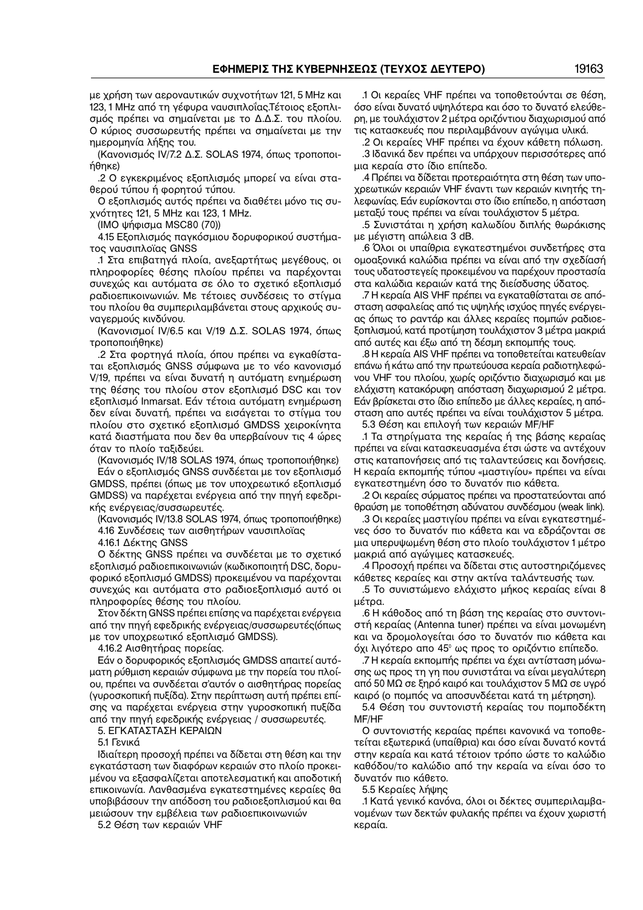με χρήση των αεροναυτικών συχνοτήτων 121, 5 MHz και 123, 1 MHz από τη γέφυρα ναυσιπλοΐας.Τέτοιος εξοπλισμός πρέπει να σημαίνεται με το Δ.Δ.Σ. του πλοίου. Ο κύριος συσσωρευτής πρέπει να σημαίνεται με την ημερομηνία λήξης του.

(Κανονισμός IV/7.2 Δ.Σ. SOLAS 1974, όπως τροποποιήθηκε)

.2 Ο εγκεκριμένος εξοπλισμός μπορεί να είναι σταθερού τύπου ή φορητού τύπου.

Ο εξοπλισμός αυτός πρέπει να διαθέτει μόνο τις συχνότητες 121, 5 MHz και 123, 1 MHz.

(ΙΜΟ ψήφισμα MSC80 (70))

4.15 Εξοπλισμός παγκόσμιου δορυφορικού συστήματος ναυσιπλοΐας GNSS

.1 Στα επιβατηγά πλοία, ανεξαρτήτως μεγέθους, οι πληροφορίες θέσης πλοίου πρέπει να παρέχονται συνεχώς και αυτόματα σε όλο το σχετικό εξοπλισμό ραδιοεπικοινωνιών. Με τέτοιες συνδέσεις το στίγμα του πλοίου θα συμπεριλαμβάνεται στους αρχικούς συναγερμούς κινδύνου.

(Κανονισμοί IV/6.5 και V/19 Δ.Σ. SOLAS 1974, όπως τροποποιήθηκε)

.2 Στα φορτηγά πλοία, όπου πρέπει να εγκαθίσταται εξοπλισμός GNSS σύμφωνα με το νέο κανονισμό V/19, πρέπει να είναι δυνατή η αυτόματη ενημέρωση της θέσης του πλοίου στον εξοπλισμό DSC και τον εξοπλισμό Inmarsat. Εάν τέτοια αυτόματη ενημέρωση δεν είναι δυνατή, πρέπει να εισάγεται το στίγμα του πλοίου στο σχετικό εξοπλισμό GMDSS χειροκίνητα κατά διαστήματα που δεν θα υπερβαίνουν τις 4 ώρες όταν το πλοίο ταξιδεύει.

(Κανονισμός IV/18 SOLAS 1974, όπως τροποποιήθηκε)

Εάν ο εξοπλισμός GNSS συνδέεται με τον εξοπλισμό GMDSS, πρέπει (όπως με τον υποχρεωτικό εξοπλισμό GMDSS) να παρέχεται ενέργεια από την πηγή εφεδρικής ενέργειας/συσσωρευτές.

(Κανονισμός IV/13.8 SOLAS 1974, όπως τροποποιήθηκε)

4.16 Συνδέσεις των αισθητήρων ναυσιπλοΐας

4.16.1 Δέκτης GNSS

Ο δέκτης GNSS πρέπει να συνδέεται με το σχετικό εξοπλισμό ραδιοεπικοινωνιών (κωδικοποιητή DSC, δορυφορικό εξοπλισμό GMDSS) προκειμένου να παρέχονται συνεχώς και αυτόματα στο ραδιοεξοπλισμό αυτό οι πληροφορίες θέσης του πλοίου.

Στον δέκτη GNSS πρέπει επίσης να παρέχεται ενέργεια από την πηγή εφεδρικής ενέργειας/συσσωρευτές(όπως με τον υποχρεωτικό εξοπλισμό GMDSS).

4.16.2 Αισθητήρας πορείας.

Εάν ο δορυφορικός εξοπλισμός GMDSS απαιτεί αυτόματη ρύθμιση κεραιών σύμφωνα με την πορεία του πλοίου, πρέπει να συνδέεται σ'αυτόν ο αισθητήρας πορείας (γυροσκοπική πυξίδα). Στην περίπτωση αυτή πρέπει επίσης να παρέχεται ενέργεια στην γυροσκοπική πυξίδα από την πηγή εφεδρικής ενέργειας / συσσωρευτές.

5. ΕΓΚΑΤΑΣΤΑΣΗ ΚΕΡΑΙΩΝ

5.1 Γενικά

Ιδιαίτερη προσοχή πρέπει να δίδεται στη θέση και την εγκατάσταση των διαφόρων κεραιών στο πλοίο προκειμένου να εξασφαλίζεται αποτελεσματική και αποδοτική επικοινωνία. Λανθασμένα εγκατεστημένες κεραίες θα υποβιβάσουν την απόδοση του ραδιοεξοπλισμού και θα μειώσουν την εμβέλεια των ραδιοεπικοινωνιών

5.2 Θέση των κεραιών VHF

.1 Οι κεραίες VHF πρέπει να τοποθετούνται σε θέση, όσο είναι δυνατό υψηλότερα και όσο το δυνατό ελεύθερη, με τουλάχιστον 2 μέτρα οριζόντιου διαχωρισμού από τις κατασκευές που περιλαμβάνουν αγώγιμα υλικά.

.2 Οι κεραίες VHF πρέπει να έχουν κάθετη πόλωση.

.3 Ιδανικά δεν πρέπει να υπάρχουν περισσότερες από μια κεραία στο ίδιο επίπεδο.

.4 Πρέπει να δίδεται προτεραιότητα στη θέση των υποχρεωτικών κεραιών VHF έναντι των κεραιών κινητής τηλεφωνίας. Εάν ευρίσκονται στο ίδιο επίπεδο, η απόσταση μεταξύ τους πρέπει να είναι τουλάχιστον 5 μέτρα.

.5 Συνιστάται η χρήση καλωδίου διπλής θωράκισης με μέγιστη απώλεια 3 dB.

.6 Όλοι οι υπαίθρια εγκατεστημένοι συνδετήρες στα ομοαξονικά καλώδια πρέπει να είναι από την σχεδίασή τους υδατοστεγείς προκειμένου να παρέχουν προστασία στα καλώδια κεραιών κατά της διείσδυσης ύδατος.

.7 Η κεραία AIS VHF πρέπει να εγκαθίσταται σε απόσταση ασφαλείας από τις υψηλής ισχύος πηγές ενέργειας όπως το ραντάρ και άλλες κεραίες πομπών ραδιοεξοπλισμού, κατά προτίμηση τουλάχιστον 3 μέτρα μακριά από αυτές και έξω από τη δέσμη εκπομπής τους.

.8 Η κεραία AIS VHF πρέπει να τοποθετείται κατευθείαν επάνω ή κάτω από την πρωτεύουσα κεραία ραδιοτηλεφώνου VHF του πλοίου, χωρίς οριζόντιο διαχωρισμό και με ελάχιστη κατακόρυφη απόσταση διαχωρισμού 2 μέτρα. Εάν βρίσκεται στο ίδιο επίπεδο με άλλες κεραίες, η απόσταση απο αυτές πρέπει να είναι τουλάχιστον 5 μέτρα.

5.3 Θέση και επιλογή των κεραιών MF/HF

.1 Τα στηρίγματα της κεραίας ή της βάσης κεραίας πρέπει να είναι κατασκευασμένα έτσι ώστε να αντέχουν στις καταπονήσεις από τις ταλαντεύσεις και δονήσεις. Η κεραία εκπομπής τύπου «μαστιγίου» πρέπει να είναι εγκατεστημένη όσο το δυνατόν πιο κάθετα.

.2 Οι κεραίες σύρματος πρέπει να προστατεύονται από θραύση με τοποθέτηση αδύνατου συνδέσμου (weak link).

.3 Οι κεραίες μαστιγίου πρέπει να είναι εγκατεστημένες όσο το δυνατόν πιο κάθετα και να εδράζονται σε μια υπερυψωμένη θέση στο πλοίο τουλάχιστον 1 μέτρο μακριά από αγώγιμες κατασκευές.

.4 Προσοχή πρέπει να δίδεται στις αυτοστηριζόμενες κάθετες κεραίες και στην ακτίνα ταλάντευσής των.

.5 Το συνιστώμενο ελάχιστο μήκος κεραίας είναι 8 μέτρα.

.6 Η κάθοδος από τη βάση της κεραίας στο συντονιστή κεραίας (Antenna tuner) πρέπει να είναι μονωμένη και να δρομολογείται όσο το δυνατόν πιο κάθετα και όχι λιγότερο απο 45° ως προς το οριζόντιο επίπεδο.

.7 Η κεραία εκπομπής πρέπει να έχει αντίσταση μόνωσης ως προς τη γη που συνιστάται να είναι μεγαλύτερη από 50 MΩ σε ξηρό καιρό και τουλάχιστον 5 MΩ σε υγρό καιρό (ο πομπός να αποσυνδέεται κατά τη μέτρηση).

5.4 Θέση του συντονιστή κεραίας του πομποδέκτη MF/HF

Ο συντονιστής κεραίας πρέπει κανονικά να τοποθετείται εξωτερικά (υπαίθρια) και όσο είναι δυνατό κοντά στην κεραία και κατά τέτοιον τρόπο ώστε το καλώδιο καθόδου/το καλώδιο από την κεραία να είναι όσο το δυνατόν πιο κάθετο.

5.5 Κεραίες λήψης

.1 Κατά γενικό κανόνα, όλοι οι δέκτες συμπεριλαμβανομένων των δεκτών φυλακής πρέπει να έχουν χωριστή κεραία.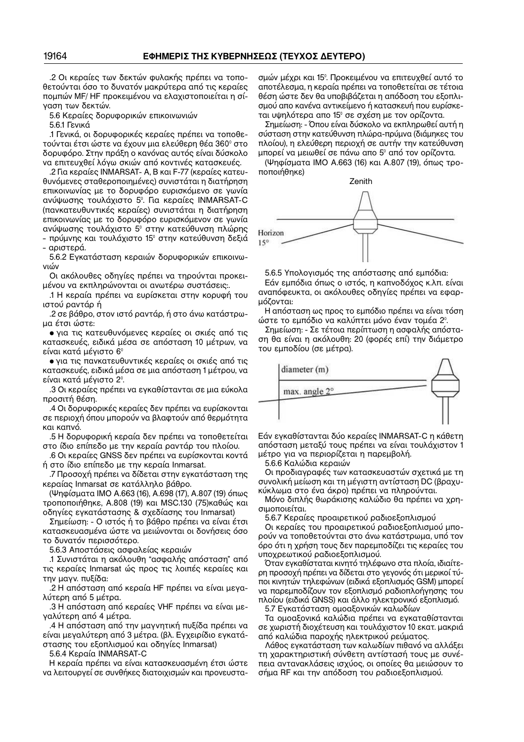.2 Οι κεραίες των δεκτών φυλακής πρέπει να τοποθετούνται όσο το δυνατόν μακρύτερα από τις κεραίες πομπών MF/ HF προκειμένου να ελαχιστοποιείται η σίγαση των δεκτών.

5.6 Κεραίες δορυφορικών επικοινωνιών

5.6.1 Γενικά

.1 Γενικά, οι δορυφορικές κεραίες πρέπει να τοποθετούνται έτσι ώστε να έχουν μια ελεύθερη θέα 360° στο δορυφόρο. Στην πράξη ο κανόνας αυτός είναι δύσκολο να επιτευχθεί λόγω σκιών από κοντινές κατασκευές.

.2 Για κεραίες INMARSAT- A, B και F-77 (κεραίες κατευθυνόμενες σταθεροποιημένες) συνιστάται η διατήρηση επικοινωνίας με το δορυφόρο ευρισκόμενο σε γωνία ανύψωσης τουλάχιστο 5°. Για κεραίες INMARSAT-C (πανκατευθυντικές κεραίες) συνιστάται η διατήρηση επικοινωνίας με το δορυφόρο ευρισκόμενον σε γωνία ανύψωσης τουλάχιστο 5° στην κατεύθυνση πλώρης - πρύμνης και τουλάχιστο 15° στην κατεύθυνση δεξιά - αριστερά.

5.6.2 Εγκατάσταση κεραιών δορυφορικών επικοινωνιών

Οι ακόλουθες οδηγίες πρέπει να τηρούνται προκειμένου να εκπληρώνονται οι ανωτέρω συστάσεις:.

.1 Η κεραία πρέπει να ευρίσκεται στην κορυφή του ιστού ραντάρ ή

.2 σε βάθρο, στον ιστό ραντάρ, ή στο άνω κατάστρωμα έτσι ώστε:

- για τις κατευθυνόμενες κεραίες οι σκιές από τις κατασκευές, ειδικά μέσα σε απόσταση 10 μέτρων, να είναι κατά μέγιστο 6°
- για τις πανκατευθυντικές κεραίες οι σκιές από τις κατασκευές, ειδικά μέσα σε μια απόσταση 1 μέτρου, να είναι κατά μέγιστο 2°.

.3 Οι κεραίες πρέπει να εγκαθίστανται σε μια εύκολα προσιτή θέση.

.4 Οι δορυφορικές κεραίες δεν πρέπει να ευρίσκονται σε περιοχή όπου μπορούν να βλαφτούν από θερμότητα και καπνό.

.5 Η δορυφορική κεραία δεν πρέπει να τοποθετείται στο ίδιο επίπεδο με την κεραία ραντάρ του πλοίου.

.6 Οι κεραίες GNSS δεν πρέπει να ευρίσκονται κοντά ή στο ίδιο επίπεδο με την κεραία Inmarsat.

.7 Προσοχή πρέπει να δίδεται στην εγκατάσταση της κεραίας Inmarsat σε κατάλληλο βάθρο.

(Ψηφίσματα IMO A.663 (16), A.698 (17), A.807 (19) όπως τροποποιήθηκε, A.808 (19) και MSC.130 (75)καθώς και οδηγίες εγκατάστασης & σχεδίασης του Inmarsat)

Σημείωση: - Ο ιστός ή το βάθρο πρέπει να είναι έτσι κατασκευασμένα ώστε να μειώνονται οι δονήσεις όσο το δυνατόν περισσότερο.

5.6.3 Αποστάσεις ασφαλείας κεραιών

.1 Συνιστάται η ακόλουθη "ασφαλής απόσταση" από τις κεραίες Inmarsat ώς προς τις λοιπές κεραίες και την μαγν. πυξίδα:

.2 Η απόσταση από κεραία HF πρέπει να είναι μεγαλύτερη από 5 μέτρα.

.3 Η απόσταση από κεραίες VHF πρέπει να είναι μεγαλύτερη από 4 μέτρα.

.4 Η απόσταση από την μαγνητική πυξίδα πρέπει να είναι μεγαλύτερη από 3 μέτρα. (βλ. Εγχειρίδιο εγκατάστασης του εξοπλισμού και οδηγίες Inmarsat)

5.6.4 Κεραία INMARSAT-C

Η κεραία πρέπει να είναι κατασκευασμένη έτσι ώστε να λειτουργεί σε συνθήκες διατοιχισμών και προνευστασμών μέχρι και 15°. Προκειμένου να επιτευχθεί αυτό το αποτέλεσμα, η κεραία πρέπει να τοποθετείται σε τέτοια θέση ώστε δεν θα υποβιβάζεται η απόδοση του εξοπλισμού απο κανένα αντικείμενο ή κατασκευή που ευρίσκεται υψηλότερα απο 15° σε σχέση με τον ορίζοντα.

Σημείωση: - Όπου είναι δύσκολο να εκπληρωθεί αυτή η σύσταση στην κατεύθυνση πλώρα-πρύμνα (διάμηκες του πλοίου), η ελεύθερη περιοχή σε αυτήν την κατεύθυνση μπορεί να μειωθεί σε πάνω απο 5° από τον ορίζοντα.

(Ψηφίσματα IMO A.663 (16) και A.807 (19), όπως τροποποιήθηκε)

Zenith

Horizon
15°

5.6.5 Υπολογισμός της απόστασης από εμπόδια:

Εάν εμπόδια όπως ο ιστός, η καπνοδόχος κ.λπ. είναι αναπόφευκτα, οι ακόλουθες οδηγίες πρέπει να εφαρμόζονται:

Η απόσταση ως προς το εμπόδιο πρέπει να είναι τόση ώστε το εμπόδιο να καλύπτει μόνο έναν τομέα 2°.

Σημείωση: - Σε τέτοια περίπτωση η ασφαλής απόσταση θα είναι η ακόλουθη: 20 (φορές επί) την διάμετρο του εμποδίου (σε μέτρα).

diameter (m)

max. angle 2°

Εάν εγκαθίστανται δύο κεραίες INMARSAT-C η κάθετη απόσταση μεταξύ τους πρέπει να είναι τουλάχιστον 1 μέτρο για να περιορίζεται η παρεμβολή.

5.6.6 Καλώδια κεραιών

Οι προδιαγραφές των κατασκευαστών σχετικά με τη συνολική μείωση και τη μέγιστη αντίσταση DC (βραχυκύκλωμα στο ένα άκρο) πρέπει να πληρούνται.

Μόνο διπλής θωράκισης καλώδιο θα πρέπει να χρησιμοποιείται.

5.6.7 Κεραίες προαιρετικού ραδιοεξοπλισμού

Οι κεραίες του προαιρετικού ραδιοεξοπλισμού μπορούν να τοποθετούνται στο άνω κατάστρωμα, υπό τον όρο ότι η χρήση τους δεν παρεμποδίζει τις κεραίες του υποχρεωτικού ραδιοεξοπλισμού.

Όταν εγκαθίσταται κινητό τηλέφωνο στα πλοία, ιδιαίτερη προσοχή πρέπει να δίδεται στο γεγονός ότι μερικοί τύποι κινητών τηλεφώνων (ειδικά εξοπλισμός GSM) μπορεί να παρεμποδίζουν τον εξοπλισμό ραδιοπλοήγησης του πλοίου (ειδικά GNSS) και άλλο ηλεκτρονικό εξοπλισμό.

5.7 Εγκατάσταση ομοαξονικών καλωδίων

Τα ομοαξονικά καλώδια πρέπει να εγκαταθίστανται σε χωριστή διοχέτευση και τουλάχιστον 10 εκατ. μακριά από καλώδια παροχής ηλεκτρικού ρεύματος.

Λάθος εγκατάσταση των καλωδίων πιθανό να αλλάξει τη χαρακτηριστική σύνθετη αντίστασή τους με συνέπεια αντανακλάσεις ισχύος, οι οποίες θα μειώσουν το σήμα RF και την απόδοση του ραδιοεξοπλισμού.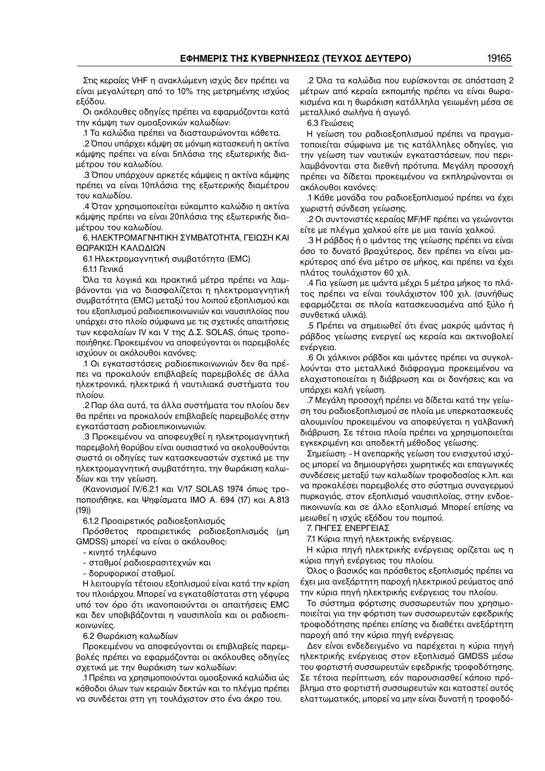Στις κεραίες VHF η ανακλώμενη ισχύς δεν πρέπει να είναι μεγαλύτερη από το 10% της μετρημένης ισχύος εξόδου.

Οι ακόλουθες οδηγίες πρέπει να εφαρμόζονται κατά την κάμψη των ομοαξονικών καλωδίων:

.1 Τα καλώδια πρέπει να διασταυρώνονται κάθετα.

.2 Όπου υπάρχει κάμψη σε μόνιμη κατασκευή η ακτίνα κάμψης πρέπει να είναι 5πλάσια της εξωτερικής διαμέτρου του καλωδίου.

.3 Όπου υπάρχουν αρκετές κάμψεις η ακτίνα κάμψης πρέπει να είναι 10πλάσια της εξωτερικής διαμέτρου του καλωδίου.

.4 Όταν χρησιμοποιείται εύκαμπτο καλώδιο η ακτίνα κάμψης πρέπει να είναι 20πλάσια της εξωτερικής διαμέτρου του καλωδίου.

6. ΗΛΕΚΤΡΟΜΑΓΝΗΤΙΚΗ ΣΥΜΒΑΤΟΤΗΤΑ, ΓΕΙΩΣΗ ΚΑΙ ΘΩΡΑΚΙΣΗ ΚΑΛΩΔΙΩΝ

6.1 Ηλεκτρομαγνητική συμβατότητα (EMC)

6.1.1 Γενικά

Όλα τα λογικά και πρακτικά μέτρα πρέπει να λαμβάνονται για να διασφαλίζεται η ηλεκτρομαγνητική συμβατότητα (EMC) μεταξύ του λοιπού εξοπλισμού και του εξοπλισμού ραδιοεπικοινωνιών και ναυσιπλοΐας που υπάρχει στο πλοίο σύμφωνα με τις σχετικές απαιτήσεις των κεφαλαίων IV και V της Δ.Σ. SOLAS, όπως τροποποιήθηκε. Προκειμένου να αποφεύγονται οι παρεμβολές ισχύουν οι ακόλουθοι κανόνες:

.1 Οι εγκαταστάσεις ραδιοεπικοινωνιών δεν θα πρέπει να προκαλούν επιβλαβείς παρεμβολές σε άλλα ηλεκτρονικά, ηλεκτρικά ή ναυτιλιακά συστήματα του πλοίου.

.2 Παρ όλα αυτά, τα άλλα συστήματα του πλοίου δεν θα πρέπει να προκαλούν επιβλαβείς παρεμβολές στην εγκατάσταση ραδιοεπικοινωνιών.

.3 Προκειμένου να αποφευχθεί η ηλεκτρομαγνητική παρεμβολή θορύβου είναι ουσιαστικό να ακολουθούνται σωστά οι οδηγίες των κατασκευαστών σχετικά με την ηλεκτρομαγνητική συμβατότητα, την θωράκιση καλωδίων και την γείωση.

(Κανονισμοί IV/6.2.1 και V/17 SOLAS 1974 όπως τροποποιήθηκε, και Ψηφίσματα IMO A. 694 (17) και A.813 (19))

6.1.2 Προαιρετικός ραδιοεξοπλισμός

Πρόσθετος προαιρετικός ραδιοεξοπλισμός (μη GMDSS) μπορεί να είναι ο ακόλουθος:

- κινητό τηλέφωνο
- σταθμοί ραδιοερασιτεχνών και
- δορυφορικοί σταθμοί.

Η λειτουργία τέτοιου εξοπλισμού είναι κατά την κρίση του πλοιάρχου. Μπορεί να εγκαταθίσταται στη γέφυρα υπό τον όρο ότι ικανοποιούνται οι απαιτήσεις EMC και δεν υποβιβάζονται η ναυσιπλοΐα και οι ραδιοεπικοινωνίες.

6.2 Θωράκιση καλωδίων

Προκειμένου να αποφεύγονται οι επιβλαβείς παρεμβολές πρέπει να εφαρμόζονται οι ακόλουθες οδηγίες σχετικά με την θωράκιση των καλωδίων:

.1 Πρέπει να χρησιμοποιούνται ομοαξονικά καλώδια ώς κάθοδοι όλων των κεραιών δεκτών και το πλέγμα πρέπει να συνδέεται στη γη τουλάχιστον στο ένα άκρο του.

.2 Όλα τα καλώδια που ευρίσκονται σε απόσταση 2 μέτρων από κεραία εκπομπής πρέπει να είναι θωρακισμένα και η θωράκιση κατάλληλα γειωμένη μέσα σε μεταλλικό σωλήνα ή αγωγό.

6.3 Γειώσεις

Η γείωση του ραδιοεξοπλισμού πρέπει να πραγματοποιείται σύμφωνα με τις κατάλληλες οδηγίες, για την γείωση των ναυτικών εγκαταστάσεων, που περιλαμβάνονται στα διεθνή πρότυπα. Μεγάλη προσοχή πρέπει να δίδεται προκειμένου να εκπληρώνονται οι ακόλουθοι κανόνες:

.1 Κάθε μονάδα του ραδιοεξοπλισμού πρέπει να έχει χωριστή σύνδεση γείωσης.

.2 Οι συντονιστές κεραίας MF/HF πρέπει να γειώνονται είτε με πλέγμα χαλκού είτε με μια ταινία χαλκού.

.3 Η ράβδος ή ο ιμάντας της γείωσης πρέπει να είναι όσο το δυνατό βραχύτερος, δεν πρέπει να είναι μακρύτερος από ένα μέτρο σε μήκος, και πρέπει να έχει πλάτος τουλάχιστον 60 χιλ.

.4 Για γείωση με ιμάντα μέχρι 5 μέτρα μήκος το πλάτος πρέπει να είναι τουλάχιστον 100 χιλ. (συνήθως εφαρμόζεται σε πλοία κατασκευασμένα από ξύλο ή συνθετικά υλικά).

.5 Πρέπει να σημειωθεί ότι ένας μακρύς ιμάντας ή ράβδος γείωσης ενεργεί ως κεραία και ακτινοβολεί ενέργεια.

.6 Οι χάλκινοι ράβδοι και ιμάντες πρέπει να συγκολλούνται στο μεταλλικό διάφραγμα προκειμένου να ελαχιστοποιείται η διάβρωση και οι δονήσεις και να υπάρχει καλή γείωση.

.7 Μεγάλη προσοχή πρέπει να δίδεται κατά την γείωση του ραδιοεξοπλισμού σε πλοία με υπερκατασκευές αλουμινίου προκειμένου να αποφεύγεται η γαλβανική διάβρωση. Σε τέτοια πλοία πρέπει να χρησιμοποιείται εγκεκριμένη και αποδεκτή μέθοδος γείωσης.

Σημείωση: - Η ανεπαρκής γείωση του ενισχυτού ισχύος μπορεί να δημιουργήσει χωρητικές και επαγωγικές συνδέσεις μεταξύ των καλωδίων τροφοδοσίας κ.λπ. και να προκαλέσει παρεμβολές στο σύστημα συναγερμού πυρκαγιάς, στον εξοπλισμό ναυσιπλοΐας, στην ενδοεπικοινωνία και σε άλλο εξοπλισμό. Μπορεί επίσης να μειωθεί η ισχύς εξόδου του πομπού.

7. ΠΗΓΕΣ ΕΝΕΡΓΕΙΑΣ

7.1 Κύρια πηγή ηλεκτρικής ενέργειας.

Η κύρια πηγή ηλεκτρικής ενέργειας ορίζεται ως η κύρια πηγή ενέργειας του πλοίου.

Όλος ο βασικός και πρόσθετος εξοπλισμός πρέπει να έχει μια ανεξάρτητη παροχή ηλεκτρικού ρεύματος από την κύρια πηγή ηλεκτρικής ενέργειας του πλοίου.

Το σύστημα φόρτισης συσσωρευτών που χρησιμοποιείται για την φόρτιση των συσσωρευτών εφεδρικής τροφοδότησης πρέπει επίσης να διαθέτει ανεξάρτητη παροχή από την κύρια πηγή ενέργειας.

Δεν είναι ενδεδειγμένο να παρέχεται η κύρια πηγή ηλεκτρικής ενέργειας στον εξοπλισμό GMDSS μέσω του φορτιστή συσσωρευτών εφεδρικής τροφοδότησης. Σε τέτοια περίπτωση, εάν παρουσιασθεί κάποιο πρόβλημα στο φορτιστή συσσωρευτών και καταστεί αυτός ελαττωματικός, μπορεί να μην είναι δυνατή η τροφοδό-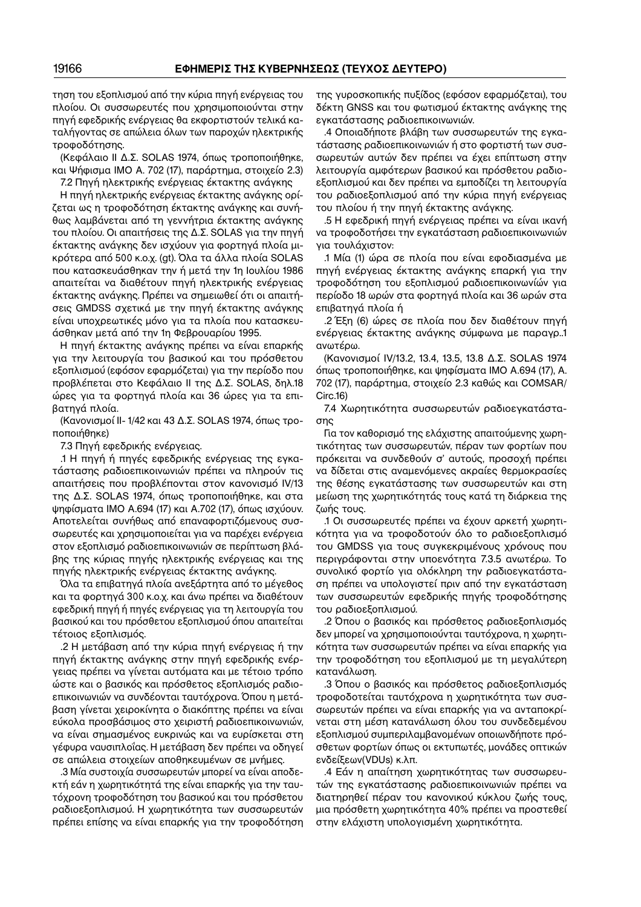τηση του εξοπλισμού από την κύρια πηγή ενέργειας του πλοίου. Οι συσσωρευτές που χρησιμοποιούνται στην πηγή εφεδρικής ενέργειας θα εκφορτιστούν τελικά καταλήγοντας σε απώλεια όλων των παροχών ηλεκτρικής τροφοδότησης.

(Κεφάλαιο II Δ.Σ. SOLAS 1974, όπως τροποποιήθηκε, και Ψήφισμα IMO A. 702 (17), παράρτημα, στοιχείο 2.3)

7.2 Πηγή ηλεκτρικής ενέργειας έκτακτης ανάγκης

Η πηγή ηλεκτρικής ενέργειας έκτακτης ανάγκης ορίζεται ως η τροφοδότηση έκτακτης ανάγκης και συνήθως λαμβάνεται από τη γεννήτρια έκτακτης ανάγκης του πλοίου. Οι απαιτήσεις της Δ.Σ. SOLAS για την πηγή έκτακτης ανάγκης δεν ισχύουν για φορτηγά πλοία μικρότερα από 500 κ.ο.χ. (gt). Όλα τα άλλα πλοία SOLAS που κατασκευάσθηκαν την ή μετά την 1η Ιουλίου 1986 απαιτείται να διαθέτουν πηγή ηλεκτρικής ενέργειας έκτακτης ανάγκης. Πρέπει να σημειωθεί ότι οι απαιτήσεις GMDSS σχετικά με την πηγή έκτακτης ανάγκης είναι υποχρεωτικές μόνο για τα πλοία που κατασκευάσθηκαν μετά από την 1η Φεβρουαρίου 1995.

Η πηγή έκτακτης ανάγκης πρέπει να είναι επαρκής για την λειτουργία του βασικού και του πρόσθετου εξοπλισμού (εφόσον εφαρμόζεται) για την περίοδο που προβλέπεται στο Κεφάλαιο II της Δ.Σ. SOLAS, δηλ.18 ώρες για τα φορτηγά πλοία και 36 ώρες για τα επιβατηγά πλοία.

(Κανονισμοί II- 1/42 και 43 Δ.Σ. SOLAS 1974, όπως τροποποιήθηκε)

7.3 Πηγή εφεδρικής ενέργειας.

.1 Η πηγή ή πηγές εφεδρικής ενέργειας της εγκατάστασης ραδιοεπικοινωνιών πρέπει να πληρούν τις απαιτήσεις που προβλέπονται στον κανονισμό IV/13 της Δ.Σ. SOLAS 1974, όπως τροποποιήθηκε, και στα ψηφίσματα IMO A.694 (17) και A.702 (17), όπως ισχύουν. Αποτελείται συνήθως από επαναφορτιζόμενους συσσωρευτές και χρησιμοποιείται για να παρέχει ενέργεια στον εξοπλισμό ραδιοεπικοινωνιών σε περίπτωση βλάβης της κύριας πηγής ηλεκτρικής ενέργειας και της πηγής ηλεκτρικής ενέργειας έκτακτης ανάγκης.

Όλα τα επιβατηγά πλοία ανεξάρτητα από το μέγεθος και τα φορτηγά 300 κ.ο.χ. και άνω πρέπει να διαθέτουν εφεδρική πηγή ή πηγές ενέργειας για τη λειτουργία του βασικού και του πρόσθετου εξοπλισμού όπου απαιτείται τέτοιος εξοπλισμός.

.2 Η μετάβαση από την κύρια πηγή ενέργειας ή την πηγή έκτακτης ανάγκης στην πηγή εφεδρικής ενέργειας πρέπει να γίνεται αυτόματα και με τέτοιο τρόπο ώστε και ο βασικός και πρόσθετος εξοπλισμός ραδιοεπικοινωνιών να συνδέονται ταυτόχρονα. Όπου η μετάβαση γίνεται χειροκίνητα ο διακόπτης πρέπει να είναι εύκολα προσβάσιμος στο χειριστή ραδιοεπικοινωνιών, να είναι σημασμένος ευκρινώς και να ευρίσκεται στη γέφυρα ναυσιπλοΐας. Η μετάβαση δεν πρέπει να οδηγεί σε απώλεια στοιχείων αποθηκευμένων σε μνήμες.

.3 Μία συστοιχία συσσωρευτών μπορεί να είναι αποδεκτή εάν η χωρητικότητά της είναι επαρκής για την ταυτόχρονη τροφοδότηση του βασικού και του πρόσθετου ραδιοεξοπλισμού. Η χωρητικότητα των συσσωρευτών πρέπει επίσης να είναι επαρκής για την τροφοδότηση της γυροσκοπικής πυξίδος (εφόσον εφαρμόζεται), του δέκτη GNSS και του φωτισμού έκτακτης ανάγκης της εγκατάστασης ραδιοεπικοινωνιών.

.4 Οποιαδήποτε βλάβη των συσσωρευτών της εγκατάστασης ραδιοεπικοινωνιών ή στο φορτιστή των συσσωρευτών αυτών δεν πρέπει να έχει επίπτωση στην λειτουργία αμφότερων βασικού και πρόσθετου ραδιοεξοπλισμού και δεν πρέπει να εμποδίζει τη λειτουργία του ραδιοεξοπλισμού από την κύρια πηγή ενέργειας του πλοίου ή την πηγή έκτακτης ανάγκης.

.5 Η εφεδρική πηγή ενέργειας πρέπει να είναι ικανή να τροφοδοτήσει την εγκατάσταση ραδιοεπικοινωνιών για τουλάχιστον:

.1 Μία (1) ώρα σε πλοία που είναι εφοδιασμένα με πηγή ενέργειας έκτακτης ανάγκης επαρκή για την τροφοδότηση του εξοπλισμού ραδιοεπικοινωνιών για περίοδο 18 ωρών στα φορτηγά πλοία και 36 ωρών στα επιβατηγά πλοία ή

.2 Έξη (6) ώρες σε πλοία που δεν διαθέτουν πηγή ενέργειας έκτακτης ανάγκης σύμφωνα με παραγρ..1 ανωτέρω.

(Κανονισμοί IV/13.2, 13.4, 13.5, 13.8 Δ.Σ. SOLAS 1974 όπως τροποποιήθηκε, και ψηφίσματα IMO A.694 (17), A. 702 (17), παράρτημα, στοιχείο 2.3 καθώς και COMSAR/Circ.16)

7.4 Χωρητικότητα συσσωρευτών ραδιοεγκατάστασης

Για τον καθορισμό της ελάχιστης απαιτούμενης χωρητικότητας των συσσωρευτών, πέραν των φορτίων που πρόκειται να συνδεθούν σ' αυτούς, προσοχή πρέπει να δίδεται στις αναμενόμενες ακραίες θερμοκρασίες της θέσης εγκατάστασης των συσσωρευτών και στη μείωση της χωρητικότητάς τους κατά τη διάρκεια της ζωής τους.

.1 Οι συσσωρευτές πρέπει να έχουν αρκετή χωρητικότητα για να τροφοδοτούν όλο το ραδιοεξοπλισμό του GMDSS για τους συγκεκριμένους χρόνους που περιγράφονται στην υποενότητα 7.3.5 ανωτέρω. Το συνολικό φορτίο για ολόκληρη την ραδιοεγκατάσταση πρέπει να υπολογιστεί πριν από την εγκατάσταση των συσσωρευτών εφεδρικής πηγής τροφοδότησης του ραδιοεξοπλισμού.

.2 Όπου ο βασικός και πρόσθετος ραδιοεξοπλισμός δεν μπορεί να χρησιμοποιούνται ταυτόχρονα, η χωρητικότητα των συσσωρευτών πρέπει να είναι επαρκής για την τροφοδότηση του εξοπλισμού με τη μεγαλύτερη κατανάλωση.

.3 Όπου ο βασικός και πρόσθετος ραδιοεξοπλισμός τροφοδοτείται ταυτόχρονα η χωρητικότητα των συσσωρευτών πρέπει να είναι επαρκής για να ανταποκρίνεται στη μέση κατανάλωση όλου του συνδεδεμένου εξοπλισμού συμπεριλαμβανομένων οποιωνδήποτε πρόσθετων φορτίων όπως οι εκτυπωτές, μονάδες οπτικών ενδείξεων(VDUs) κ.λπ.

.4 Εάν η απαίτηση χωρητικότητας των συσσωρευτών της εγκατάστασης ραδιοεπικοινωνιών πρέπει να διατηρηθεί πέραν του κανονικού κύκλου ζωής τους, μια πρόσθετη χωρητικότητα 40% πρέπει να προστεθεί στην ελάχιστη υπολογισμένη χωρητικότητα.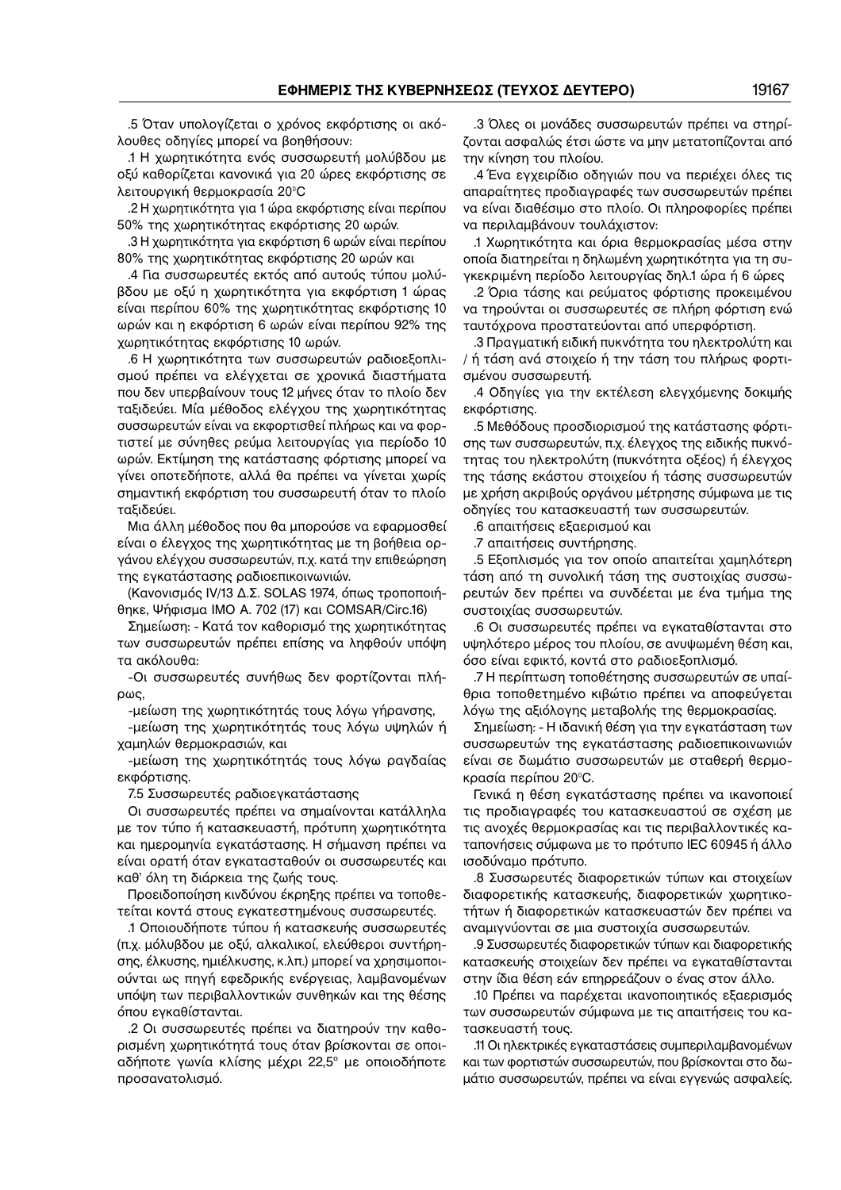.5 Όταν υπολογίζεται ο χρόνος εκφόρτισης οι ακόλουθες οδηγίες μπορεί να βοηθήσουν:

.1 Η χωρητικότητα ενός συσσωρευτή μολύβδου με οξύ καθορίζεται κανονικά για 20 ώρες εκφόρτισης σε λειτουργική θερμοκρασία 20°C

.2 Η χωρητικότητα για 1 ώρα εκφόρτισης είναι περίπου 50% της χωρητικότητας εκφόρτισης 20 ωρών.

.3 Η χωρητικότητα για εκφόρτιση 6 ωρών είναι περίπου 80% της χωρητικότητας εκφόρτισης 20 ωρών και

.4 Για συσσωρευτές εκτός από αυτούς τύπου μολύβδου με οξύ η χωρητικότητα για εκφόρτιση 1 ώρας είναι περίπου 60% της χωρητικότητας εκφόρτισης 10 ωρών και η εκφόρτιση 6 ωρών είναι περίπου 92% της χωρητικότητας εκφόρτισης 10 ωρών.

.6 Η χωρητικότητα των συσσωρευτών ραδιοεξοπλισμού πρέπει να ελέγχεται σε χρονικά διαστήματα που δεν υπερβαίνουν τους 12 μήνες όταν το πλοίο δεν ταξιδεύει. Μία μέθοδος ελέγχου της χωρητικότητας συσσωρευτών είναι να εκφορτισθεί πλήρως και να φορτιστεί με σύνηθες ρεύμα λειτουργίας για περίοδο 10 ωρών. Εκτίμηση της κατάστασης φόρτισης μπορεί να γίνει οποτεδήποτε, αλλά θα πρέπει να γίνεται χωρίς σημαντική εκφόρτιση του συσσωρευτή όταν το πλοίο ταξιδεύει.

Μια άλλη μέθοδος που θα μπορούσε να εφαρμοσθεί είναι ο έλεγχος της χωρητικότητας με τη βοήθεια οργάνου ελέγχου συσσωρευτών, π.χ. κατά την επιθεώρηση της εγκατάστασης ραδιοεπικοινωνιών.

(Κανονισμός IV/13 Δ.Σ. SOLAS 1974, όπως τροποποιήθηκε, Ψήφισμα IMO A. 702 (17) και COMSAR/Circ.16)

Σημείωση: - Κατά τον καθορισμό της χωρητικότητας των συσσωρευτών πρέπει επίσης να ληφθούν υπόψη τα ακόλουθα:

-Οι συσσωρευτές συνήθως δεν φορτίζονται πλήρως,

-μείωση της χωρητικότητάς τους λόγω γήρανσης,

-μείωση της χωρητικότητάς τους λόγω υψηλών ή χαμηλών θερμοκρασιών, και

-μείωση της χωρητικότητάς τους λόγω ραγδαίας εκφόρτισης.

7.5 Συσσωρευτές ραδιοεγκατάστασης

Οι συσσωρευτές πρέπει να σημαίνονται κατάλληλα με τον τύπο ή κατασκευαστή, πρότυπη χωρητικότητα και ημερομηνία εγκατάστασης. Η σήμανση πρέπει να είναι ορατή όταν εγκατασταθούν οι συσσωρευτές και καθ' όλη τη διάρκεια της ζωής τους.

Προειδοποίηση κινδύνου έκρηξης πρέπει να τοποθετείται κοντά στους εγκατεστημένους συσσωρευτές.

.1 Οποιουδήποτε τύπου ή κατασκευής συσσωρευτές (π.χ. μόλυβδου με οξύ, αλκαλικοί, ελεύθεροι συντήρησης, έλκυσης, ημιέλκυσης, κ.λπ.) μπορεί να χρησιμοποιούνται ως πηγή εφεδρικής ενέργειας, λαμβανομένων υπόψη των περιβαλλοντικών συνθηκών και της θέσης όπου εγκαθίστανται.

.2 Οι συσσωρευτές πρέπει να διατηρούν την καθορισμένη χωρητικότητά τους όταν βρίσκονται σε οποιαδήποτε γωνία κλίσης μέχρι 22,5° με οποιοδήποτε προσανατολισμό.

.3 Όλες οι μονάδες συσσωρευτών πρέπει να στηρίζονται ασφαλώς έτσι ώστε να μην μετατοπίζονται από την κίνηση του πλοίου.

.4 Ένα εγχειρίδιο οδηγιών που να περιέχει όλες τις απαραίτητες προδιαγραφές των συσσωρευτών πρέπει να είναι διαθέσιμο στο πλοίο. Οι πληροφορίες πρέπει να περιλαμβάνουν τουλάχιστον:

.1 Χωρητικότητα και όρια θερμοκρασίας μέσα στην οποία διατηρείται η δηλωμένη χωρητικότητα για τη συγκεκριμένη περίοδο λειτουργίας δηλ.1 ώρα ή 6 ώρες

.2 Όρια τάσης και ρεύματος φόρτισης προκειμένου να τηρούνται οι συσσωρευτές σε πλήρη φόρτιση ενώ ταυτόχρονα προστατεύονται από υπερφόρτιση.

.3 Πραγματική ειδική πυκνότητα του ηλεκτρολύτη και / ή τάση ανά στοιχείο ή την τάση του πλήρως φορτισμένου συσσωρευτή.

.4 Οδηγίες για την εκτέλεση ελεγχόμενης δοκιμής εκφόρτισης.

.5 Μεθόδους προσδιορισμού της κατάστασης φόρτισης των συσσωρευτών, π.χ. έλεγχος της ειδικής πυκνότητας του ηλεκτρολύτη (πυκνότητα οξέος) ή έλεγχος της τάσης εκάστου στοιχείου ή τάσης συσσωρευτών με χρήση ακριβούς οργάνου μέτρησης σύμφωνα με τις οδηγίες του κατασκευαστή των συσσωρευτών.

.6 απαιτήσεις εξαερισμού και

.7 απαιτήσεις συντήρησης.

.5 Εξοπλισμός για τον οποίο απαιτείται χαμηλότερη τάση από τη συνολική τάση της συστοιχίας συσσωρευτών δεν πρέπει να συνδέεται με ένα τμήμα της συστοιχίας συσσωρευτών.

.6 Οι συσσωρευτές πρέπει να εγκαθίστανται στο υψηλότερο μέρος του πλοίου, σε ανυψωμένη θέση και, όσο είναι εφικτό, κοντά στο ραδιοεξοπλισμό.

.7 Η περίπτωση τοποθέτησης συσσωρευτών σε υπαίθρια τοποθετημένο κιβώτιο πρέπει να αποφεύγεται λόγω της αξιόλογης μεταβολής της θερμοκρασίας.

Σημείωση: - Η ιδανική θέση για την εγκατάσταση των συσσωρευτών της εγκατάστασης ραδιοεπικοινωνιών είναι σε δωμάτιο συσσωρευτών με σταθερή θερμοκρασία περίπου 20°C.

Γενικά η θέση εγκατάστασης πρέπει να ικανοποιεί τις προδιαγραφές του κατασκευαστού σε σχέση με τις ανοχές θερμοκρασίας και τις περιβαλλοντικές καταπονήσεις σύμφωνα με το πρότυπο IEC 60945 ή άλλο ισοδύναμο πρότυπο.

.8 Συσσωρευτές διαφορετικών τύπων και στοιχείων διαφορετικής κατασκευής, διαφορετικών χωρητικοτήτων ή διαφορετικών κατασκευαστών δεν πρέπει να αναμιγνύονται σε μια συστοιχία συσσωρευτών.

.9 Συσσωρευτές διαφορετικών τύπων και διαφορετικής κατασκευής στοιχείων δεν πρέπει να εγκαθίστανται στην ίδια θέση εάν επηρεάζουν ο ένας τον άλλο.

.10 Πρέπει να παρέχεται ικανοποιητικός εξαερισμός των συσσωρευτών σύμφωνα με τις απαιτήσεις του κατασκευαστή τους.

.11 Οι ηλεκτρικές εγκαταστάσεις συμπεριλαμβανομένων και των φορτιστών συσσωρευτών, που βρίσκονται στο δωμάτιο συσσωρευτών, πρέπει να είναι εγγενώς ασφαλείς.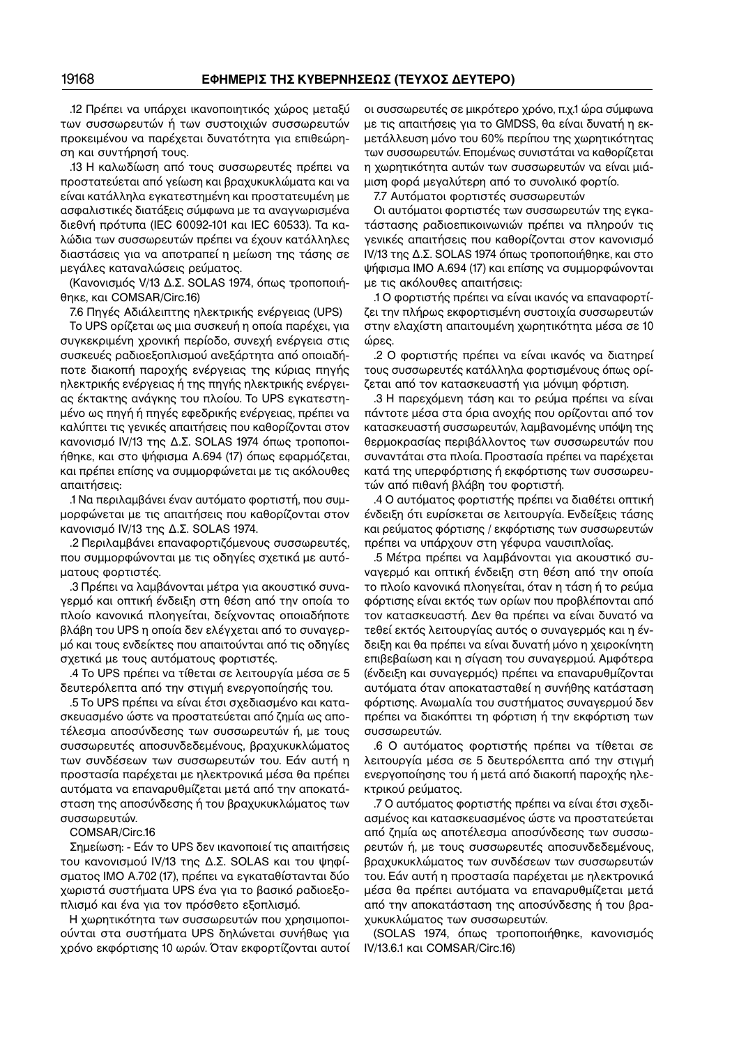.12 Πρέπει να υπάρχει ικανοποιητικός χώρος μεταξύ των συσσωρευτών ή των συστοιχιών συσσωρευτών προκειμένου να παρέχεται δυνατότητα για επιθεώρηση και συντήρησή τους.

.13 Η καλωδίωση από τους συσσωρευτές πρέπει να προστατεύεται από γείωση και βραχυκυκλώματα και να είναι κατάλληλα εγκατεστημένη και προστατευμένη με ασφαλιστικές διατάξεις σύμφωνα με τα αναγνωρισμένα διεθνή πρότυπα (IEC 60092-101 και IEC 60533). Τα καλώδια των συσσωρευτών πρέπει να έχουν κατάλληλες διαστάσεις για να αποτραπεί η μείωση της τάσης σε μεγάλες καταναλώσεις ρεύματος.

(Κανονισμός V/13 Δ.Σ. SOLAS 1974, όπως τροποποιήθηκε, και COMSAR/Circ.16)

7.6 Πηγές Αδιάλειπτης ηλεκτρικής ενέργειας (UPS)

Το UPS ορίζεται ως μια συσκευή η οποία παρέχει, για συγκεκριμένη χρονική περίοδο, συνεχή ενέργεια στις συσκευές ραδιοεξοπλισμού ανεξάρτητα από οποιαδήποτε διακοπή παροχής ενέργειας της κύριας πηγής ηλεκτρικής ενέργειας ή της πηγής ηλεκτρικής ενέργειας έκτακτης ανάγκης του πλοίου. Το UPS εγκατεστημένο ως πηγή ή πηγές εφεδρικής ενέργειας, πρέπει να καλύπτει τις γενικές απαιτήσεις που καθορίζονται στον κανονισμό IV/13 της Δ.Σ. SOLAS 1974 όπως τροποποιήθηκε, και στο ψήφισμα A.694 (17) όπως εφαρμόζεται, και πρέπει επίσης να συμμορφώνεται με τις ακόλουθες απαιτήσεις:

.1 Να περιλαμβάνει έναν αυτόματο φορτιστή, που συμμορφώνεται με τις απαιτήσεις που καθορίζονται στον κανονισμό IV/13 της Δ.Σ. SOLAS 1974.

.2 Περιλαμβάνει επαναφορτιζόμενους συσσωρευτές, που συμμορφώνονται με τις οδηγίες σχετικά με αυτόματους φορτιστές.

.3 Πρέπει να λαμβάνονται μέτρα για ακουστικό συναγερμό και οπτική ένδειξη στη θέση από την οποία το πλοίο κανονικά πλοηγείται, δείχνοντας οποιαδήποτε βλάβη του UPS η οποία δεν ελέγχεται από το συναγερμό και τους ενδείκτες που απαιτούνται από τις οδηγίες σχετικά με τους αυτόματους φορτιστές.

.4 Το UPS πρέπει να τίθεται σε λειτουργία μέσα σε 5 δευτερόλεπτα από την στιγμή ενεργοποίησής του.

.5 Το UPS πρέπει να είναι έτσι σχεδιασμένο και κατασκευασμένο ώστε να προστατεύεται από ζημία ως αποτέλεσμα αποσύνδεσης των συσσωρευτών ή, με τους συσσωρευτές αποσυνδεδεμένους, βραχυκυκλώματος των συνδέσεων των συσσωρευτών του. Εάν αυτή η προστασία παρέχεται με ηλεκτρονικά μέσα θα πρέπει αυτόματα να επαναρυθμίζεται μετά από την αποκατάσταση της αποσύνδεσης ή του βραχυκυκλώματος των συσσωρευτών.

COMSAR/Circ.16

Σημείωση: - Εάν το UPS δεν ικανοποιεί τις απαιτήσεις του κανονισμού IV/13 της Δ.Σ. SOLAS και του ψηφίσματος IMO A.702 (17), πρέπει να εγκαταθίστανται δύο χωριστά συστήματα UPS ένα για το βασικό ραδιοεξοπλισμό και ένα για τον πρόσθετο εξοπλισμό.

Η χωρητικότητα των συσσωρευτών που χρησιμοποιούνται στα συστήματα UPS δηλώνεται συνήθως για χρόνο εκφόρτισης 10 ωρών. Όταν εκφορτίζονται αυτοί οι συσσωρευτές σε μικρότερο χρόνο, π.χ.1 ώρα σύμφωνα με τις απαιτήσεις για το GMDSS, θα είναι δυνατή η εκμετάλλευση μόνο του 60% περίπου της χωρητικότητας των συσσωρευτών. Επομένως συνιστάται να καθορίζεται η χωρητικότητα αυτών των συσσωρευτών να είναι μιάμιση φορά μεγαλύτερη από το συνολικό φορτίο.

7.7 Αυτόματοι φορτιστές συσσωρευτών

Οι αυτόματοι φορτιστές των συσσωρευτών της εγκατάστασης ραδιοεπικοινωνιών πρέπει να πληρούν τις γενικές απαιτήσεις που καθορίζονται στον κανονισμό IV/13 της Δ.Σ. SOLAS 1974 όπως τροποποιήθηκε, και στο ψήφισμα IMO A.694 (17) και επίσης να συμμορφώνονται με τις ακόλουθες απαιτήσεις:

.1 Ο φορτιστής πρέπει να είναι ικανός να επαναφορτίζει την πλήρως εκφορτισμένη συστοιχία συσσωρευτών στην ελαχίστη απαιτουμένη χωρητικότητα μέσα σε 10 ώρες.

.2 Ο φορτιστής πρέπει να είναι ικανός να διατηρεί τους συσσωρευτές κατάλληλα φορτισμένους όπως ορίζεται από τον κατασκευαστή για μόνιμη φόρτιση.

.3 Η παρεχόμενη τάση και το ρεύμα πρέπει να είναι πάντοτε μέσα στα όρια ανοχής που ορίζονται από τον κατασκευαστή συσσωρευτών, λαμβανομένης υπόψη της θερμοκρασίας περιβάλλοντος των συσσωρευτών που συναντάται στα πλοία. Προστασία πρέπει να παρέχεται κατά της υπερφόρτισης ή εκφόρτισης των συσσωρευτών από πιθανή βλάβη του φορτιστή.

.4 Ο αυτόματος φορτιστής πρέπει να διαθέτει οπτική ένδειξη ότι ευρίσκεται σε λειτουργία. Ενδείξεις τάσης και ρεύματος φόρτισης / εκφόρτισης των συσσωρευτών πρέπει να υπάρχουν στη γέφυρα ναυσιπλοΐας.

.5 Μέτρα πρέπει να λαμβάνονται για ακουστικό συναγερμό και οπτική ένδειξη στη θέση από την οποία το πλοίο κανονικά πλοηγείται, όταν η τάση ή το ρεύμα φόρτισης είναι εκτός των ορίων που προβλέπονται από τον κατασκευαστή. Δεν θα πρέπει να είναι δυνατό να τεθεί εκτός λειτουργίας αυτός ο συναγερμός και η ένδειξη και θα πρέπει να είναι δυνατή μόνο η χειροκίνητη επιβεβαίωση και η σίγαση του συναγερμού. Αμφότερα (ένδειξη και συναγερμός) πρέπει να επαναρυθμίζονται αυτόματα όταν αποκατασταθεί η συνήθης κατάσταση φόρτισης. Ανωμαλία του συστήματος συναγερμού δεν πρέπει να διακόπτει τη φόρτιση ή την εκφόρτιση των συσσωρευτών.

.6 Ο αυτόματος φορτιστής πρέπει να τίθεται σε λειτουργία μέσα σε 5 δευτερόλεπτα από την στιγμή ενεργοποίησής του ή μετά από διακοπή παροχής ηλεκτρικού ρεύματος.

.7 Ο αυτόματος φορτιστής πρέπει να είναι έτσι σχεδιασμένος και κατασκευασμένος ώστε να προστατεύεται από ζημία ως αποτέλεσμα αποσύνδεσης των συσσωρευτών ή, με τους συσσωρευτές αποσυνδεδεμένους, βραχυκυκλώματος των συνδέσεων των συσσωρευτών του. Εάν αυτή η προστασία παρέχεται με ηλεκτρονικά μέσα θα πρέπει αυτόματα να επαναρυθμίζεται μετά από την αποκατάσταση της αποσύνδεσης ή του βραχυκυκλώματος των συσσωρευτών.

(SOLAS 1974, όπως τροποποιήθηκε, κανονισμός IV/13.6.1 και COMSAR/Circ.16)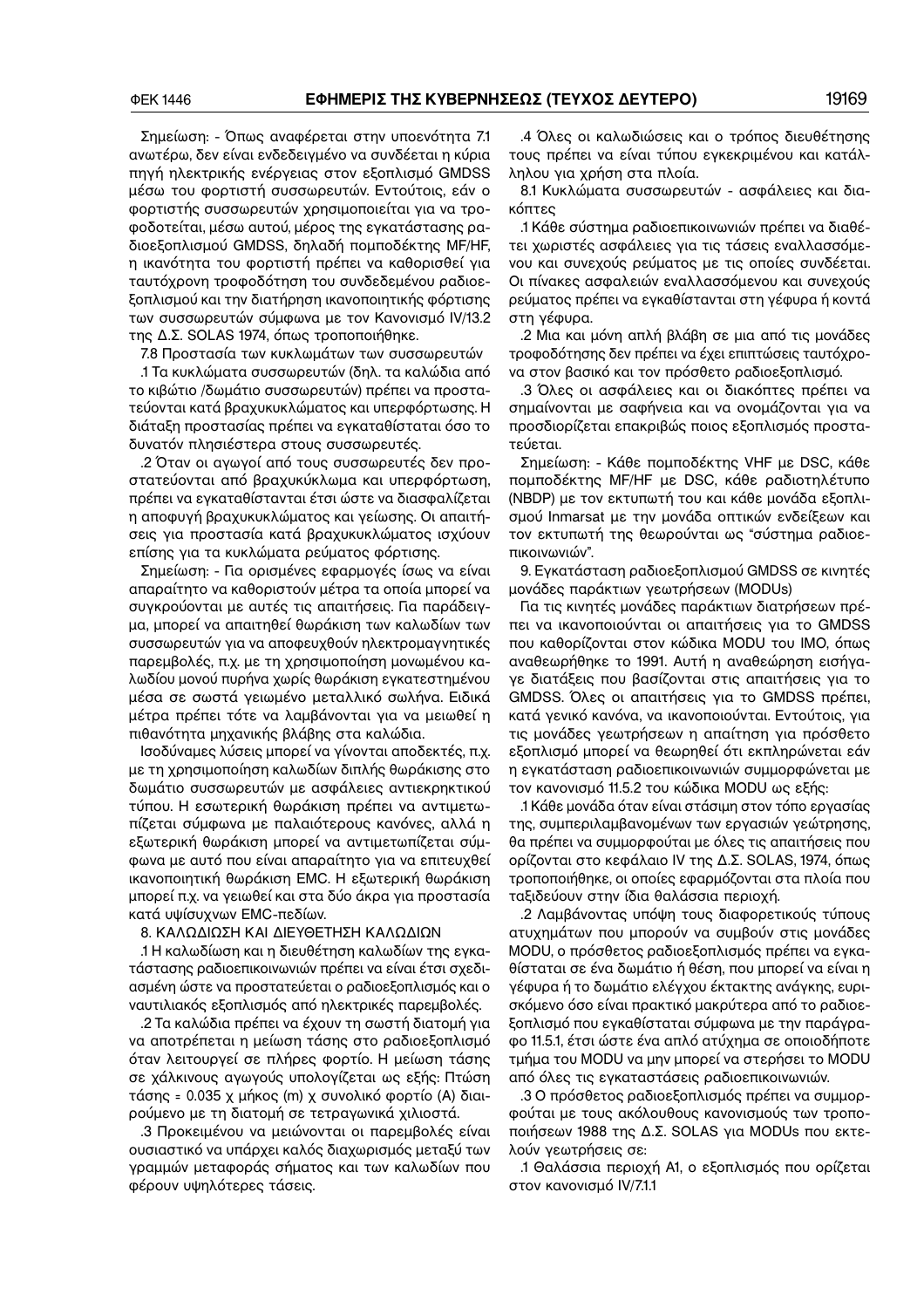Σημείωση: - Όπως αναφέρεται στην υποενότητα 7.1 ανωτέρω, δεν είναι ενδεδειγμένο να συνδέεται η κύρια πηγή ηλεκτρικής ενέργειας στον εξοπλισμό GMDSS μέσω του φορτιστή συσσωρευτών. Εντούτοις, εάν ο φορτιστής συσσωρευτών χρησιμοποιείται για να τροφοδοτείται, μέσω αυτού, μέρος της εγκατάστασης ραδιοεξοπλισμού GMDSS, δηλαδή πομποδέκτης MF/HF, η ικανότητα του φορτιστή πρέπει να καθορισθεί για ταυτόχρονη τροφοδότηση του συνδεδεμένου ραδιοεξοπλισμού και την διατήρηση ικανοποιητικής φόρτισης των συσσωρευτών σύμφωνα με τον Κανονισμό IV/13.2 της Δ.Σ. SOLAS 1974, όπως τροποποιήθηκε.

7.8 Προστασία των κυκλωμάτων των συσσωρευτών

.1 Τα κυκλώματα συσσωρευτών (δηλ. τα καλώδια από το κιβώτιο /δωμάτιο συσσωρευτών) πρέπει να προστατεύονται κατά βραχυκυκλώματος και υπερφόρτωσης. Η διάταξη προστασίας πρέπει να εγκαταθίσταται όσο το δυνατόν πλησιέστερα στους συσσωρευτές.

.2 Όταν οι αγωγοί από τους συσσωρευτές δεν προστατεύονται από βραχυκύκλωμα και υπερφόρτωση, πρέπει να εγκαταθίστανται έτσι ώστε να διασφαλίζεται η αποφυγή βραχυκυκλώματος και γείωσης. Οι απαιτήσεις για προστασία κατά βραχυκυκλώματος ισχύουν επίσης για τα κυκλώματα ρεύματος φόρτισης.

Σημείωση: - Για ορισμένες εφαρμογές ίσως να είναι απαραίτητο να καθοριστούν μέτρα τα οποία μπορεί να συγκρούονται με αυτές τις απαιτήσεις. Πα παράδειγμα, μπορεί να απαιτηθεί θωράκιση των καλωδίων των συσσωρευτών για να αποφευχθούν ηλεκτρομαγνητικές παρεμβολές, π.χ. με τη χρησιμοποίηση μονωμένου καλωδίου μονού πυρήνα χωρίς θωράκιση εγκατεστημένου μέσα σε σωστά γειωμένο μεταλλικό σωλήνα. Ειδικά μέτρα πρέπει τότε να λαμβάνονται για να μειωθεί η πιθανότητα μηχανικής βλάβης στα καλώδια.

Ισοδύναμες λύσεις μπορεί να γίνονται αποδεκτές, π.χ. με τη χρησιμοποίηση καλωδίων διπλής θωράκισης στο δωμάτιο συσσωρευτών με ασφάλειες αντιεκρηκτικού τύπου. Η εσωτερική θωράκιση πρέπει να αντιμετωπίζεται σύμφωνα με παλαιότερους κανόνες, αλλά η εξωτερική θωράκιση μπορεί να αντιμετωπίζεται σύμφωνα με αυτό που είναι απαραίτητο για να επιτευχθεί ικανοποιητική θωράκιση EMC. Η εξωτερική θωράκιση μπορεί π.χ. να γειωθεί και στα δύο άκρα για προστασία κατά υψίσυχνων EMC-πεδίων.

8. ΚΑΛΩΔΙΩΣΗ ΚΑΙ ΔΙΕΥΘΕΤΗΣΗ ΚΑΛΩΔΙΩΝ

.1 Η καλωδίωση και η διευθέτηση καλωδίων της εγκατάστασης ραδιοεπικοινωνιών πρέπει να είναι έτσι σχεδιασμένη ώστε να προστατεύεται ο ραδιοεξοπλισμός και ο ναυτιλιακός εξοπλισμός από ηλεκτρικές παρεμβολές.

.2 Τα καλώδια πρέπει να έχουν τη σωστή διατομή για να αποτρέπεται η μείωση τάσης στο ραδιοεξοπλισμό όταν λειτουργεί σε πλήρες φορτίο. Η μείωση τάσης σε χάλκινους αγωγούς υπολογίζεται ως εξής: Πτώση τάσης = 0.035 χ μήκος (m) χ συνολικό φορτίο (A) διαιρούμενο με τη διατομή σε τετραγωνικά χιλιοστά.

.3 Προκειμένου να μειώνονται οι παρεμβολές είναι ουσιαστικό να υπάρχει καλός διαχωρισμός μεταξύ των γραμμών μεταφοράς σήματος και των καλωδίων που φέρουν υψηλότερες τάσεις.

.4 Όλες οι καλωδιώσεις και ο τρόπος διευθέτησης τους πρέπει να είναι τύπου εγκεκριμένου και κατάλληλου για χρήση στα πλοία.

8.1 Κυκλώματα συσσωρευτών - ασφάλειες και διακόπτες

.1 Κάθε σύστημα ραδιοεπικοινωνιών πρέπει να διαθέτει χωριστές ασφάλειες για τις τάσεις εναλλασσόμενου και συνεχούς ρεύματος με τις οποίες συνδέεται. Οι πίνακες ασφαλειών εναλλασσόμενου και συνεχούς ρεύματος πρέπει να εγκαθίστανται στη γέφυρα ή κοντά στη γέφυρα.

.2 Μια και μόνη απλή βλάβη σε μια από τις μονάδες τροφοδότησης δεν πρέπει να έχει επιπτώσεις ταυτόχρονα στον βασικό και τον πρόσθετο ραδιοεξοπλισμό.

.3 Όλες οι ασφάλειες και οι διακόπτες πρέπει να σημαίνονται με σαφήνεια και να ονομάζονται για να προσδιορίζεται επακριβώς ποιος εξοπλισμός προστατεύεται.

Σημείωση: - Κάθε πομποδέκτης VHF με DSC, κάθε πομποδέκτης MF/HF με DSC, κάθε ραδιοτηλέτυπο (NBDP) με τον εκτυπωτή του και κάθε μονάδα εξοπλισμού Inmarsat με την μονάδα οπτικών ενδείξεων και τον εκτυπωτή της θεωρούνται ως "σύστημα ραδιοεπικοινωνιών".

9. Εγκατάσταση ραδιοεξοπλισμού GMDSS σε κινητές μονάδες παράκτιων γεωτρήσεων (MODUs)

Για τις κινητές μονάδες παράκτιων διατρήσεων πρέπει να ικανοποιούνται οι απαιτήσεις για το GMDSS που καθορίζονται στον κώδικα MODU του IMO, όπως αναθεωρήθηκε το 1991. Αυτή η αναθεώρηση εισήγαγε διατάξεις που βασίζονται στις απαιτήσεις για το GMDSS. Όλες οι απαιτήσεις για το GMDSS πρέπει, κατά γενικό κανόνα, να ικανοποιούνται. Εντούτοις, για τις μονάδες γεωτρήσεων η απαίτηση για πρόσθετο εξοπλισμό μπορεί να θεωρηθεί ότι εκπληρώνεται εάν η εγκατάσταση ραδιοεπικοινωνιών συμμορφώνεται με τον κανονισμό 11.5.2 του κώδικα MODU ως εξής:

.1 Κάθε μονάδα όταν είναι στάσιμη στον τόπο εργασίας της, συμπεριλαμβανομένων των εργασιών γεώτρησης, θα πρέπει να συμμορφούται με όλες τις απαιτήσεις που ορίζονται στο κεφάλαιο IV της Δ.Σ. SOLAS, 1974, όπως τροποποιήθηκε, οι οποίες εφαρμόζονται στα πλοία που ταξιδεύουν στην ίδια θαλάσσια περιοχή.

.2 Λαμβάνοντας υπόψη τους διαφορετικούς τύπους ατυχημάτων που μπορούν να συμβούν στις μονάδες MODU, ο πρόσθετος ραδιοεξοπλισμός πρέπει να εγκαθίσταται σε ένα δωμάτιο ή θέση, που μπορεί να είναι η γέφυρα ή το δωμάτιο ελέγχου έκτακτης ανάγκης, ευρισκόμενο όσο είναι πρακτικό μακρύτερα από το ραδιοεξοπλισμό που εγκαθίσταται σύμφωνα με την παράγραφο 11.5.1, έτσι ώστε ένα απλό ατύχημα σε οποιοδήποτε τμήμα του MODU να μην μπορεί να στερήσει το MODU από όλες τις εγκαταστάσεις ραδιοεπικοινωνιών.

.3 Ο πρόσθετος ραδιοεξοπλισμός πρέπει να συμμορφούται με τους ακόλουθους κανονισμούς των τροποποιήσεων 1988 της Δ.Σ. SOLAS για MODUs που εκτελούν γεωτρήσεις σε:

.1 Θαλάσσια περιοχή A1, ο εξοπλισμός που ορίζεται στον κανονισμό IV/7.1.1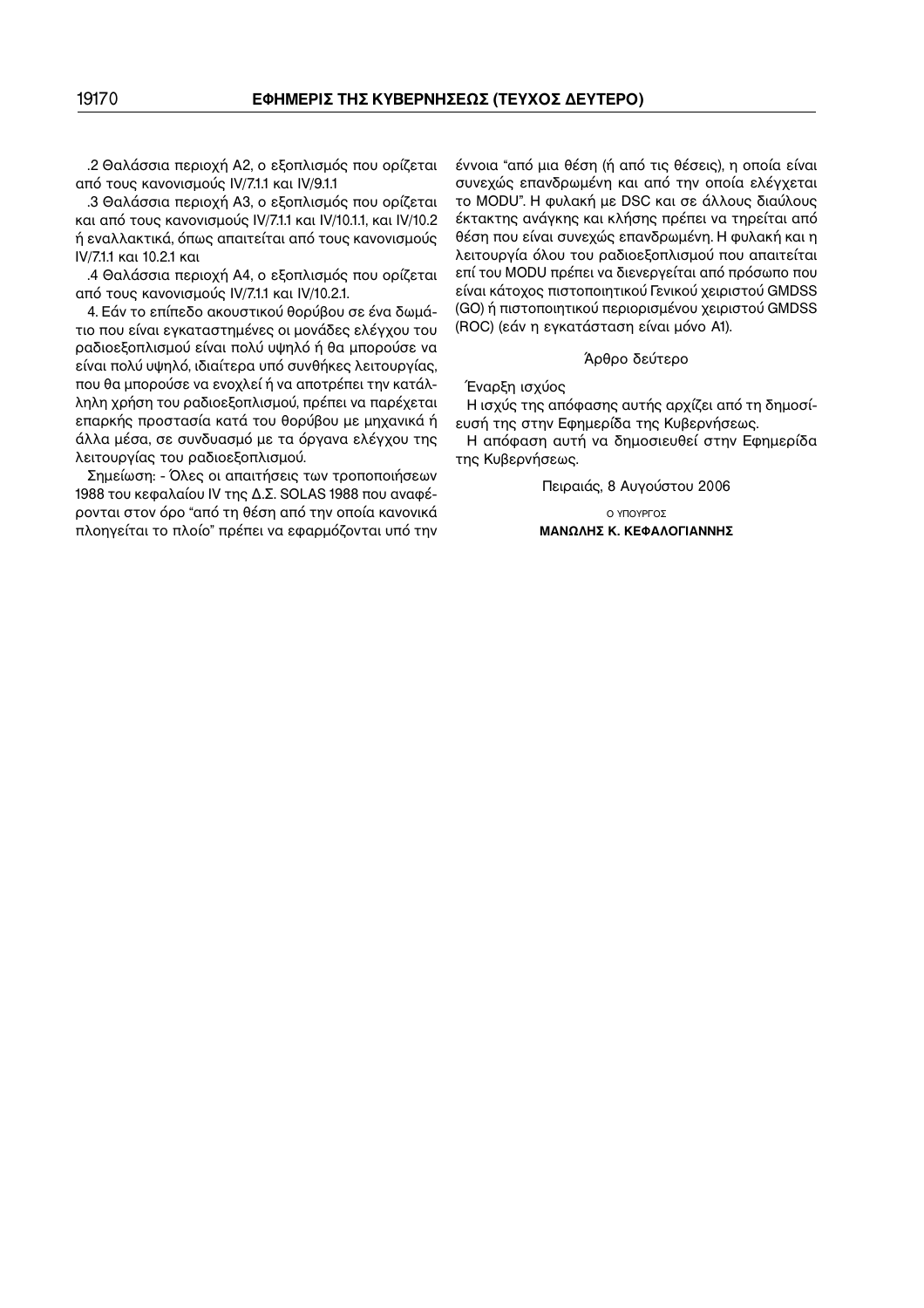.2 Θαλάσσια περιοχή Α2, ο εξοπλισμός που ορίζεται από τους κανονισμούς IV/7.1.1 και IV/9.1.1

.3 Θαλάσσια περιοχή Α3, ο εξοπλισμός που ορίζεται και από τους κανονισμούς IV/7.1.1 και IV/10.1.1, και IV/10.2 ή εναλλακτικά, όπως απαιτείται από τους κανονισμούς IV/7.1.1 και 10.2.1 και

.4 Θαλάσσια περιοχή Α4, ο εξοπλισμός που ορίζεται από τους κανονισμούς IV/7.1.1 και IV/10.2.1.

4. Εάν το επίπεδο ακουστικού θορύβου σε ένα δωμάτιο που είναι εγκαταστημένες οι μονάδες ελέγχου του ραδιοεξοπλισμού είναι πολύ υψηλό ή θα μπορούσε να είναι πολύ υψηλό, ιδιαίτερα υπό συνθήκες λειτουργίας, που θα μπορούσε να ενοχλεί ή να αποτρέπει την κατάλληλη χρήση του ραδιοεξοπλισμού, πρέπει να παρέχεται επαρκής προστασία κατά του θορύβου με μηχανικά ή άλλα μέσα, σε συνδυασμό με τα όργανα ελέγχου της λειτουργίας του ραδιοεξοπλισμού.

Σημείωση: - Όλες οι απαιτήσεις των τροποποιήσεων 1988 του κεφαλαίου IV της Δ.Σ. SOLAS 1988 που αναφέρονται στον όρο "από τη θέση από την οποία κανονικά πλοηγείται το πλοίο" πρέπει να εφαρμόζονται υπό την έννοια "από μια θέση (ή από τις θέσεις), η οποία είναι συνεχώς επανδρωμένη και από την οποία ελέγχεται το MODU". Η φυλακή με DSC και σε άλλους διαύλους έκτακτης ανάγκης και κλήσης πρέπει να τηρείται από θέση που είναι συνεχώς επανδρωμένη. Η φυλακή και η λειτουργία όλου του ραδιοεξοπλισμού που απαιτείται επί του MODU πρέπει να διενεργείται από πρόσωπο που είναι κάτοχος πιστοποιητικού Γενικού χειριστού GMDSS (GO) ή πιστοποιητικού περιορισμένου χειριστού GMDSS (ROC) (εάν η εγκατάσταση είναι μόνο Α1).

## Άρθρο δεύτερο

Έναρξη ισχύος

Η ισχύς της απόφασης αυτής αρχίζει από τη δημοσίευσή της στην Εφημερίδα της Κυβερνήσεως.

Η απόφαση αυτή να δημοσιευθεί στην Εφημερίδα της Κυβερνήσεως.

Πειραιάς, 8 Αυγούστου 2006

Ο ΥΠΟΥΡΓΟΣ

**ΜΑΝΩΛΗΣ Κ. ΚΕΦΑΛΟΓΙΑΝΝΗΣ**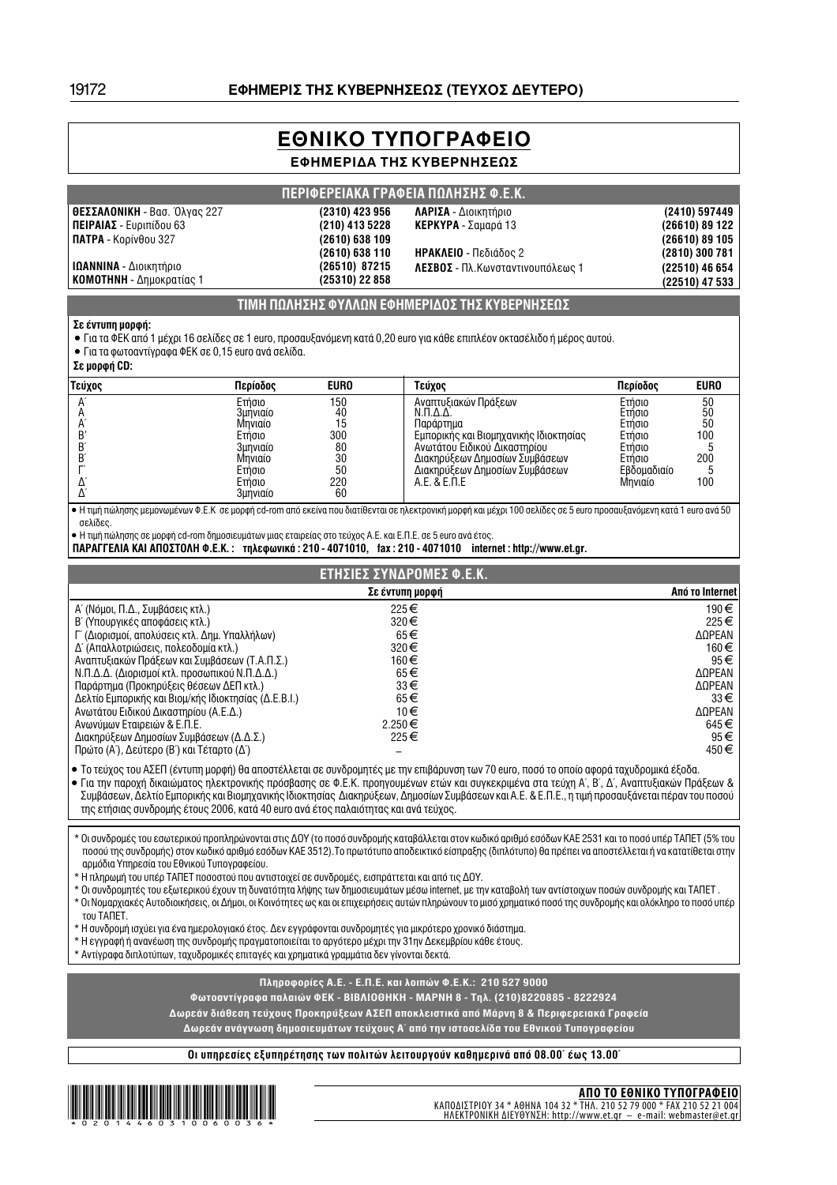# ΕΘΝΙΚΟ ΤΥΠΟΓΡΑΦΕΙΟ

**ΕΦΗΜΕΡΙΔΑ ΤΗΣ ΚΥΒΕΡΝΗΣΕΩΣ**

## ΠΕΡΙΦΕΡΕΙΑΚΑ ΓΡΑΦΕΙΑ ΠΩΛΗΣΗΣ Φ.Ε.Κ.

| | | | |
|---|---|---|---|
| **ΘΕΣΣΑΛΟΝΙΚΗ** - Βασ. Όλγας 227 | (2310) 423 956 | **ΛΑΡΙΣΑ** - Διοικητήριο | (2410) 597449 |
| **ΠΕΙΡΑΙΑΣ** - Ευριπίδου 63 | (210) 413 5228 | **ΚΕΡΚΥΡΑ** - Σαμαρά 13 | (26610) 89 122 |
| **ΠΑΤΡΑ** - Κορίνθου 327 | (2610) 638 109 | | (26610) 89 105 |
| | (2610) 638 110 | **ΗΡΑΚΛΕΙΟ** - Πεδιάδος 2 | (2810) 300 781 |
| **ΙΩΑΝΝΙΝΑ** - Διοικητήριο | (26510) 87215 | **ΛΕΣΒΟΣ** - Πλ.Κωνσταντινουπόλεως 1 | (22510) 46 654 |
| **ΚΟΜΟΤΗΝΗ** - Δημοκρατίας 1 | (25310) 22 858 | | (22510) 47 533 |

## ΤΙΜΗ ΠΩΛΗΣΗΣ ΦΥΛΛΩΝ ΕΦΗΜΕΡΙΔΟΣ ΤΗΣ ΚΥΒΕΡΝΗΣΕΩΣ

**Σε έντυπη μορφή:**

- Για τα ΦΕΚ από 1 μέχρι 16 σελίδες σε 1 euro, προσαυξανόμενη κατά 0,20 euro για κάθε επιπλέον οκτασέλιδο ή μέρος αυτού.
- Για τα φωτοαντίγραφα ΦΕΚ σε 0,15 euro ανά σελίδα.

**Σε μορφή CD:**

| Τεύχος | Περίοδος | EURO | Τεύχος | Περίοδος | EURO |
|---|---|---|---|---|---|
| Α΄ | Ετήσιο | 150 | Αναπτυξιακών Πράξεων | Ετήσιο | 50 |
| Α΄ | 3μηνιαίο | 40 | Ν.Π.Δ.Δ. | Ετήσιο | 50 |
| Α΄ | Μηνιαίο | 15 | Παράρτημα | Ετήσιο | 50 |
| Β΄ | Ετήσιο | 300 | Εμπορικής και Βιομηχανικής Ιδιοκτησίας | Ετήσιο | 100 |
| Β΄ | 3μηνιαίο | 80 | Ανωτάτου Ειδικού Δικαστηρίου | Ετήσιο | 5 |
| Β΄ | Μηνιαίο | 30 | Διακηρύξεων Δημοσίων Συμβάσεων | Ετήσιο | 200 |
| Γ΄ | Ετήσιο | 50 | Διακηρύξεων Δημοσίων Συμβάσεων | Εβδομαδιαίο | 5 |
| Δ΄ | Ετήσιο | 220 | Α.Ε. & Ε.Π.Ε | Μηνιαίο | 100 |
| Δ΄ | 3μηνιαίο | 60 | | | |

- Η τιμή πώλησης μεμονωμένων Φ.Ε.Κ σε μορφή cd-rom από εκείνα που διατίθενται σε ηλεκτρονική μορφή και μέχρι 100 σελίδες σε 5 euro προσαυξανόμενη κατά 1 euro ανά 50 σελίδες.
- Η τιμή πώλησης σε μορφή cd-rom δημοσιευμάτων μιας εταιρείας στο τεύχος Α.Ε. και Ε.Π.Ε. σε 5 euro ανά έτος.

**ΠΑΡΑΓΓΕΛΙΑ ΚΑΙ ΑΠΟΣΤΟΛΗ Φ.Ε.Κ.: τηλεφωνικά : 210 - 4071010, fax : 210 - 4071010 internet : http://www.et.gr.**

## ΕΤΗΣΙΕΣ ΣΥΝΔΡΟΜΕΣ Φ.Ε.Κ.

| | Σε έντυπη μορφή | Από το Internet |
|---|---|---|
| Α΄ (Νόμοι, Π.Δ., Συμβάσεις κτλ.) | 225 € | 190 € |
| Β΄ (Υπουργικές αποφάσεις κτλ.) | 320 € | 225 € |
| Γ΄ (Διορισμοί, απολύσεις κτλ. Δημ. Υπαλλήλων) | 65 € | ΔΩΡΕΑΝ |
| Δ΄ (Απαλλοτριώσεις, πολεοδομία κτλ.) | 320 € | 160 € |
| Αναπτυξιακών Πράξεων και Συμβάσεων (Τ.Α.Π.Σ.) | 160 € | 95 € |
| Ν.Π.Δ.Δ. (Διορισμοί κτλ. προσωπικού Ν.Π.Δ.Δ.) | 65 € | ΔΩΡΕΑΝ |
| Παράρτημα (Προκηρύξεις θέσεων ΔΕΠ κτλ.) | 33 € | ΔΩΡΕΑΝ |
| Δελτίο Εμπορικής και Βιομ/κής Ιδιοκτησίας (Δ.Ε.Β.Ι.) | 65 € | 33 € |
| Ανωτάτου Ειδικού Δικαστηρίου (Α.Ε.Δ.) | 10 € | ΔΩΡΕΑΝ |
| Ανωνύμων Εταιρειών & Ε.Π.Ε. | 2.250 € | 645 € |
| Διακηρύξεων Δημοσίων Συμβάσεων (Δ.Δ.Σ.) | 225 € | 95 € |
| Πρώτο (Α΄), Δεύτερο (Β΄) και Τέταρτο (Δ΄) | – | 450 € |

- Το τεύχος του ΑΣΕΠ (έντυπη μορφή) θα αποστέλλεται σε συνδρομητές με την επιβάρυνση των 70 euro, ποσό το οποίο αφορά ταχυδρομικά έξοδα.
- Για την παροχή δικαιώματος ηλεκτρονικής πρόσβασης σε Φ.Ε.Κ. προηγουμένων ετών και συγκεκριμένα στα τεύχη Α΄, Β΄, Δ΄, Αναπτυξιακών Πράξεων & Συμβάσεων, Δελτίο Εμπορικής και Βιομηχανικής Ιδιοκτησίας Διακηρύξεων, Δημοσίων Συμβάσεων και Α.Ε. & Ε.Π.Ε., η τιμή προσαυξάνεται πέραν του ποσού της ετήσιας συνδρομής έτους 2006, κατά 40 euro ανά έτος παλαιότητας και ανά τεύχος.

* Οι συνδρομές του εσωτερικού προπληρώνονται στις ΔΟΥ (το ποσό συνδρομής καταβάλλεται στον κωδικό αριθμό εσόδων ΚΑΕ 2531 και το ποσό υπέρ ΤΑΠΕΤ (5% του ποσού της συνδρομής) στον κωδικό αριθμό εσόδων ΚΑΕ 3512).Το πρωτότυπο αποδεικτικό είσπραξης (διπλότυπο) θα πρέπει να αποστέλλεται ή να κατατίθεται στην αρμόδια Υπηρεσία του Εθνικού Τυπογραφείου.
* Η πληρωμή του υπέρ ΤΑΠΕΤ ποσοστού που αντιστοιχεί σε συνδρομές, εισπράττεται και από τις ΔΟΥ.
* Οι συνδρομητές του εξωτερικού έχουν τη δυνατότητα λήψης των δημοσιευμάτων μέσω internet, με την καταβολή των αντίστοιχων ποσών συνδρομής και ΤΑΠΕΤ .
* Οι Νομαρχιακές Αυτοδιοικήσεις, οι Δήμοι, οι Κοινότητες ως και οι επιχειρήσεις αυτών πληρώνουν το μισό χρηματικό ποσό της συνδρομής και ολόκληρο το ποσό υπέρ του ΤΑΠΕΤ.
* Η συνδρομή ισχύει για ένα ημερολογιακό έτος. Δεν εγγράφονται συνδρομητές για μικρότερο χρονικό διάστημα.
* Η εγγραφή ή ανανέωση της συνδρομής πραγματοποιείται το αργότερο μέχρι την 31ην Δεκεμβρίου κάθε έτους.
* Αντίγραφα διπλοτύπων, ταχυδρομικές επιταγές και χρηματικά γραμμάτια δεν γίνονται δεκτά.

**Πληροφορίες Α.Ε. - Ε.Π.Ε. και λοιπών Φ.Ε.Κ.: 210 527 9000**

**Φωτοαντίγραφα παλαιών ΦΕΚ - ΒΙΒΛΙΟΘΗΚΗ - ΜΑΡΝΗ 8 - Τηλ. (210)8220885 - 8222924**

**Δωρεάν διάθεση τεύχους Προκηρύξεων ΑΣΕΠ αποκλειστικά από Μάρνη 8 & Περιφερειακά Γραφεία**

**Δωρεάν ανάγνωση δημοσιευμάτων τεύχους Α΄ από την ιστοσελίδα του Εθνικού Τυπογραφείου**

**Οι υπηρεσίες εξυπηρέτησης των πολιτών λειτουργούν καθημερινά από 08.00΄ έως 13.00΄**

*02014460310060036*

**ΑΠΟ ΤΟ ΕΘΝΙΚΟ ΤΥΠΟΓΡΑΦΕΙΟ**

ΚΑΠΟΔΙΣΤΡΙΟΥ 34 * ΑΘΗΝΑ 104 32 * ΤΗΛ. 210 52 79 000 * FAX 210 52 21 004
ΗΛΕΚΤΡΟΝΙΚΗ ΔΙΕΥΘΥΝΣΗ: http://www.et.gr – e-mail: webmaster@et.gr